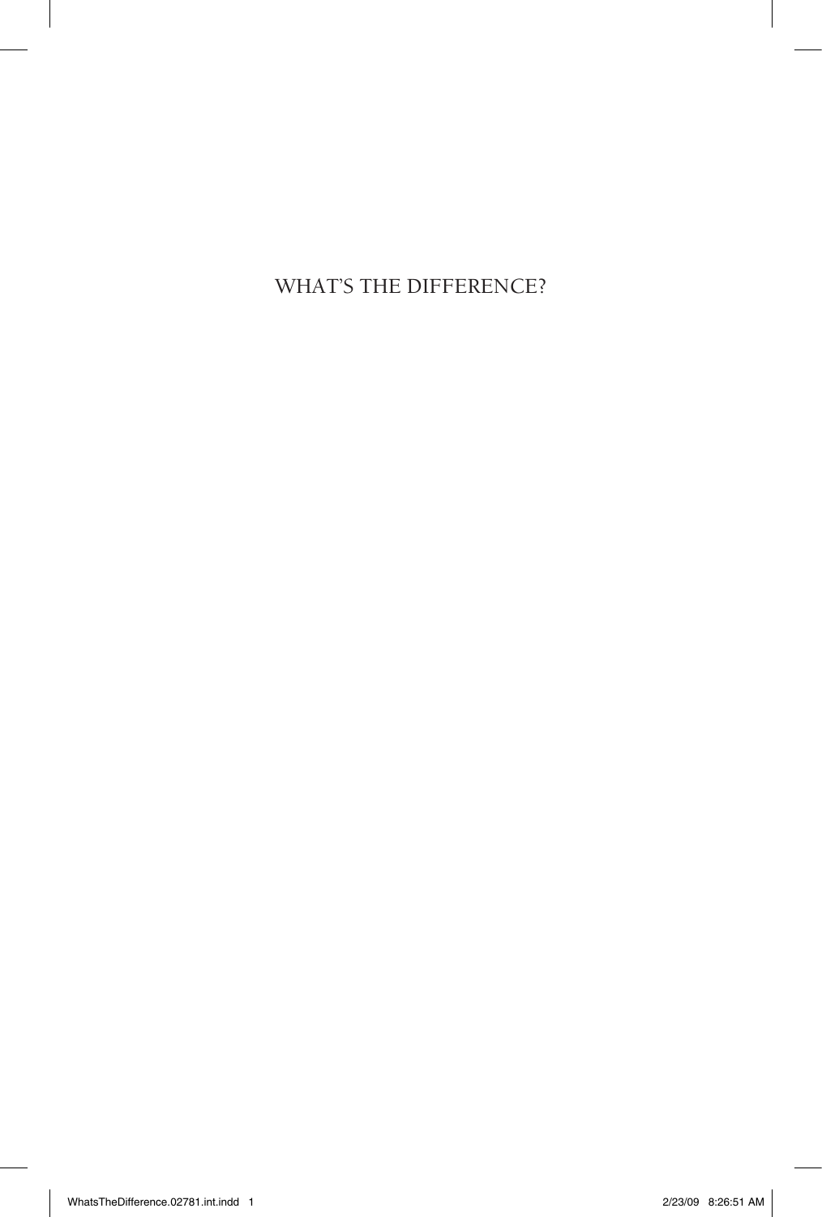# WHAT'S THE DIFFERENCE?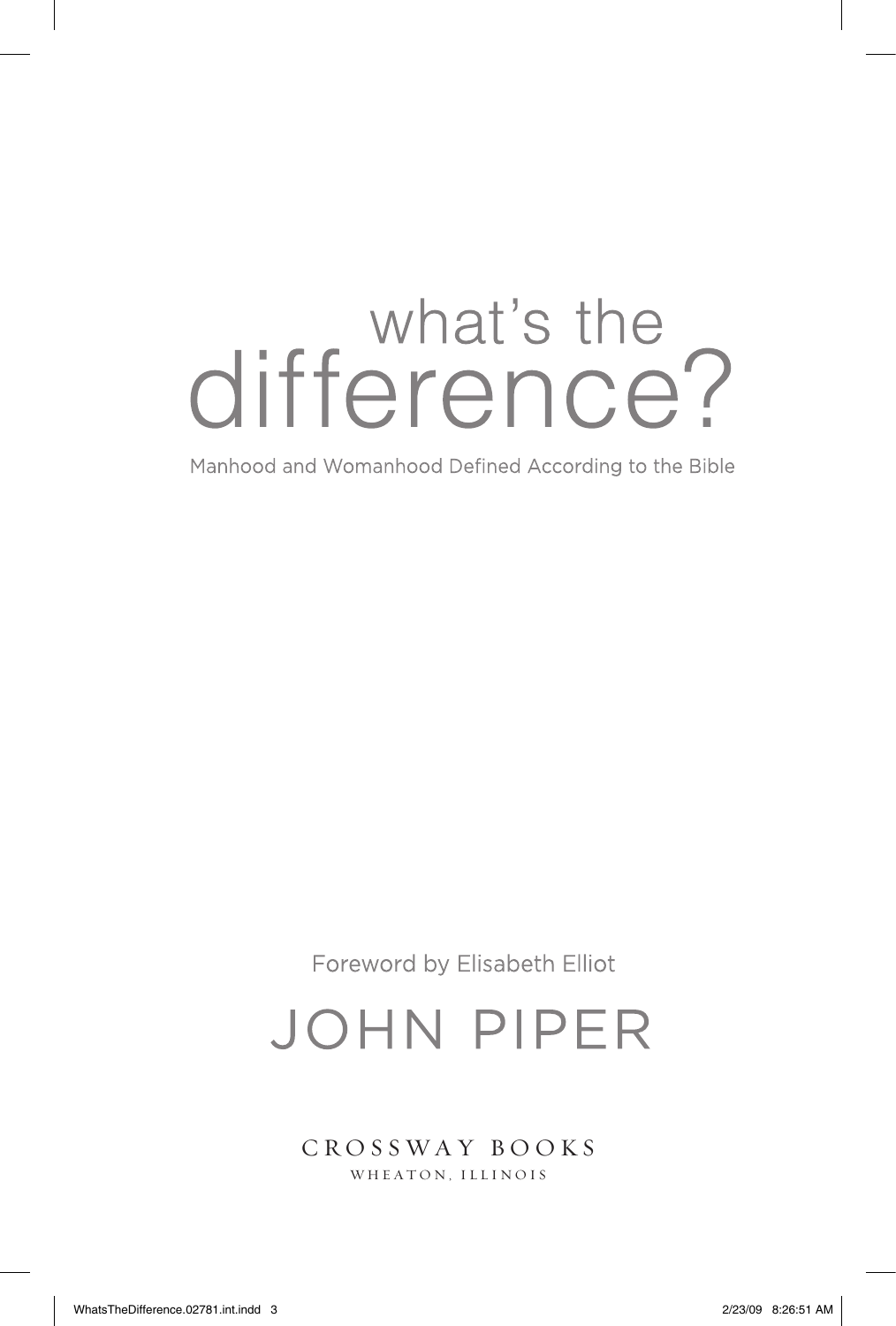# what's the difference?

Manhood and Womanhood Defined According to the Bible

Foreword by Elisabeth Elliot

JOHN PIPER

CROSSWAY BOOKS

WHEATON, ILLINOIS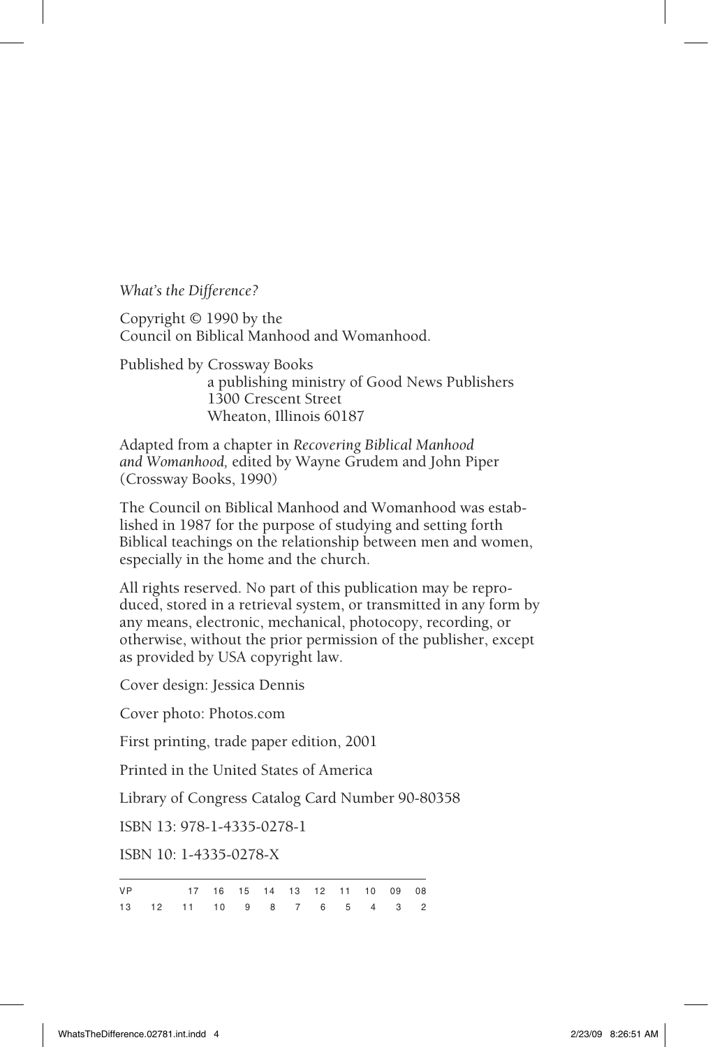*What's the Difference?*

Copyright © 1990 by the
Council on Biblical Manhood and Womanhood.

Published by Crossway Books
a publishing ministry of Good News Publishers
1300 Crescent Street
Wheaton, Illinois 60187

Adapted from a chapter in *Recovering Biblical Manhood and Womanhood,* edited by Wayne Grudem and John Piper (Crossway Books, 1990)

The Council on Biblical Manhood and Womanhood was established in 1987 for the purpose of studying and setting forth Biblical teachings on the relationship between men and women, especially in the home and the church.

All rights reserved. No part of this publication may be reproduced, stored in a retrieval system, or transmitted in any form by any means, electronic, mechanical, photocopy, recording, or otherwise, without the prior permission of the publisher, except as provided by USA copyright law.

Cover design: Jessica Dennis

Cover photo: Photos.com

First printing, trade paper edition, 2001

Printed in the United States of America

Library of Congress Catalog Card Number 90-80358

ISBN 13: 978-1-4335-0278-1

ISBN 10: 1-4335-0278-X

VP 17 16 15 14 13 12 11 10 09 08
13 12 11 10 9 8 7 6 5 4 3 2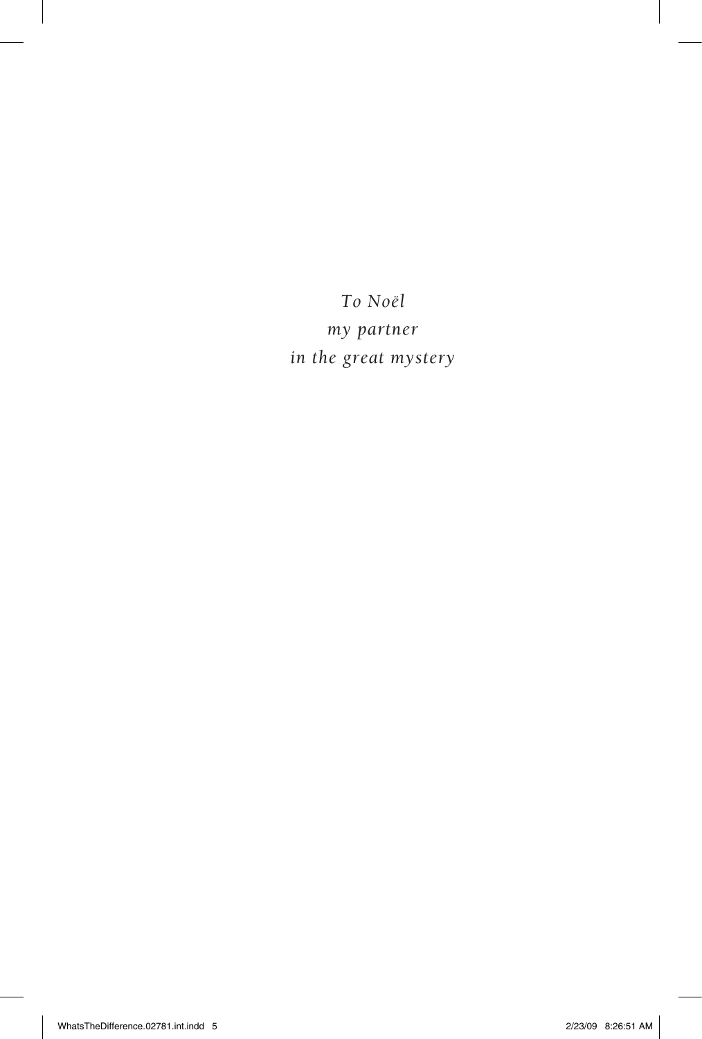*To Noël*
*my partner*
*in the great mystery*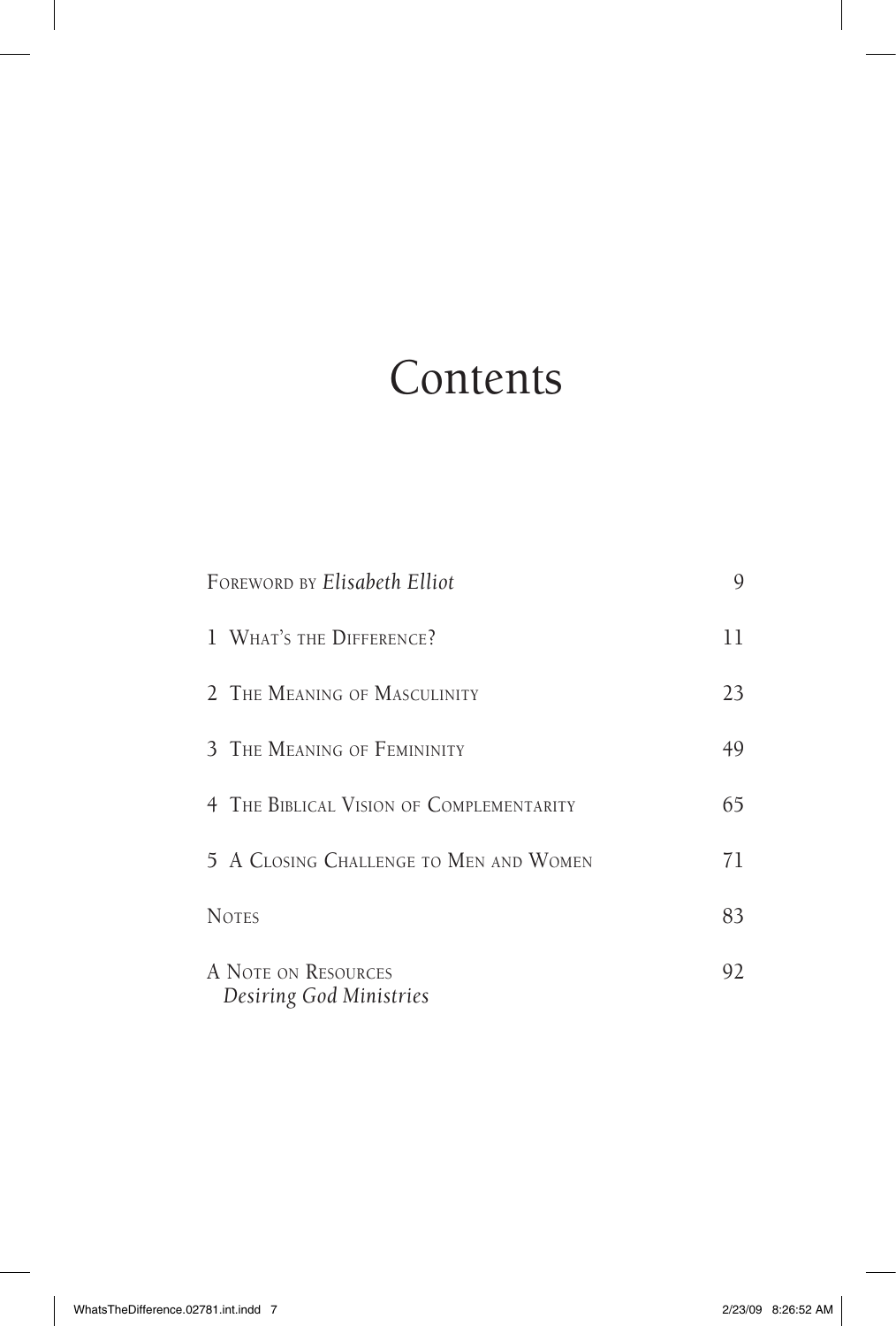# Contents

| | |
|---|---|
| Foreword by *Elisabeth Elliot* | 9 |
| 1 What's the Difference? | 11 |
| 2 The Meaning of Masculinity | 23 |
| 3 The Meaning of Femininity | 49 |
| 4 The Biblical Vision of Complementarity | 65 |
| 5 A Closing Challenge to Men and Women | 71 |
| Notes | 83 |
| A Note on Resources *Desiring God Ministries* | 92 |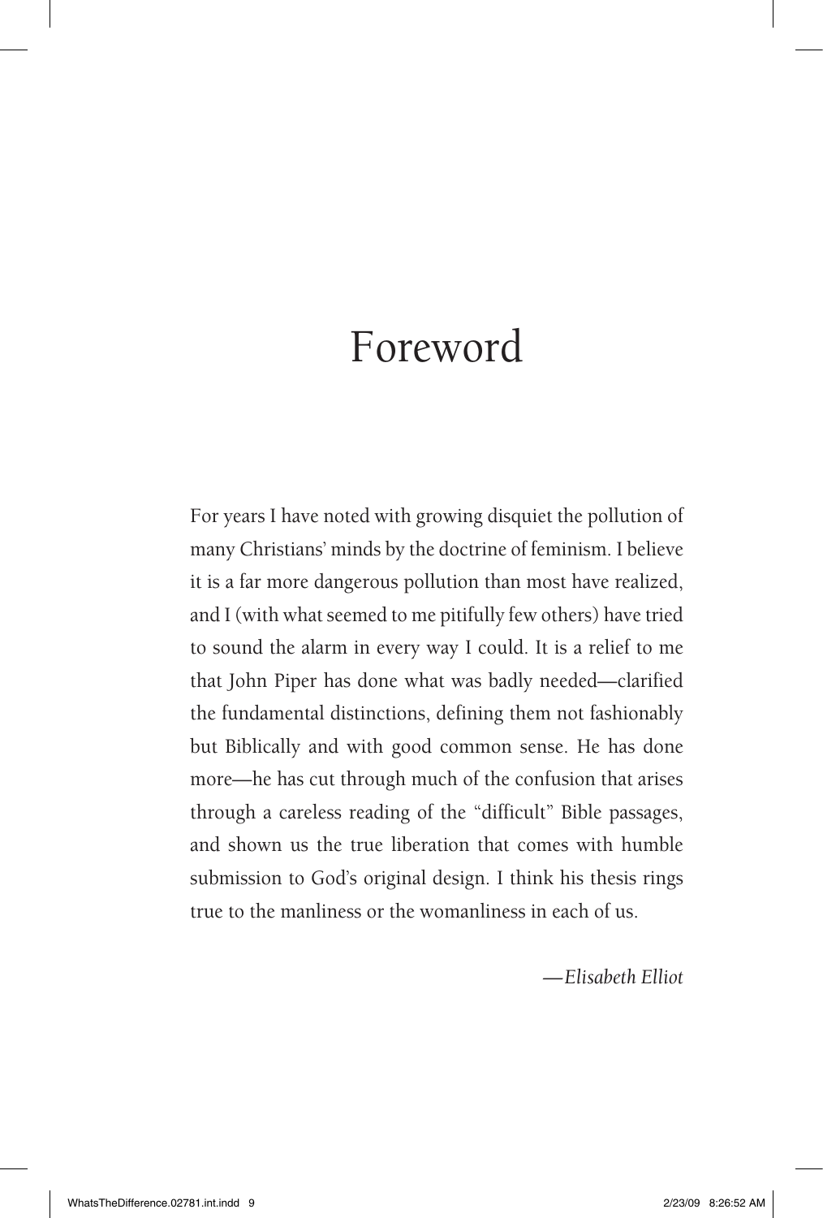# Foreword

For years I have noted with growing disquiet the pollution of many Christians' minds by the doctrine of feminism. I believe it is a far more dangerous pollution than most have realized, and I (with what seemed to me pitifully few others) have tried to sound the alarm in every way I could. It is a relief to me that John Piper has done what was badly needed—clarified the fundamental distinctions, defining them not fashionably but Biblically and with good common sense. He has done more—he has cut through much of the confusion that arises through a careless reading of the "difficult" Bible passages, and shown us the true liberation that comes with humble submission to God's original design. I think his thesis rings true to the manliness or the womanliness in each of us.

—*Elisabeth Elliot*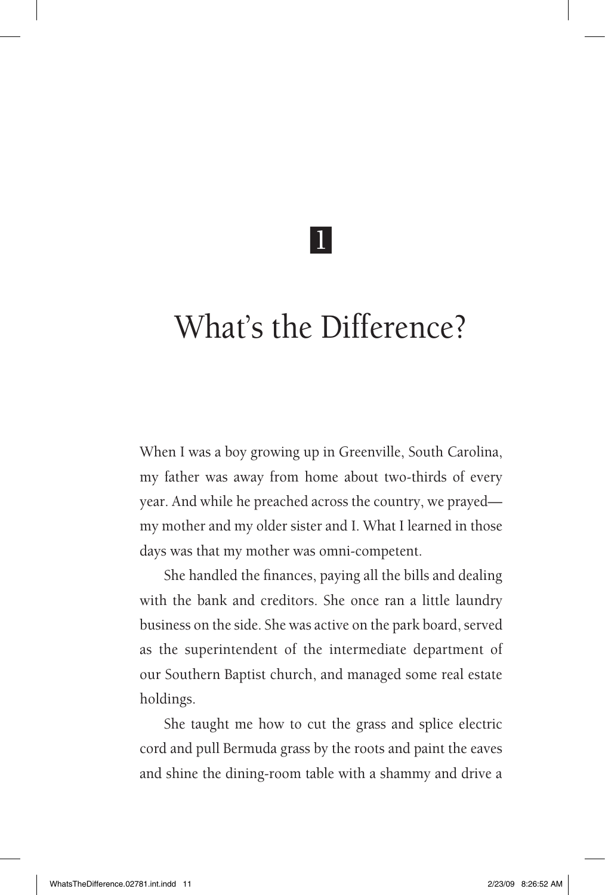# 1

# What's the Difference?

When I was a boy growing up in Greenville, South Carolina, my father was away from home about two-thirds of every year. And while he preached across the country, we prayed—my mother and my older sister and I. What I learned in those days was that my mother was omni-competent.

She handled the finances, paying all the bills and dealing with the bank and creditors. She once ran a little laundry business on the side. She was active on the park board, served as the superintendent of the intermediate department of our Southern Baptist church, and managed some real estate holdings.

She taught me how to cut the grass and splice electric cord and pull Bermuda grass by the roots and paint the eaves and shine the dining-room table with a shammy and drive a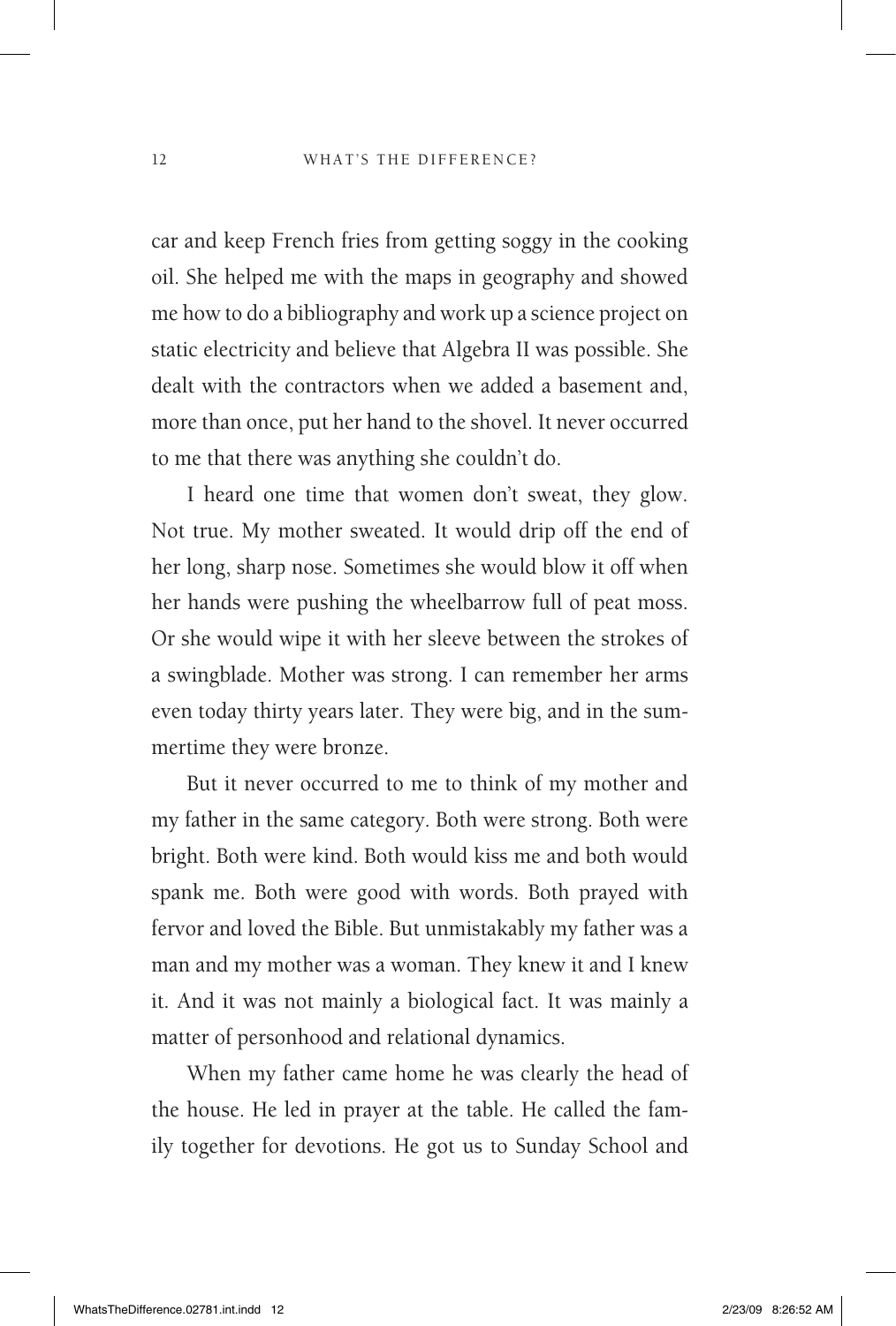car and keep French fries from getting soggy in the cooking oil. She helped me with the maps in geography and showed me how to do a bibliography and work up a science project on static electricity and believe that Algebra II was possible. She dealt with the contractors when we added a basement and, more than once, put her hand to the shovel. It never occurred to me that there was anything she couldn't do.

I heard one time that women don't sweat, they glow. Not true. My mother sweated. It would drip off the end of her long, sharp nose. Sometimes she would blow it off when her hands were pushing the wheelbarrow full of peat moss. Or she would wipe it with her sleeve between the strokes of a swingblade. Mother was strong. I can remember her arms even today thirty years later. They were big, and in the summertime they were bronze.

But it never occurred to me to think of my mother and my father in the same category. Both were strong. Both were bright. Both were kind. Both would kiss me and both would spank me. Both were good with words. Both prayed with fervor and loved the Bible. But unmistakably my father was a man and my mother was a woman. They knew it and I knew it. And it was not mainly a biological fact. It was mainly a matter of personhood and relational dynamics.

When my father came home he was clearly the head of the house. He led in prayer at the table. He called the family together for devotions. He got us to Sunday School and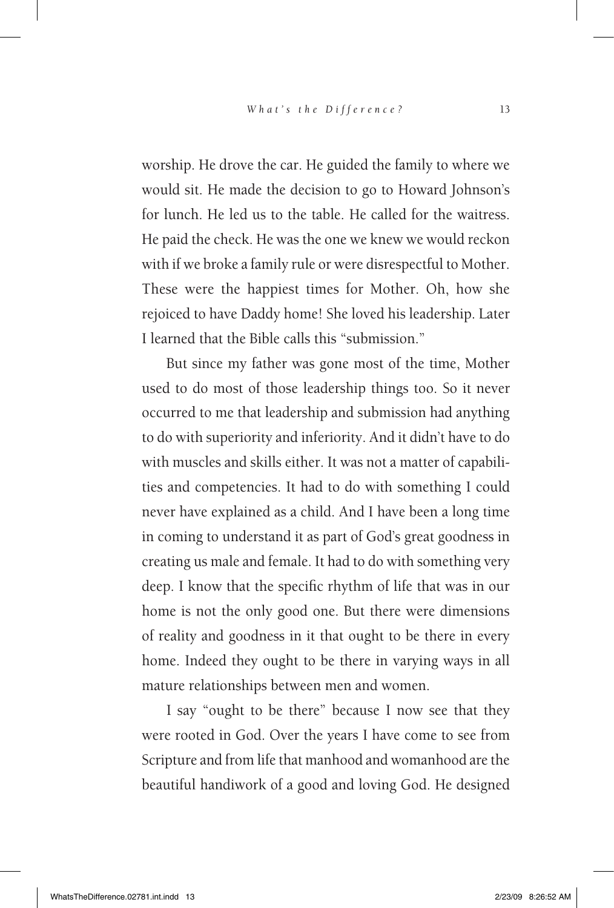worship. He drove the car. He guided the family to where we would sit. He made the decision to go to Howard Johnson's for lunch. He led us to the table. He called for the waitress. He paid the check. He was the one we knew we would reckon with if we broke a family rule or were disrespectful to Mother. These were the happiest times for Mother. Oh, how she rejoiced to have Daddy home! She loved his leadership. Later I learned that the Bible calls this "submission."

But since my father was gone most of the time, Mother used to do most of those leadership things too. So it never occurred to me that leadership and submission had anything to do with superiority and inferiority. And it didn't have to do with muscles and skills either. It was not a matter of capabilities and competencies. It had to do with something I could never have explained as a child. And I have been a long time in coming to understand it as part of God's great goodness in creating us male and female. It had to do with something very deep. I know that the specific rhythm of life that was in our home is not the only good one. But there were dimensions of reality and goodness in it that ought to be there in every home. Indeed they ought to be there in varying ways in all mature relationships between men and women.

I say "ought to be there" because I now see that they were rooted in God. Over the years I have come to see from Scripture and from life that manhood and womanhood are the beautiful handiwork of a good and loving God. He designed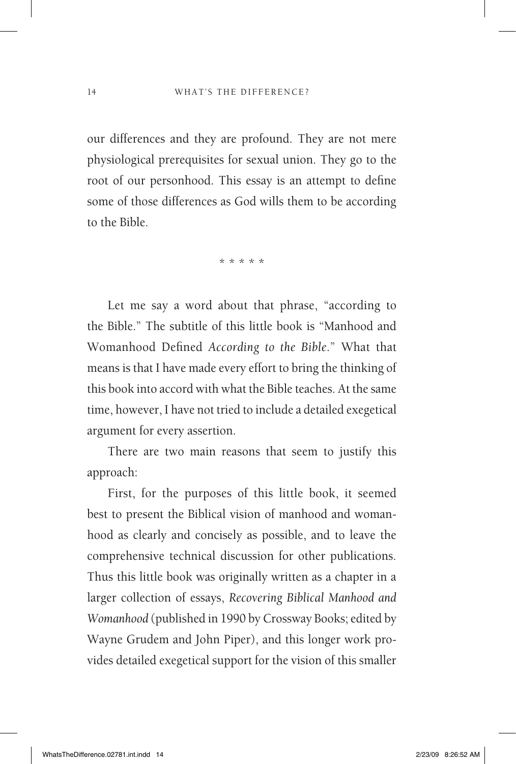our differences and they are profound. They are not mere physiological prerequisites for sexual union. They go to the root of our personhood. This essay is an attempt to define some of those differences as God wills them to be according to the Bible.

\* \* \* \* \*

Let me say a word about that phrase, "according to the Bible." The subtitle of this little book is "Manhood and Womanhood Defined *According to the Bible*." What that means is that I have made every effort to bring the thinking of this book into accord with what the Bible teaches. At the same time, however, I have not tried to include a detailed exegetical argument for every assertion.

There are two main reasons that seem to justify this approach:

First, for the purposes of this little book, it seemed best to present the Biblical vision of manhood and womanhood as clearly and concisely as possible, and to leave the comprehensive technical discussion for other publications. Thus this little book was originally written as a chapter in a larger collection of essays, *Recovering Biblical Manhood and Womanhood* (published in 1990 by Crossway Books; edited by Wayne Grudem and John Piper), and this longer work provides detailed exegetical support for the vision of this smaller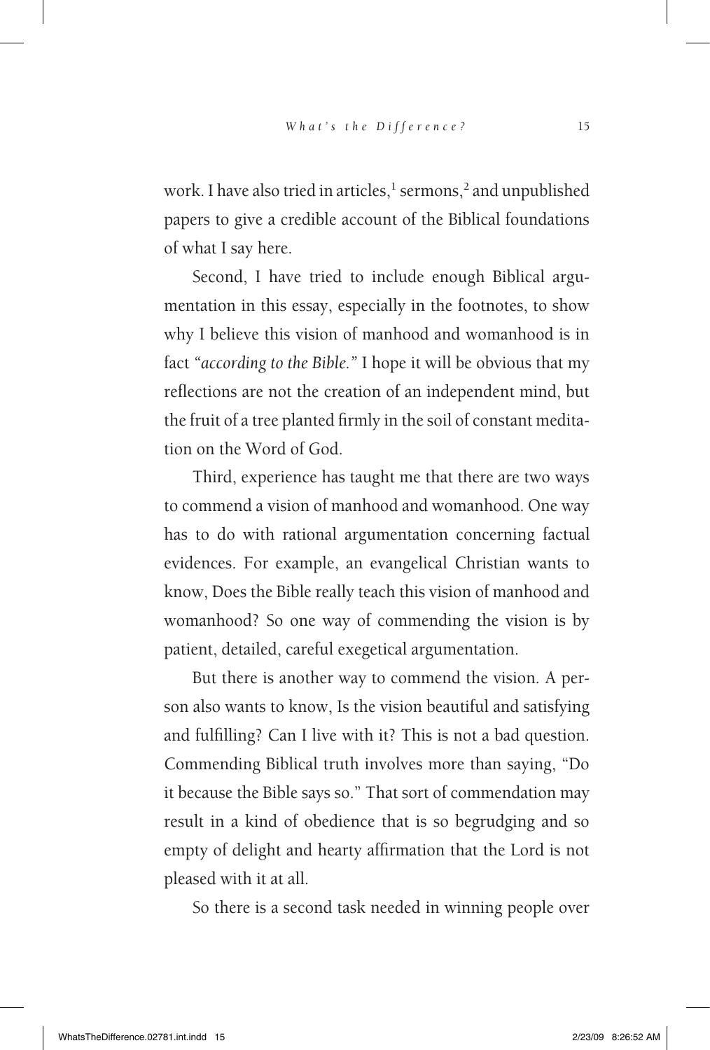work. I have also tried in articles,[1] sermons,[2] and unpublished papers to give a credible account of the Biblical foundations of what I say here.

Second, I have tried to include enough Biblical argumentation in this essay, especially in the footnotes, to show why I believe this vision of manhood and womanhood is in fact *"according to the Bible."* I hope it will be obvious that my reflections are not the creation of an independent mind, but the fruit of a tree planted firmly in the soil of constant meditation on the Word of God.

Third, experience has taught me that there are two ways to commend a vision of manhood and womanhood. One way has to do with rational argumentation concerning factual evidences. For example, an evangelical Christian wants to know, Does the Bible really teach this vision of manhood and womanhood? So one way of commending the vision is by patient, detailed, careful exegetical argumentation.

But there is another way to commend the vision. A person also wants to know, Is the vision beautiful and satisfying and fulfilling? Can I live with it? This is not a bad question. Commending Biblical truth involves more than saying, "Do it because the Bible says so." That sort of commendation may result in a kind of obedience that is so begrudging and so empty of delight and hearty affirmation that the Lord is not pleased with it at all.

So there is a second task needed in winning people over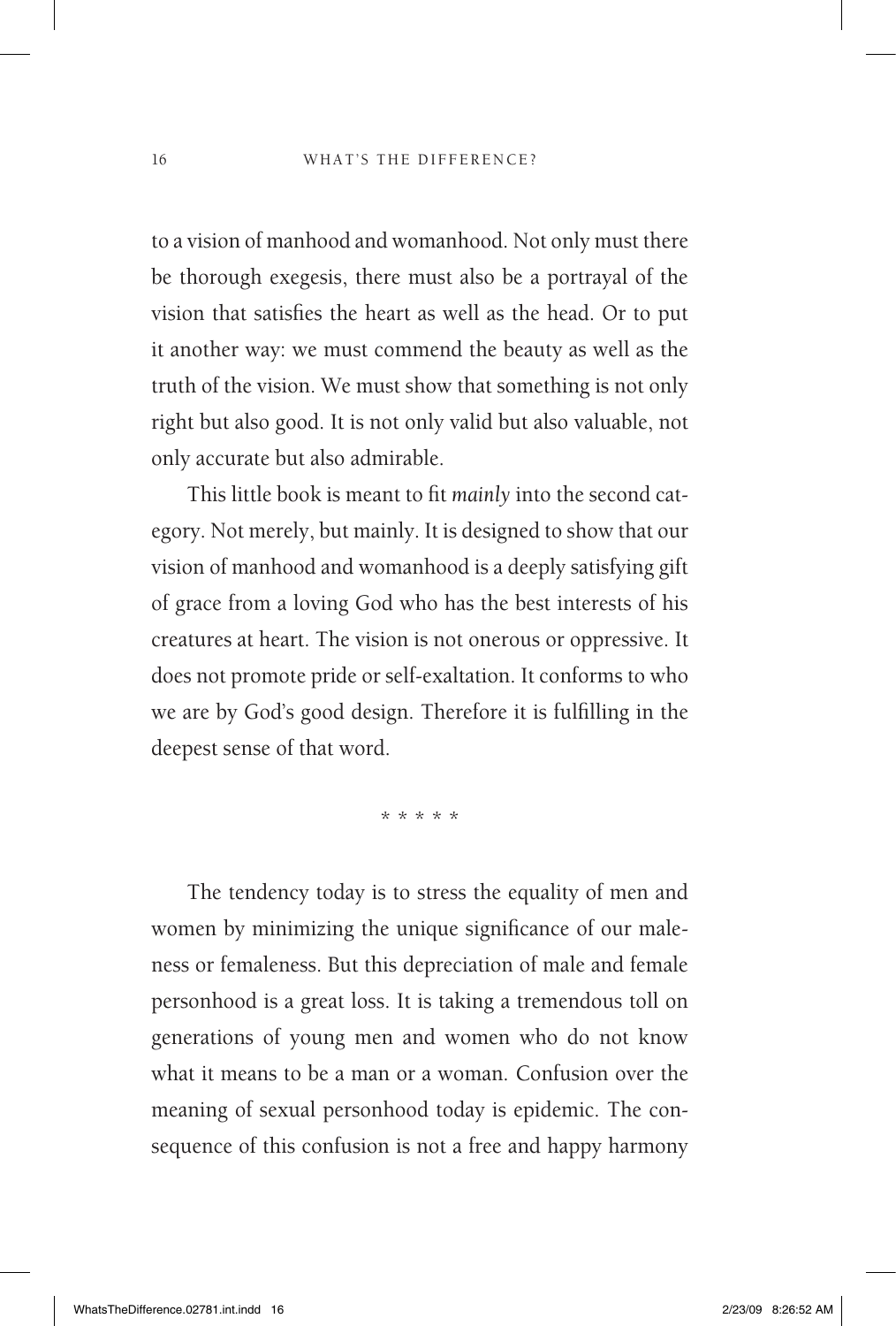to a vision of manhood and womanhood. Not only must there be thorough exegesis, there must also be a portrayal of the vision that satisfies the heart as well as the head. Or to put it another way: we must commend the beauty as well as the truth of the vision. We must show that something is not only right but also good. It is not only valid but also valuable, not only accurate but also admirable.

This little book is meant to fit *mainly* into the second category. Not merely, but mainly. It is designed to show that our vision of manhood and womanhood is a deeply satisfying gift of grace from a loving God who has the best interests of his creatures at heart. The vision is not onerous or oppressive. It does not promote pride or self-exaltation. It conforms to who we are by God's good design. Therefore it is fulfilling in the deepest sense of that word.

* * * * *

The tendency today is to stress the equality of men and women by minimizing the unique significance of our maleness or femaleness. But this depreciation of male and female personhood is a great loss. It is taking a tremendous toll on generations of young men and women who do not know what it means to be a man or a woman. Confusion over the meaning of sexual personhood today is epidemic. The consequence of this confusion is not a free and happy harmony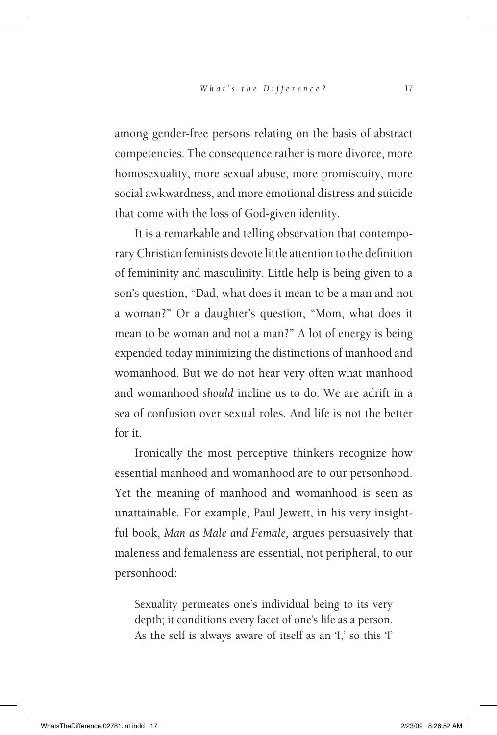among gender-free persons relating on the basis of abstract competencies. The consequence rather is more divorce, more homosexuality, more sexual abuse, more promiscuity, more social awkwardness, and more emotional distress and suicide that come with the loss of God-given identity.

It is a remarkable and telling observation that contemporary Christian feminists devote little attention to the definition of femininity and masculinity. Little help is being given to a son's question, "Dad, what does it mean to be a man and not a woman?" Or a daughter's question, "Mom, what does it mean to be woman and not a man?" A lot of energy is being expended today minimizing the distinctions of manhood and womanhood. But we do not hear very often what manhood and womanhood *should* incline us to do. We are adrift in a sea of confusion over sexual roles. And life is not the better for it.

Ironically the most perceptive thinkers recognize how essential manhood and womanhood are to our personhood. Yet the meaning of manhood and womanhood is seen as unattainable. For example, Paul Jewett, in his very insightful book, *Man as Male and Female,* argues persuasively that maleness and femaleness are essential, not peripheral, to our personhood:

> Sexuality permeates one's individual being to its very depth; it conditions every facet of one's life as a person. As the self is always aware of itself as an 'I,' so this 'I'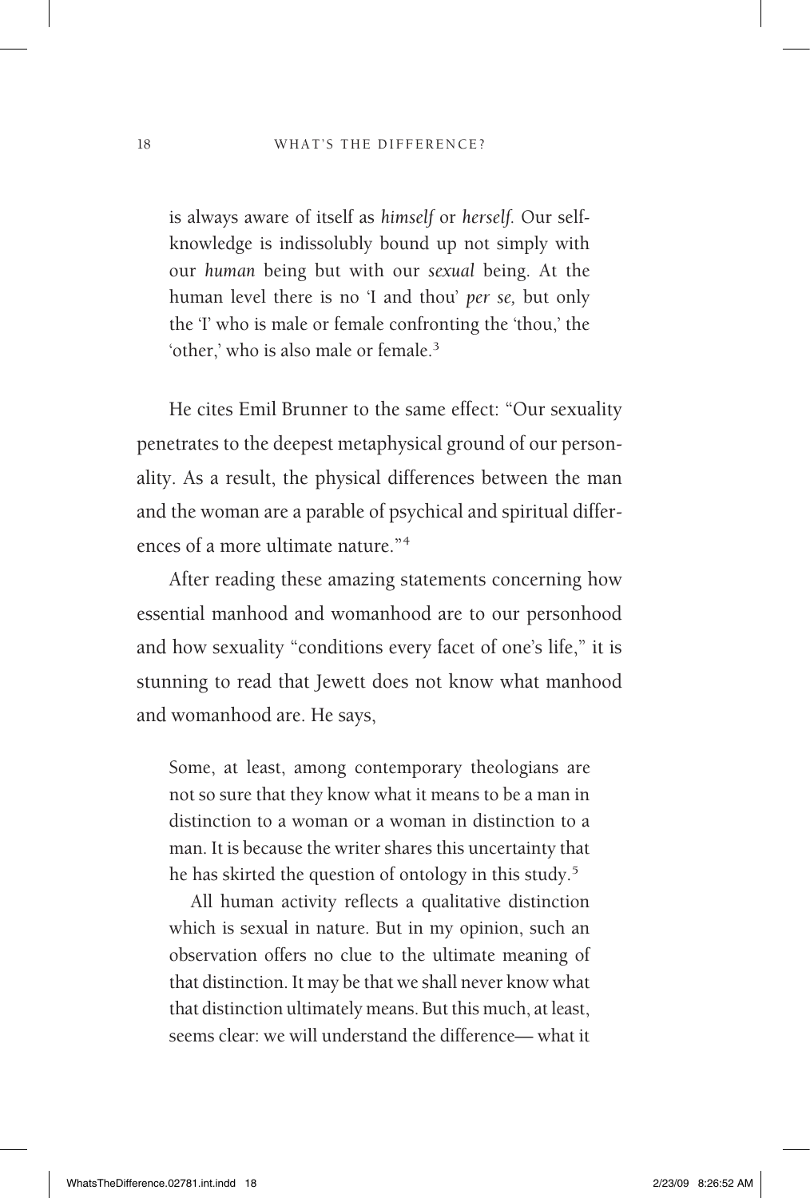> is always aware of itself as *himself* or *herself.* Our self-knowledge is indissolubly bound up not simply with our *human* being but with our *sexual* being. At the human level there is no 'I and thou' *per se,* but only the 'I' who is male or female confronting the 'thou,' the 'other,' who is also male or female.[3]

He cites Emil Brunner to the same effect: "Our sexuality penetrates to the deepest metaphysical ground of our personality. As a result, the physical differences between the man and the woman are a parable of psychical and spiritual differences of a more ultimate nature."[4]

After reading these amazing statements concerning how essential manhood and womanhood are to our personhood and how sexuality "conditions every facet of one's life," it is stunning to read that Jewett does not know what manhood and womanhood are. He says,

> Some, at least, among contemporary theologians are not so sure that they know what it means to be a man in distinction to a woman or a woman in distinction to a man. It is because the writer shares this uncertainty that he has skirted the question of ontology in this study.[5]
>
> All human activity reflects a qualitative distinction which is sexual in nature. But in my opinion, such an observation offers no clue to the ultimate meaning of that distinction. It may be that we shall never know what that distinction ultimately means. But this much, at least, seems clear: we will understand the difference— what it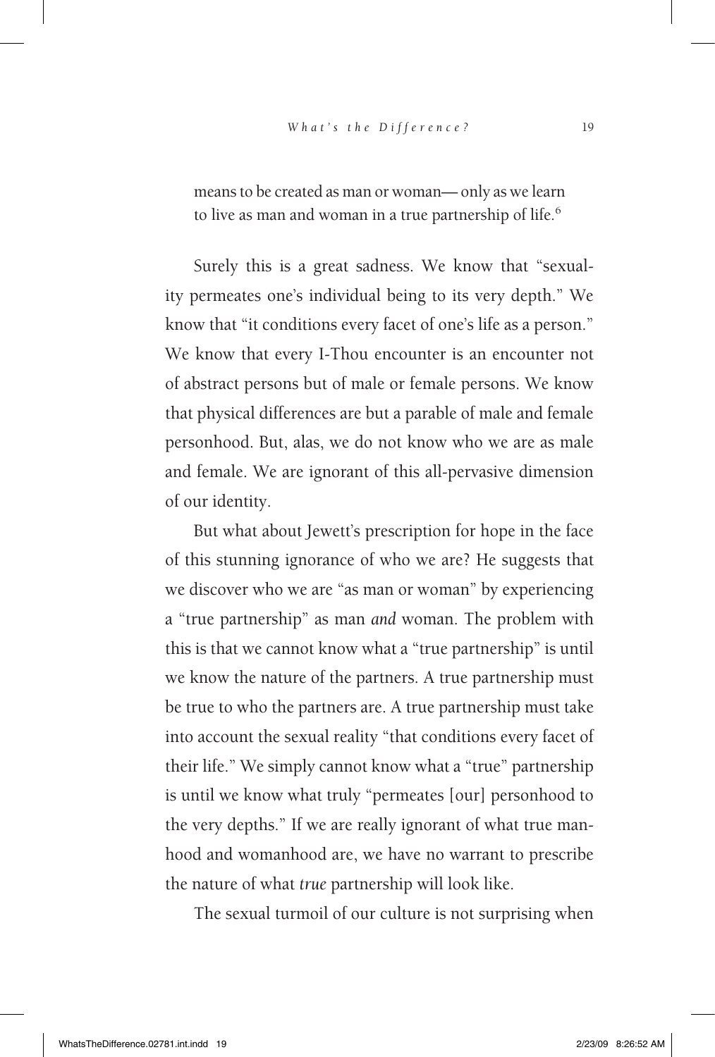means to be created as man or woman— only as we learn to live as man and woman in a true partnership of life.[6]

Surely this is a great sadness. We know that "sexuality permeates one's individual being to its very depth." We know that "it conditions every facet of one's life as a person." We know that every I-Thou encounter is an encounter not of abstract persons but of male or female persons. We know that physical differences are but a parable of male and female personhood. But, alas, we do not know who we are as male and female. We are ignorant of this all-pervasive dimension of our identity.

But what about Jewett's prescription for hope in the face of this stunning ignorance of who we are? He suggests that we discover who we are "as man or woman" by experiencing a "true partnership" as man *and* woman. The problem with this is that we cannot know what a "true partnership" is until we know the nature of the partners. A true partnership must be true to who the partners are. A true partnership must take into account the sexual reality "that conditions every facet of their life." We simply cannot know what a "true" partnership is until we know what truly "permeates [our] personhood to the very depths." If we are really ignorant of what true manhood and womanhood are, we have no warrant to prescribe the nature of what *true* partnership will look like.

The sexual turmoil of our culture is not surprising when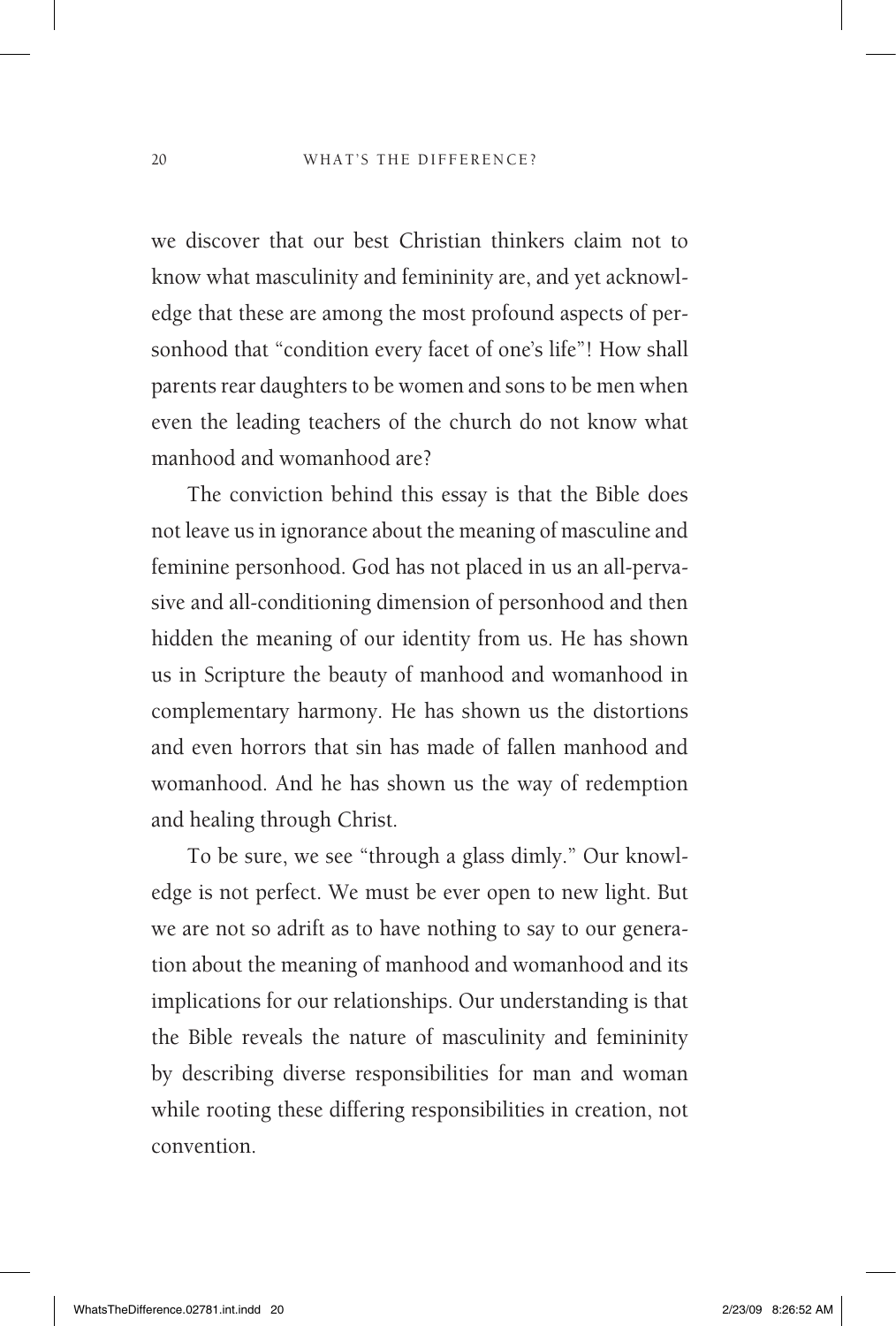we discover that our best Christian thinkers claim not to know what masculinity and femininity are, and yet acknowledge that these are among the most profound aspects of personhood that "condition every facet of one's life"! How shall parents rear daughters to be women and sons to be men when even the leading teachers of the church do not know what manhood and womanhood are?

The conviction behind this essay is that the Bible does not leave us in ignorance about the meaning of masculine and feminine personhood. God has not placed in us an all-pervasive and all-conditioning dimension of personhood and then hidden the meaning of our identity from us. He has shown us in Scripture the beauty of manhood and womanhood in complementary harmony. He has shown us the distortions and even horrors that sin has made of fallen manhood and womanhood. And he has shown us the way of redemption and healing through Christ.

To be sure, we see "through a glass dimly." Our knowledge is not perfect. We must be ever open to new light. But we are not so adrift as to have nothing to say to our generation about the meaning of manhood and womanhood and its implications for our relationships. Our understanding is that the Bible reveals the nature of masculinity and femininity by describing diverse responsibilities for man and woman while rooting these differing responsibilities in creation, not convention.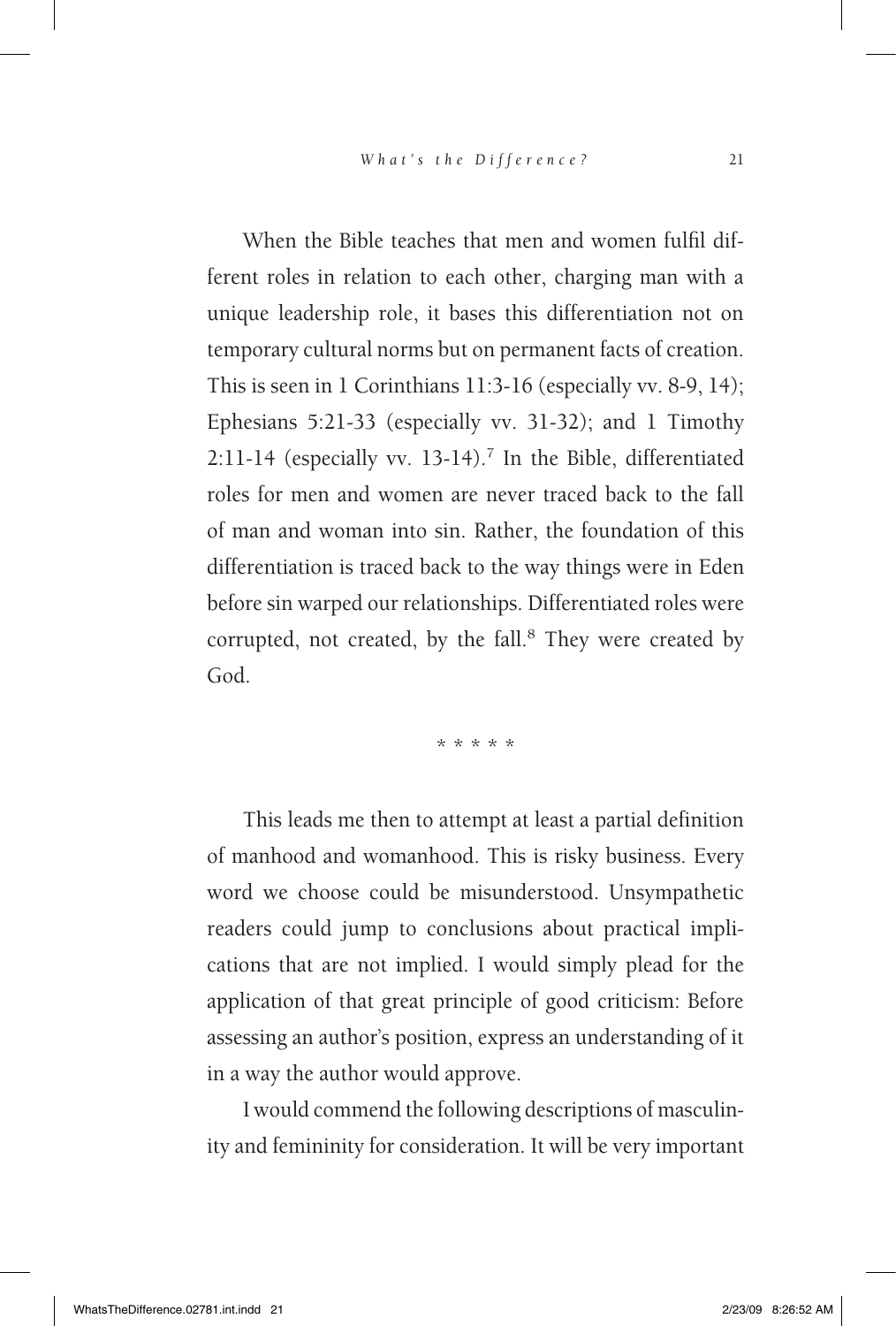When the Bible teaches that men and women fulfil different roles in relation to each other, charging man with a unique leadership role, it bases this differentiation not on temporary cultural norms but on permanent facts of creation. This is seen in 1 Corinthians 11:3-16 (especially vv. 8-9, 14); Ephesians 5:21-33 (especially vv. 31-32); and 1 Timothy 2:11-14 (especially vv. 13-14).[7] In the Bible, differentiated roles for men and women are never traced back to the fall of man and woman into sin. Rather, the foundation of this differentiation is traced back to the way things were in Eden before sin warped our relationships. Differentiated roles were corrupted, not created, by the fall.[8] They were created by God.

* * * * *

This leads me then to attempt at least a partial definition of manhood and womanhood. This is risky business. Every word we choose could be misunderstood. Unsympathetic readers could jump to conclusions about practical implications that are not implied. I would simply plead for the application of that great principle of good criticism: Before assessing an author's position, express an understanding of it in a way the author would approve.

I would commend the following descriptions of masculinity and femininity for consideration. It will be very important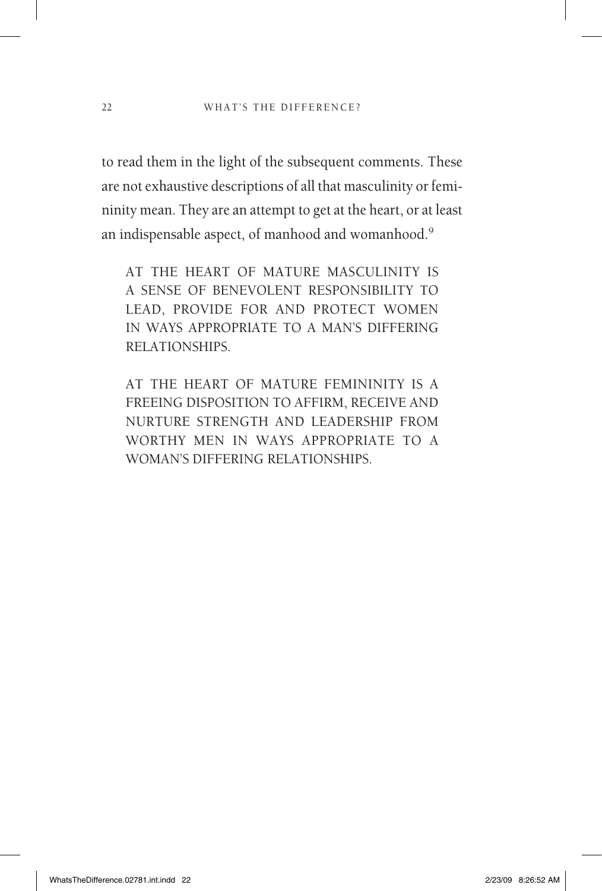to read them in the light of the subsequent comments. These are not exhaustive descriptions of all that masculinity or femininity mean. They are an attempt to get at the heart, or at least an indispensable aspect, of manhood and womanhood.[9]

> AT THE HEART OF MATURE MASCULINITY IS A SENSE OF BENEVOLENT RESPONSIBILITY TO LEAD, PROVIDE FOR AND PROTECT WOMEN IN WAYS APPROPRIATE TO A MAN'S DIFFERING RELATIONSHIPS.

> AT THE HEART OF MATURE FEMININITY IS A FREEING DISPOSITION TO AFFIRM, RECEIVE AND NURTURE STRENGTH AND LEADERSHIP FROM WORTHY MEN IN WAYS APPROPRIATE TO A WOMAN'S DIFFERING RELATIONSHIPS.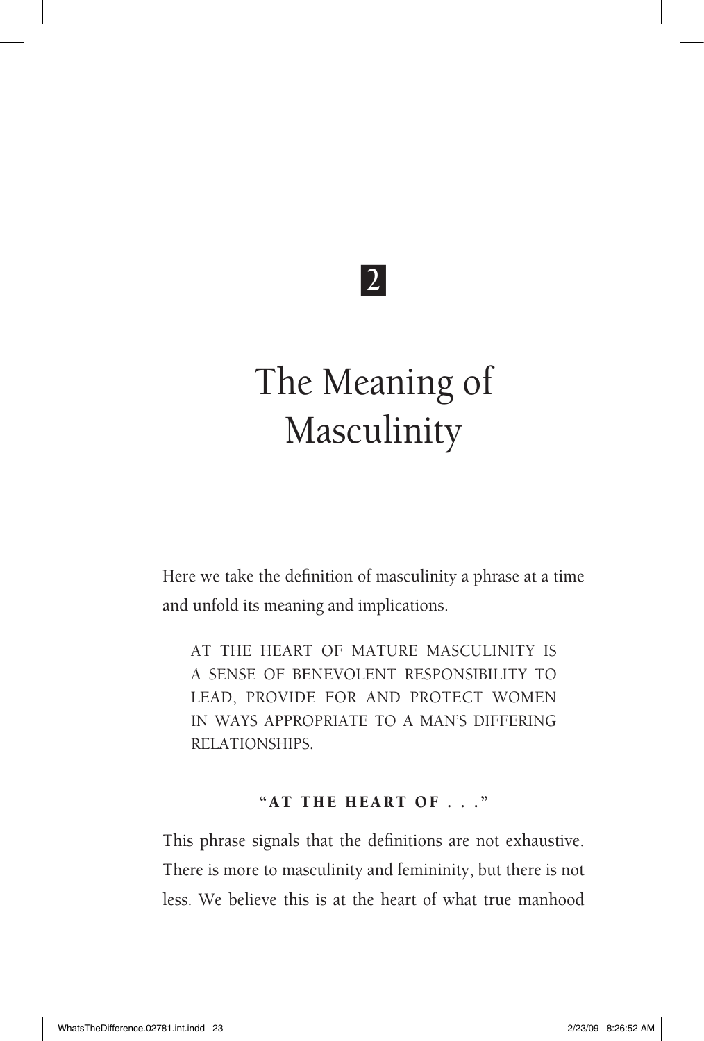# 2

# The Meaning of Masculinity

Here we take the definition of masculinity a phrase at a time and unfold its meaning and implications.

> AT THE HEART OF MATURE MASCULINITY IS A SENSE OF BENEVOLENT RESPONSIBILITY TO LEAD, PROVIDE FOR AND PROTECT WOMEN IN WAYS APPROPRIATE TO A MAN'S DIFFERING RELATIONSHIPS.

### "AT THE HEART OF . . ."

This phrase signals that the definitions are not exhaustive. There is more to masculinity and femininity, but there is not less. We believe this is at the heart of what true manhood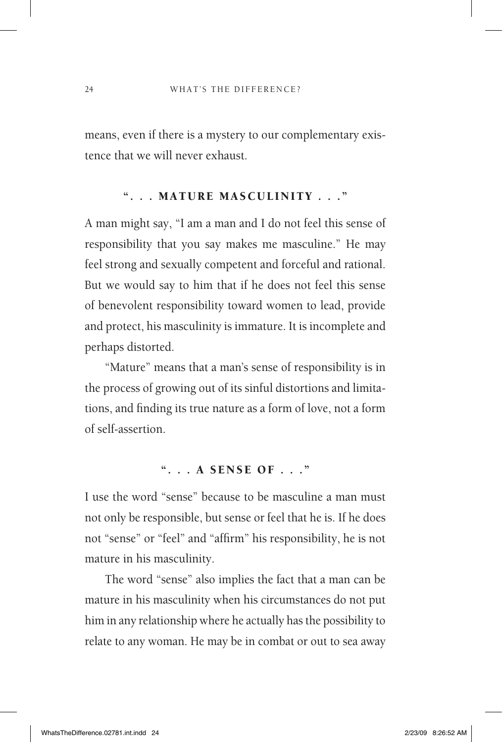means, even if there is a mystery to our complementary existence that we will never exhaust.

### "... MATURE MASCULINITY ..."

A man might say, "I am a man and I do not feel this sense of responsibility that you say makes me masculine." He may feel strong and sexually competent and forceful and rational. But we would say to him that if he does not feel this sense of benevolent responsibility toward women to lead, provide and protect, his masculinity is immature. It is incomplete and perhaps distorted.

"Mature" means that a man's sense of responsibility is in the process of growing out of its sinful distortions and limitations, and finding its true nature as a form of love, not a form of self-assertion.

### "... A SENSE OF ..."

I use the word "sense" because to be masculine a man must not only be responsible, but sense or feel that he is. If he does not "sense" or "feel" and "affirm" his responsibility, he is not mature in his masculinity.

The word "sense" also implies the fact that a man can be mature in his masculinity when his circumstances do not put him in any relationship where he actually has the possibility to relate to any woman. He may be in combat or out to sea away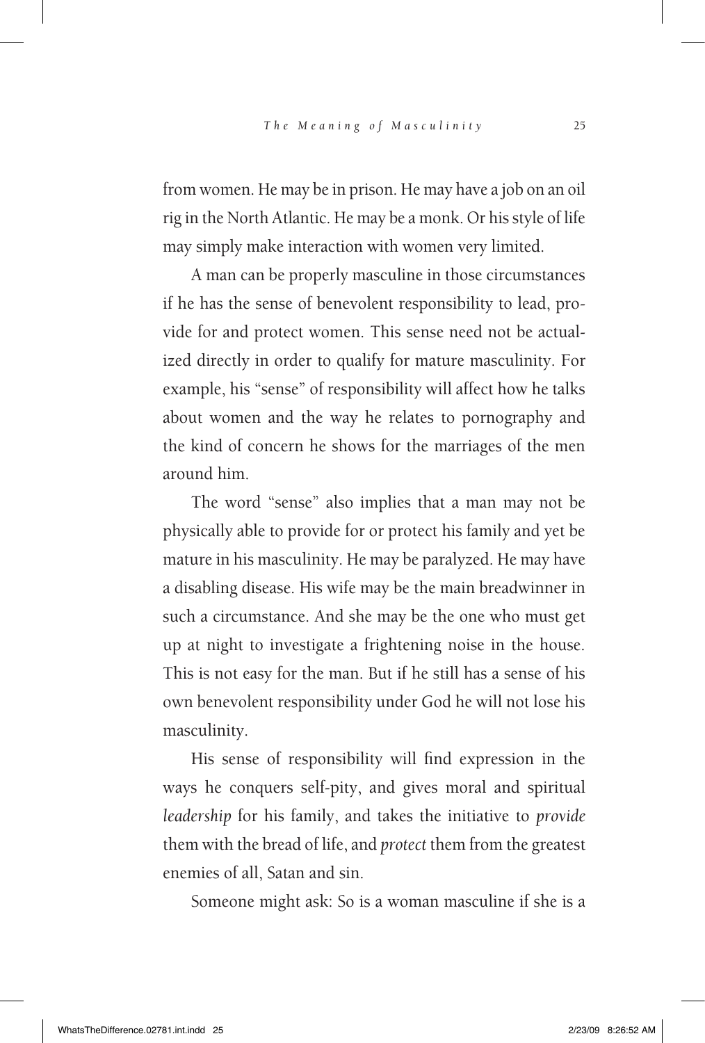from women. He may be in prison. He may have a job on an oil rig in the North Atlantic. He may be a monk. Or his style of life may simply make interaction with women very limited.

A man can be properly masculine in those circumstances if he has the sense of benevolent responsibility to lead, provide for and protect women. This sense need not be actualized directly in order to qualify for mature masculinity. For example, his "sense" of responsibility will affect how he talks about women and the way he relates to pornography and the kind of concern he shows for the marriages of the men around him.

The word "sense" also implies that a man may not be physically able to provide for or protect his family and yet be mature in his masculinity. He may be paralyzed. He may have a disabling disease. His wife may be the main breadwinner in such a circumstance. And she may be the one who must get up at night to investigate a frightening noise in the house. This is not easy for the man. But if he still has a sense of his own benevolent responsibility under God he will not lose his masculinity.

His sense of responsibility will find expression in the ways he conquers self-pity, and gives moral and spiritual *leadership* for his family, and takes the initiative to *provide* them with the bread of life, and *protect* them from the greatest enemies of all, Satan and sin.

Someone might ask: So is a woman masculine if she is a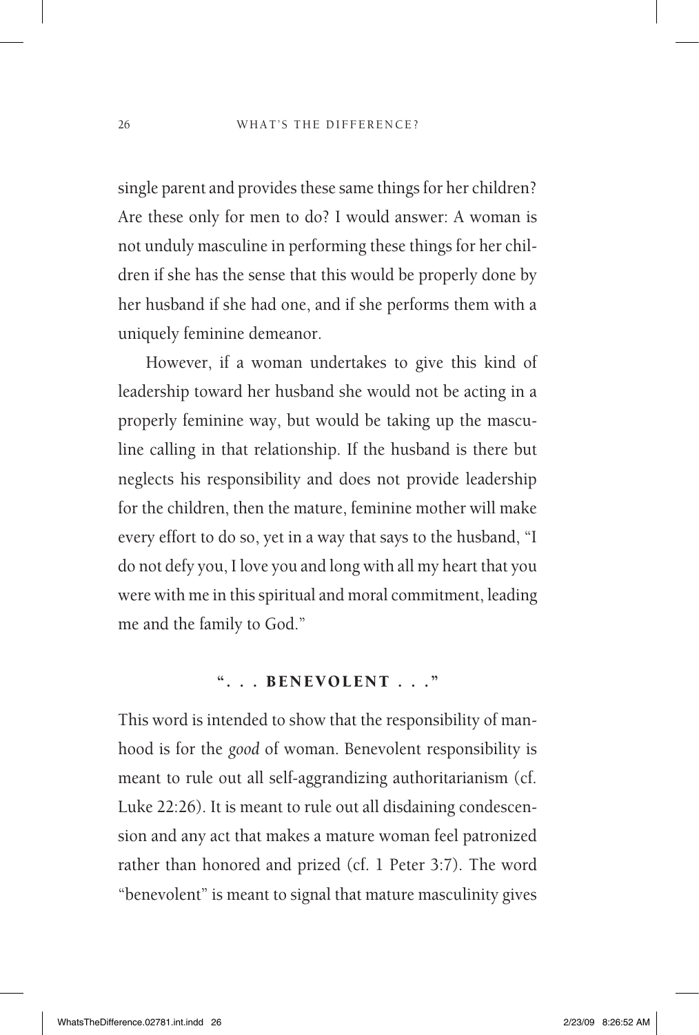single parent and provides these same things for her children? Are these only for men to do? I would answer: A woman is not unduly masculine in performing these things for her children if she has the sense that this would be properly done by her husband if she had one, and if she performs them with a uniquely feminine demeanor.

However, if a woman undertakes to give this kind of leadership toward her husband she would not be acting in a properly feminine way, but would be taking up the masculine calling in that relationship. If the husband is there but neglects his responsibility and does not provide leadership for the children, then the mature, feminine mother will make every effort to do so, yet in a way that says to the husband, "I do not defy you, I love you and long with all my heart that you were with me in this spiritual and moral commitment, leading me and the family to God."

## ". . . BENEVOLENT . . ."

This word is intended to show that the responsibility of manhood is for the *good* of woman. Benevolent responsibility is meant to rule out all self-aggrandizing authoritarianism (cf. Luke 22:26). It is meant to rule out all disdaining condescension and any act that makes a mature woman feel patronized rather than honored and prized (cf. 1 Peter 3:7). The word "benevolent" is meant to signal that mature masculinity gives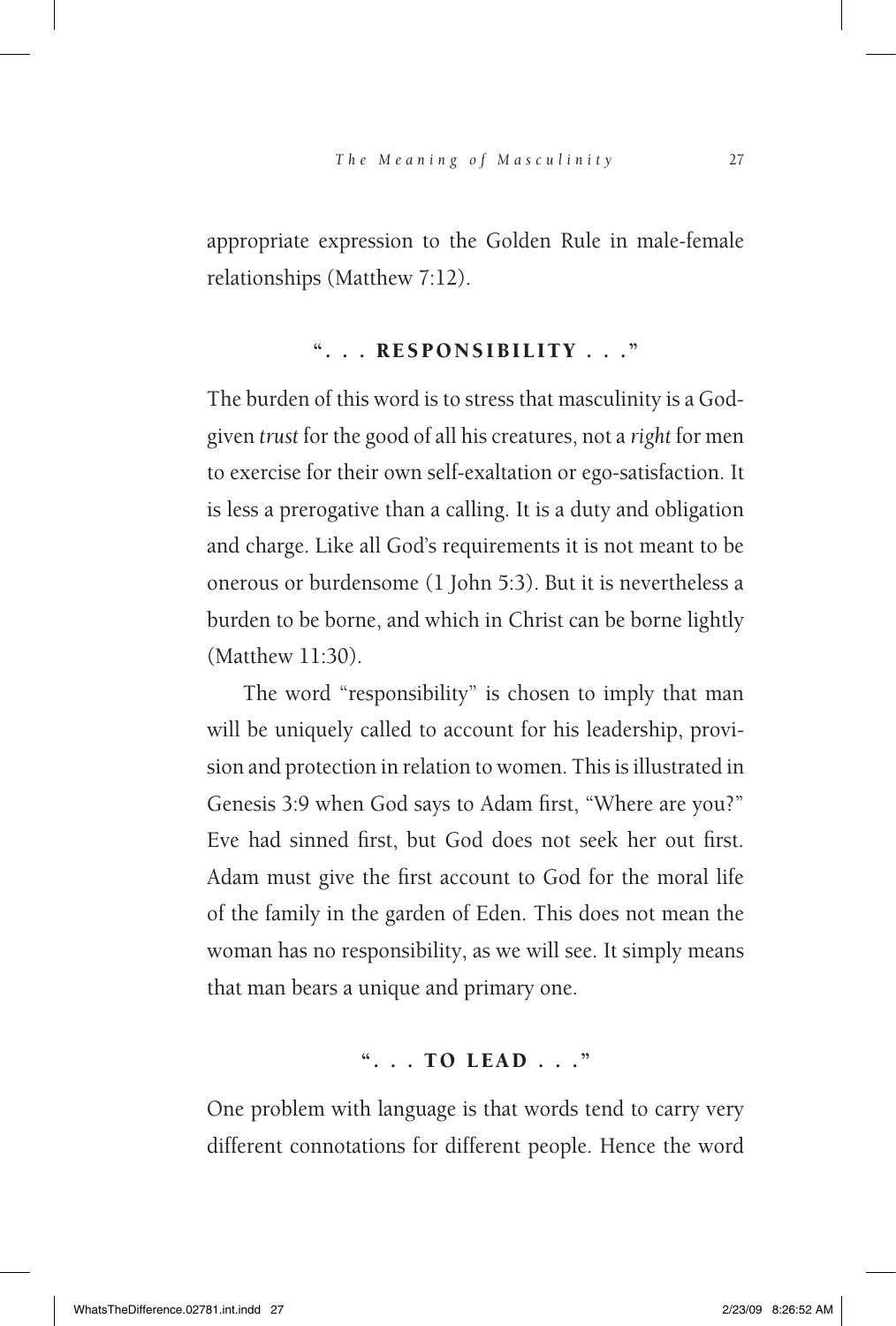appropriate expression to the Golden Rule in male-female relationships (Matthew 7:12).

## ". . . RESPONSIBILITY . . ."

The burden of this word is to stress that masculinity is a God-given *trust* for the good of all his creatures, not a *right* for men to exercise for their own self-exaltation or ego-satisfaction. It is less a prerogative than a calling. It is a duty and obligation and charge. Like all God's requirements it is not meant to be onerous or burdensome (1 John 5:3). But it is nevertheless a burden to be borne, and which in Christ can be borne lightly (Matthew 11:30).

The word "responsibility" is chosen to imply that man will be uniquely called to account for his leadership, provision and protection in relation to women. This is illustrated in Genesis 3:9 when God says to Adam first, "Where are you?" Eve had sinned first, but God does not seek her out first. Adam must give the first account to God for the moral life of the family in the garden of Eden. This does not mean the woman has no responsibility, as we will see. It simply means that man bears a unique and primary one.

## ". . . TO LEAD . . ."

One problem with language is that words tend to carry very different connotations for different people. Hence the word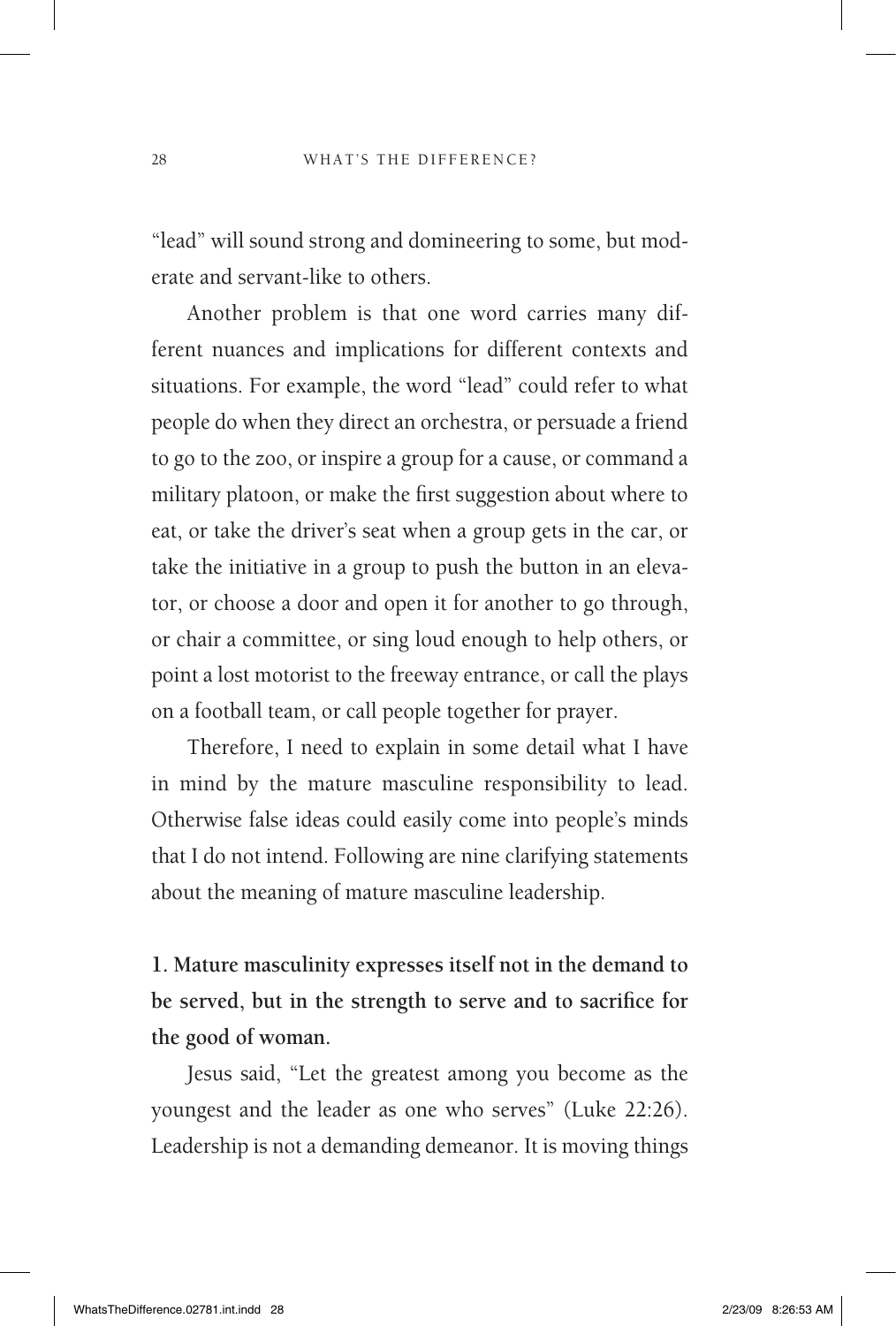"lead" will sound strong and domineering to some, but moderate and servant-like to others.

Another problem is that one word carries many different nuances and implications for different contexts and situations. For example, the word "lead" could refer to what people do when they direct an orchestra, or persuade a friend to go to the zoo, or inspire a group for a cause, or command a military platoon, or make the first suggestion about where to eat, or take the driver's seat when a group gets in the car, or take the initiative in a group to push the button in an elevator, or choose a door and open it for another to go through, or chair a committee, or sing loud enough to help others, or point a lost motorist to the freeway entrance, or call the plays on a football team, or call people together for prayer.

Therefore, I need to explain in some detail what I have in mind by the mature masculine responsibility to lead. Otherwise false ideas could easily come into people's minds that I do not intend. Following are nine clarifying statements about the meaning of mature masculine leadership.

**1. Mature masculinity expresses itself not in the demand to be served, but in the strength to serve and to sacrifice for the good of woman.**

Jesus said, "Let the greatest among you become as the youngest and the leader as one who serves" (Luke 22:26). Leadership is not a demanding demeanor. It is moving things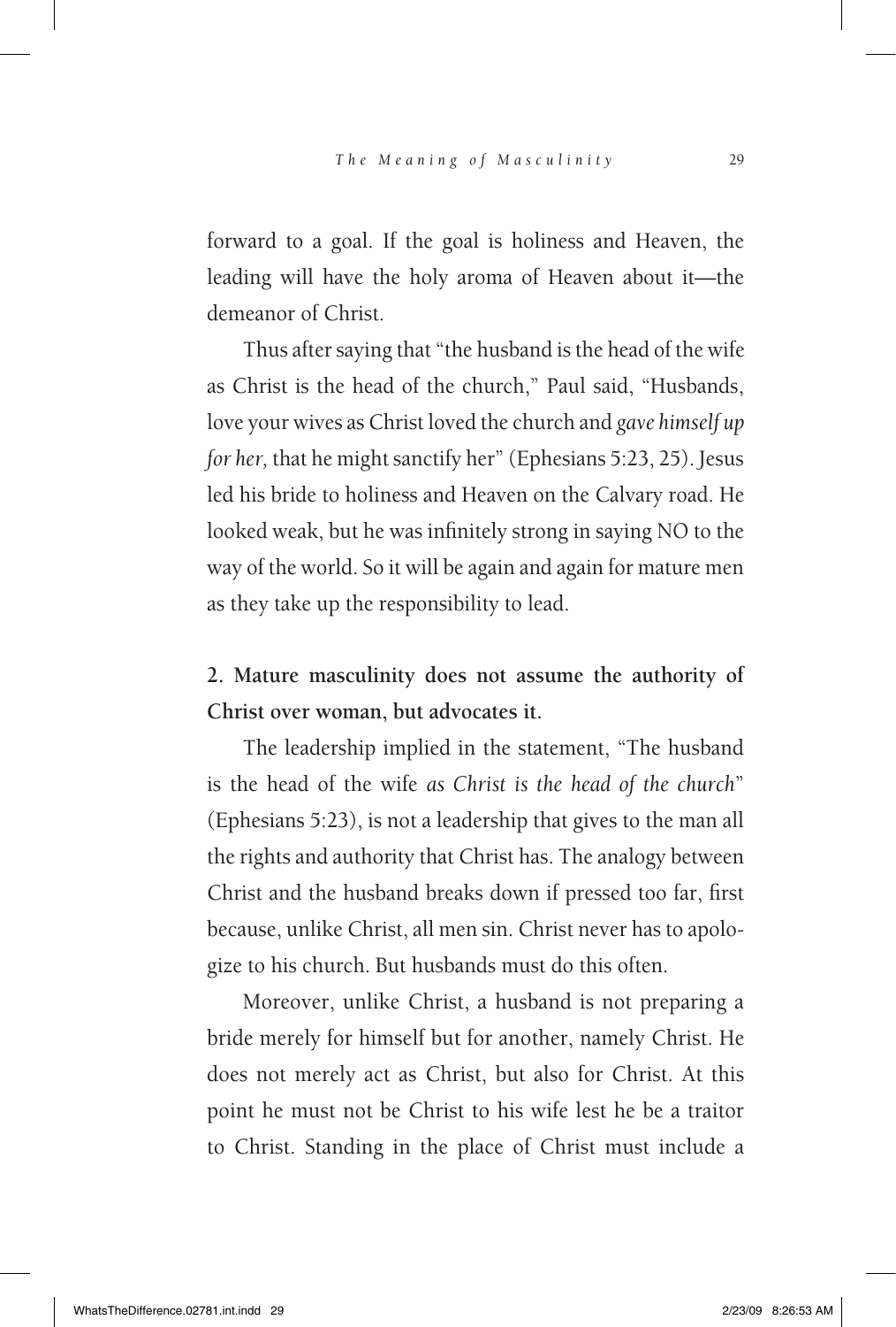forward to a goal. If the goal is holiness and Heaven, the leading will have the holy aroma of Heaven about it—the demeanor of Christ.

Thus after saying that "the husband is the head of the wife as Christ is the head of the church," Paul said, "Husbands, love your wives as Christ loved the church and *gave himself up for her,* that he might sanctify her" (Ephesians 5:23, 25). Jesus led his bride to holiness and Heaven on the Calvary road. He looked weak, but he was infinitely strong in saying NO to the way of the world. So it will be again and again for mature men as they take up the responsibility to lead.

**2. Mature masculinity does not assume the authority of Christ over woman, but advocates it.**

The leadership implied in the statement, "The husband is the head of the wife *as Christ is the head of the church*" (Ephesians 5:23), is not a leadership that gives to the man all the rights and authority that Christ has. The analogy between Christ and the husband breaks down if pressed too far, first because, unlike Christ, all men sin. Christ never has to apologize to his church. But husbands must do this often.

Moreover, unlike Christ, a husband is not preparing a bride merely for himself but for another, namely Christ. He does not merely act as Christ, but also for Christ. At this point he must not be Christ to his wife lest he be a traitor to Christ. Standing in the place of Christ must include a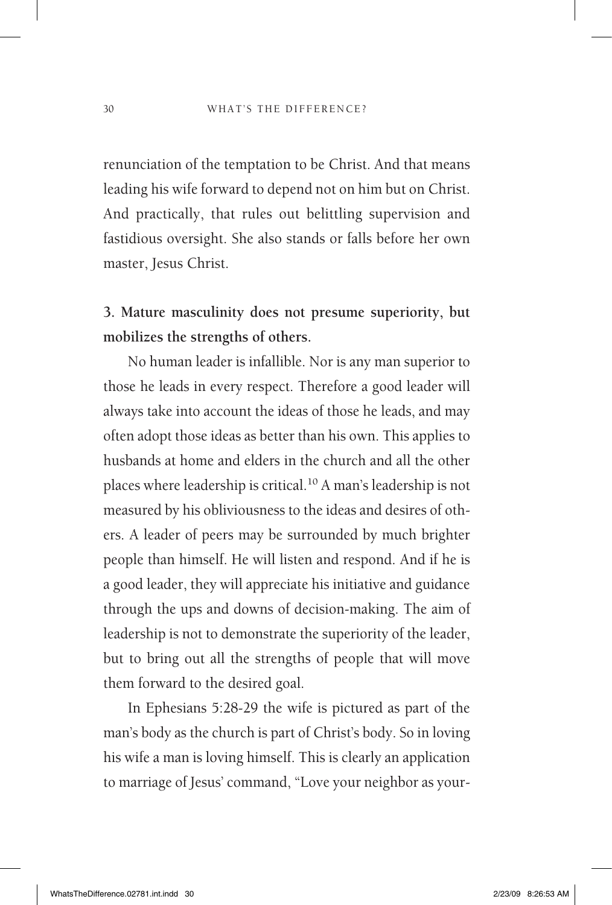renunciation of the temptation to be Christ. And that means leading his wife forward to depend not on him but on Christ. And practically, that rules out belittling supervision and fastidious oversight. She also stands or falls before her own master, Jesus Christ.

**3. Mature masculinity does not presume superiority, but mobilizes the strengths of others.**

No human leader is infallible. Nor is any man superior to those he leads in every respect. Therefore a good leader will always take into account the ideas of those he leads, and may often adopt those ideas as better than his own. This applies to husbands at home and elders in the church and all the other places where leadership is critical.[10] A man's leadership is not measured by his obliviousness to the ideas and desires of others. A leader of peers may be surrounded by much brighter people than himself. He will listen and respond. And if he is a good leader, they will appreciate his initiative and guidance through the ups and downs of decision-making. The aim of leadership is not to demonstrate the superiority of the leader, but to bring out all the strengths of people that will move them forward to the desired goal.

In Ephesians 5:28-29 the wife is pictured as part of the man's body as the church is part of Christ's body. So in loving his wife a man is loving himself. This is clearly an application to marriage of Jesus' command, "Love your neighbor as your-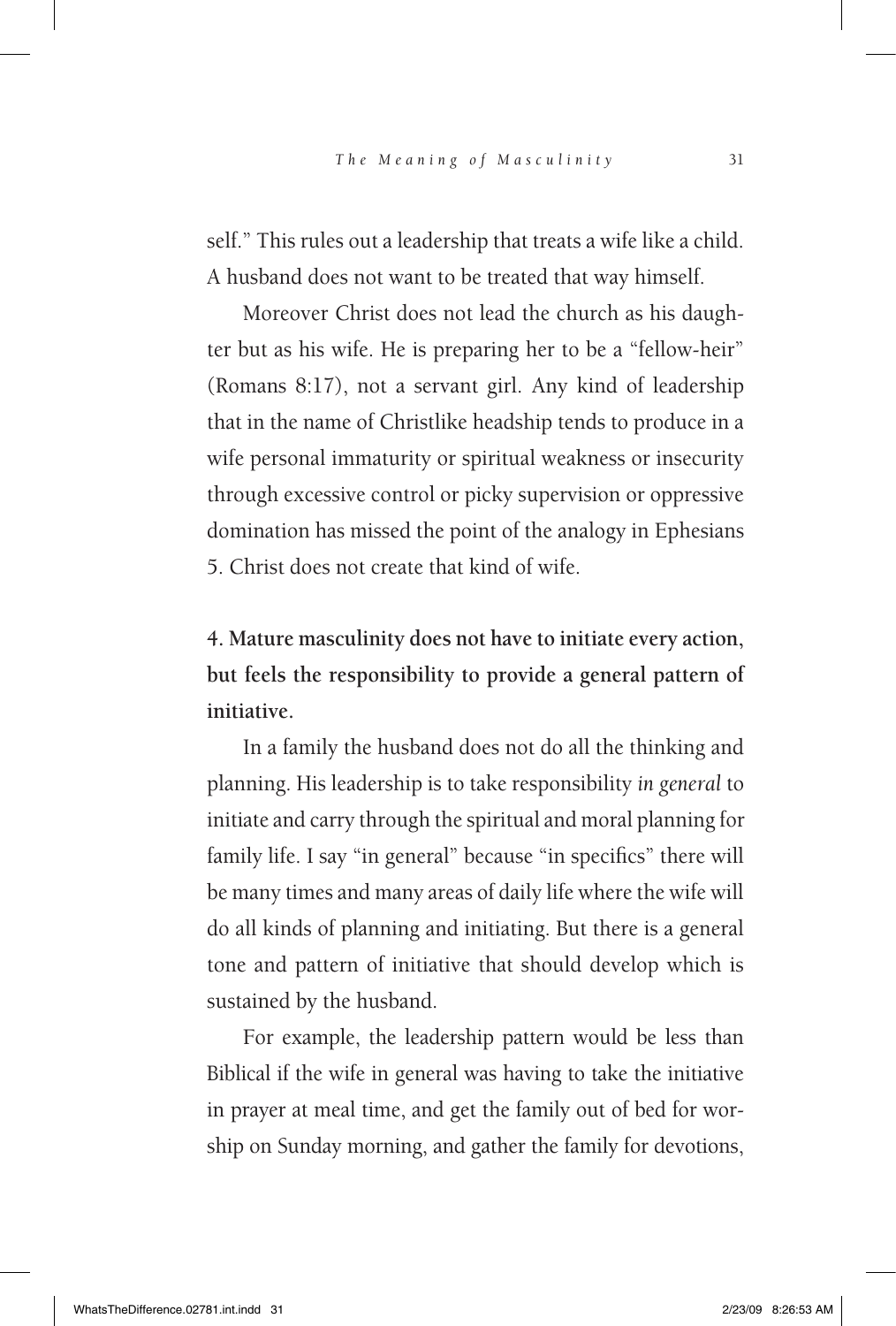self." This rules out a leadership that treats a wife like a child. A husband does not want to be treated that way himself.

Moreover Christ does not lead the church as his daughter but as his wife. He is preparing her to be a "fellow-heir" (Romans 8:17), not a servant girl. Any kind of leadership that in the name of Christlike headship tends to produce in a wife personal immaturity or spiritual weakness or insecurity through excessive control or picky supervision or oppressive domination has missed the point of the analogy in Ephesians 5. Christ does not create that kind of wife.

**4. Mature masculinity does not have to initiate every action, but feels the responsibility to provide a general pattern of initiative.**

In a family the husband does not do all the thinking and planning. His leadership is to take responsibility *in general* to initiate and carry through the spiritual and moral planning for family life. I say "in general" because "in specifics" there will be many times and many areas of daily life where the wife will do all kinds of planning and initiating. But there is a general tone and pattern of initiative that should develop which is sustained by the husband.

For example, the leadership pattern would be less than Biblical if the wife in general was having to take the initiative in prayer at meal time, and get the family out of bed for worship on Sunday morning, and gather the family for devotions,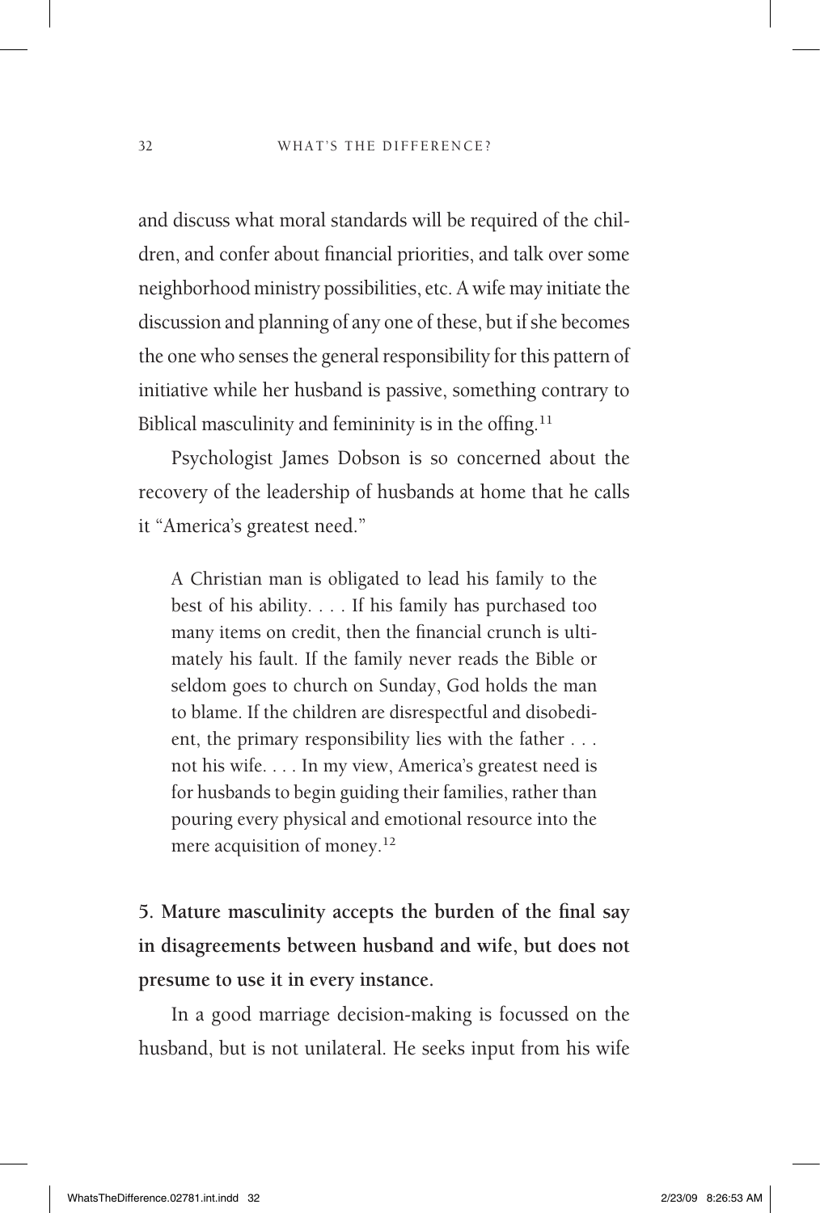and discuss what moral standards will be required of the children, and confer about financial priorities, and talk over some neighborhood ministry possibilities, etc. A wife may initiate the discussion and planning of any one of these, but if she becomes the one who senses the general responsibility for this pattern of initiative while her husband is passive, something contrary to Biblical masculinity and femininity is in the offing.[11]

Psychologist James Dobson is so concerned about the recovery of the leadership of husbands at home that he calls it "America's greatest need."

> A Christian man is obligated to lead his family to the best of his ability. . . . If his family has purchased too many items on credit, then the financial crunch is ultimately his fault. If the family never reads the Bible or seldom goes to church on Sunday, God holds the man to blame. If the children are disrespectful and disobedient, the primary responsibility lies with the father . . . not his wife. . . . In my view, America's greatest need is for husbands to begin guiding their families, rather than pouring every physical and emotional resource into the mere acquisition of money.[12]

**5. Mature masculinity accepts the burden of the final say in disagreements between husband and wife, but does not presume to use it in every instance.**

In a good marriage decision-making is focussed on the husband, but is not unilateral. He seeks input from his wife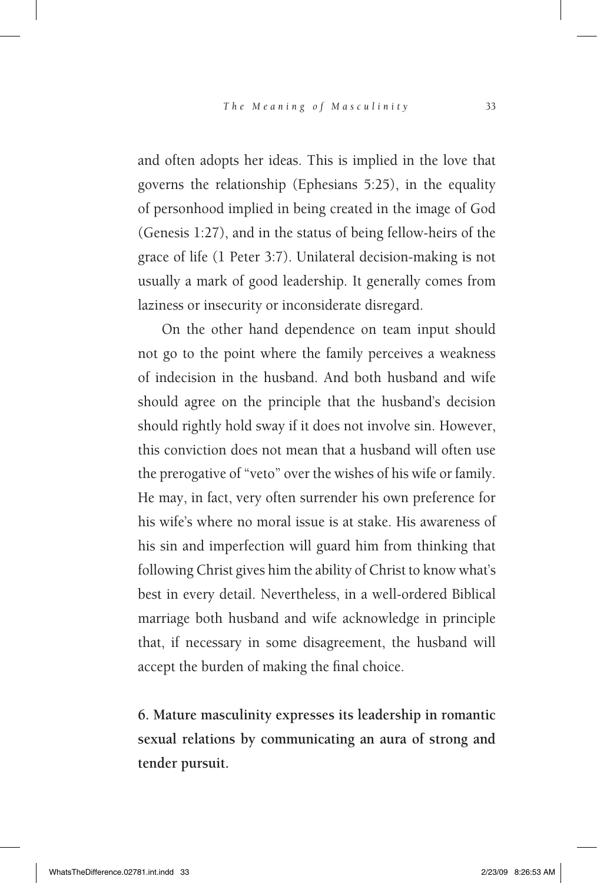and often adopts her ideas. This is implied in the love that governs the relationship (Ephesians 5:25), in the equality of personhood implied in being created in the image of God (Genesis 1:27), and in the status of being fellow-heirs of the grace of life (1 Peter 3:7). Unilateral decision-making is not usually a mark of good leadership. It generally comes from laziness or insecurity or inconsiderate disregard.

On the other hand dependence on team input should not go to the point where the family perceives a weakness of indecision in the husband. And both husband and wife should agree on the principle that the husband's decision should rightly hold sway if it does not involve sin. However, this conviction does not mean that a husband will often use the prerogative of "veto" over the wishes of his wife or family. He may, in fact, very often surrender his own preference for his wife's where no moral issue is at stake. His awareness of his sin and imperfection will guard him from thinking that following Christ gives him the ability of Christ to know what's best in every detail. Nevertheless, in a well-ordered Biblical marriage both husband and wife acknowledge in principle that, if necessary in some disagreement, the husband will accept the burden of making the final choice.

**6. Mature masculinity expresses its leadership in romantic sexual relations by communicating an aura of strong and tender pursuit.**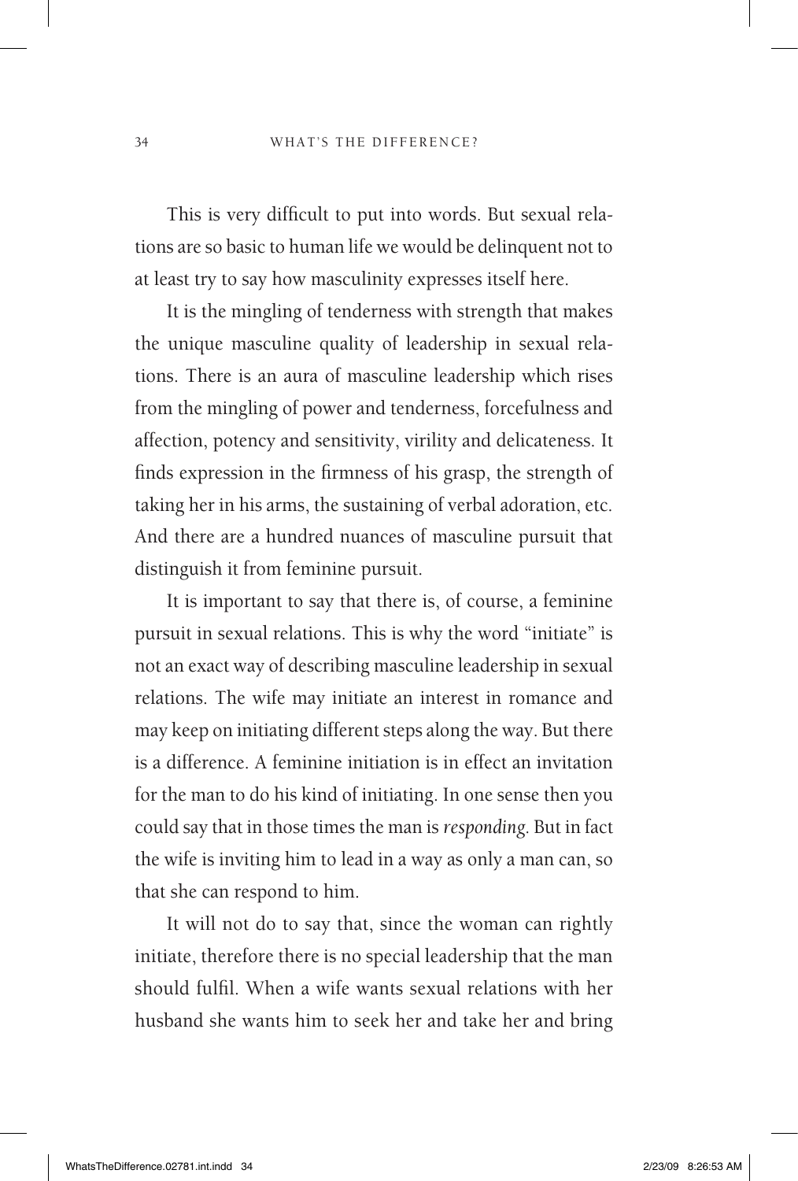This is very difficult to put into words. But sexual relations are so basic to human life we would be delinquent not to at least try to say how masculinity expresses itself here.

It is the mingling of tenderness with strength that makes the unique masculine quality of leadership in sexual relations. There is an aura of masculine leadership which rises from the mingling of power and tenderness, forcefulness and affection, potency and sensitivity, virility and delicateness. It finds expression in the firmness of his grasp, the strength of taking her in his arms, the sustaining of verbal adoration, etc. And there are a hundred nuances of masculine pursuit that distinguish it from feminine pursuit.

It is important to say that there is, of course, a feminine pursuit in sexual relations. This is why the word "initiate" is not an exact way of describing masculine leadership in sexual relations. The wife may initiate an interest in romance and may keep on initiating different steps along the way. But there is a difference. A feminine initiation is in effect an invitation for the man to do his kind of initiating. In one sense then you could say that in those times the man is *responding*. But in fact the wife is inviting him to lead in a way as only a man can, so that she can respond to him.

It will not do to say that, since the woman can rightly initiate, therefore there is no special leadership that the man should fulfil. When a wife wants sexual relations with her husband she wants him to seek her and take her and bring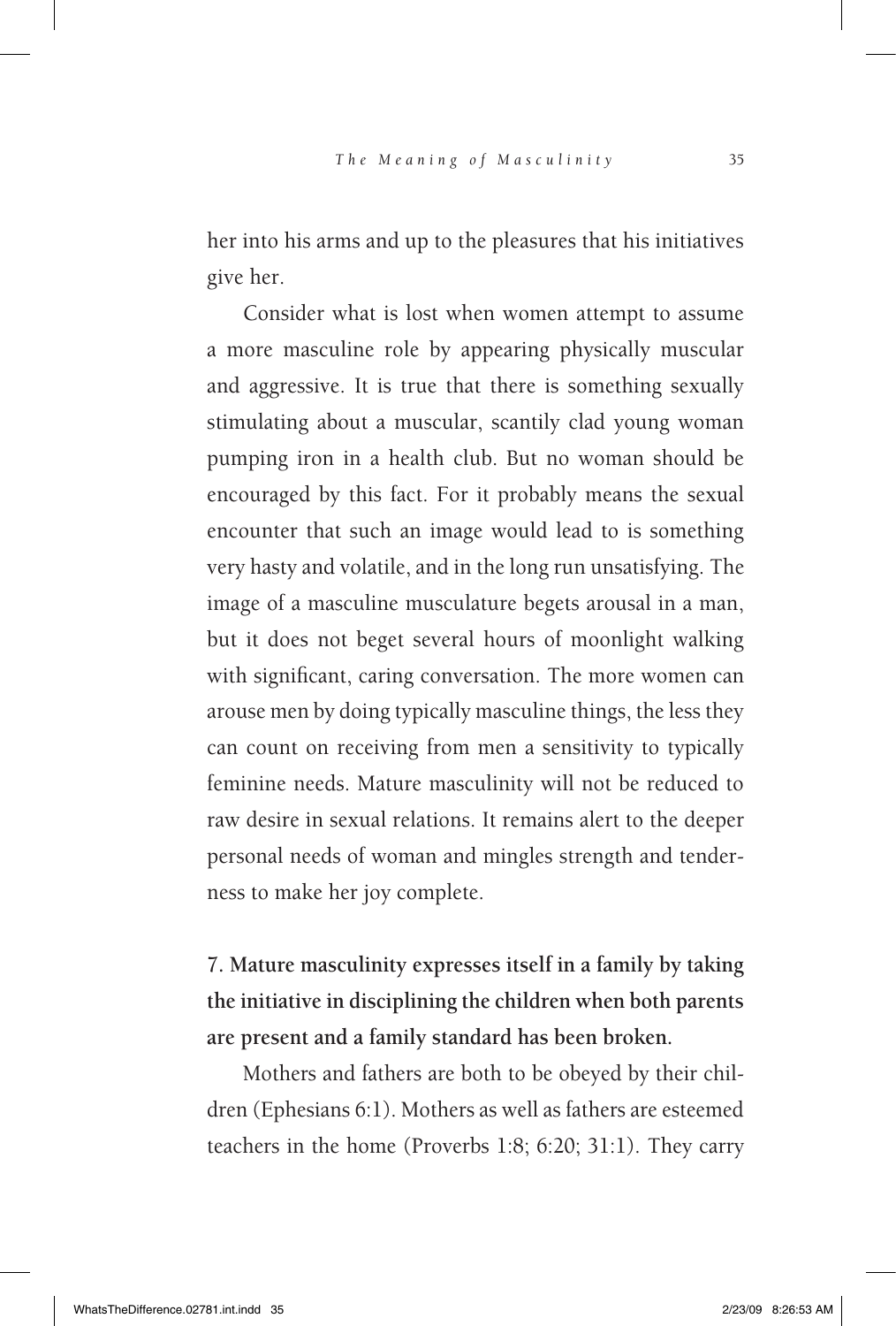her into his arms and up to the pleasures that his initiatives give her.

Consider what is lost when women attempt to assume a more masculine role by appearing physically muscular and aggressive. It is true that there is something sexually stimulating about a muscular, scantily clad young woman pumping iron in a health club. But no woman should be encouraged by this fact. For it probably means the sexual encounter that such an image would lead to is something very hasty and volatile, and in the long run unsatisfying. The image of a masculine musculature begets arousal in a man, but it does not beget several hours of moonlight walking with significant, caring conversation. The more women can arouse men by doing typically masculine things, the less they can count on receiving from men a sensitivity to typically feminine needs. Mature masculinity will not be reduced to raw desire in sexual relations. It remains alert to the deeper personal needs of woman and mingles strength and tenderness to make her joy complete.

**7. Mature masculinity expresses itself in a family by taking the initiative in disciplining the children when both parents are present and a family standard has been broken.**

Mothers and fathers are both to be obeyed by their children (Ephesians 6:1). Mothers as well as fathers are esteemed teachers in the home (Proverbs 1:8; 6:20; 31:1). They carry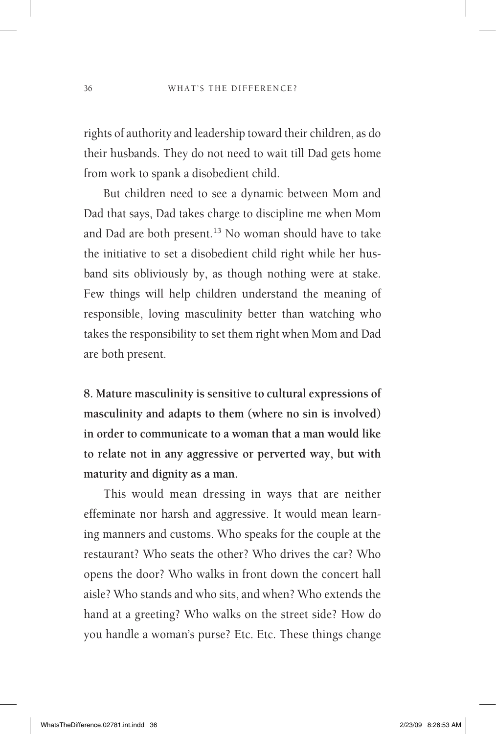rights of authority and leadership toward their children, as do their husbands. They do not need to wait till Dad gets home from work to spank a disobedient child.

But children need to see a dynamic between Mom and Dad that says, Dad takes charge to discipline me when Mom and Dad are both present.[13] No woman should have to take the initiative to set a disobedient child right while her husband sits obliviously by, as though nothing were at stake. Few things will help children understand the meaning of responsible, loving masculinity better than watching who takes the responsibility to set them right when Mom and Dad are both present.

**8. Mature masculinity is sensitive to cultural expressions of masculinity and adapts to them (where no sin is involved) in order to communicate to a woman that a man would like to relate not in any aggressive or perverted way, but with maturity and dignity as a man.**

This would mean dressing in ways that are neither effeminate nor harsh and aggressive. It would mean learning manners and customs. Who speaks for the couple at the restaurant? Who seats the other? Who drives the car? Who opens the door? Who walks in front down the concert hall aisle? Who stands and who sits, and when? Who extends the hand at a greeting? Who walks on the street side? How do you handle a woman's purse? Etc. Etc. These things change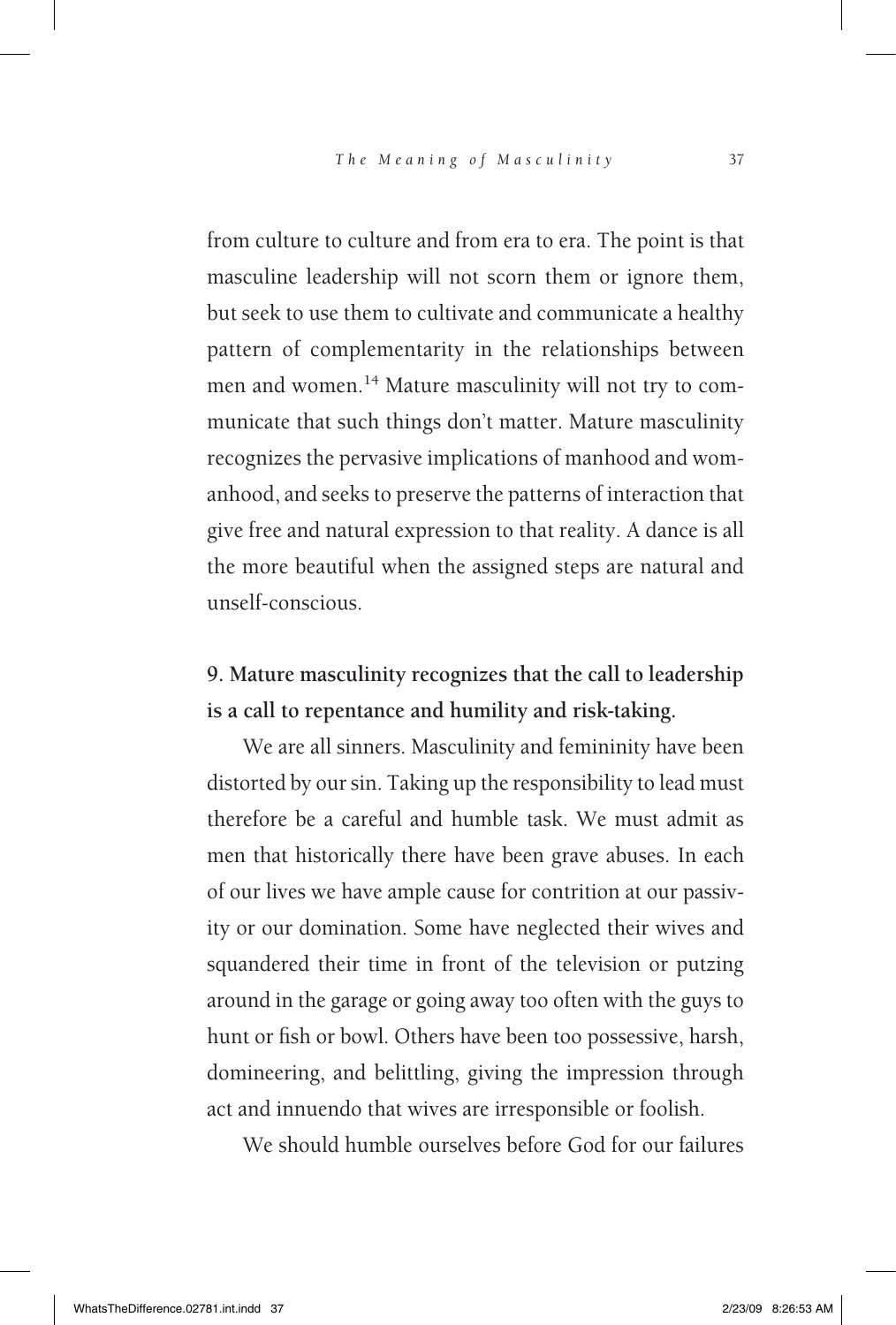from culture to culture and from era to era. The point is that masculine leadership will not scorn them or ignore them, but seek to use them to cultivate and communicate a healthy pattern of complementarity in the relationships between men and women.[14] Mature masculinity will not try to communicate that such things don't matter. Mature masculinity recognizes the pervasive implications of manhood and womanhood, and seeks to preserve the patterns of interaction that give free and natural expression to that reality. A dance is all the more beautiful when the assigned steps are natural and unself-conscious.

**9. Mature masculinity recognizes that the call to leadership is a call to repentance and humility and risk-taking.**

We are all sinners. Masculinity and femininity have been distorted by our sin. Taking up the responsibility to lead must therefore be a careful and humble task. We must admit as men that historically there have been grave abuses. In each of our lives we have ample cause for contrition at our passivity or our domination. Some have neglected their wives and squandered their time in front of the television or putzing around in the garage or going away too often with the guys to hunt or fish or bowl. Others have been too possessive, harsh, domineering, and belittling, giving the impression through act and innuendo that wives are irresponsible or foolish.

We should humble ourselves before God for our failures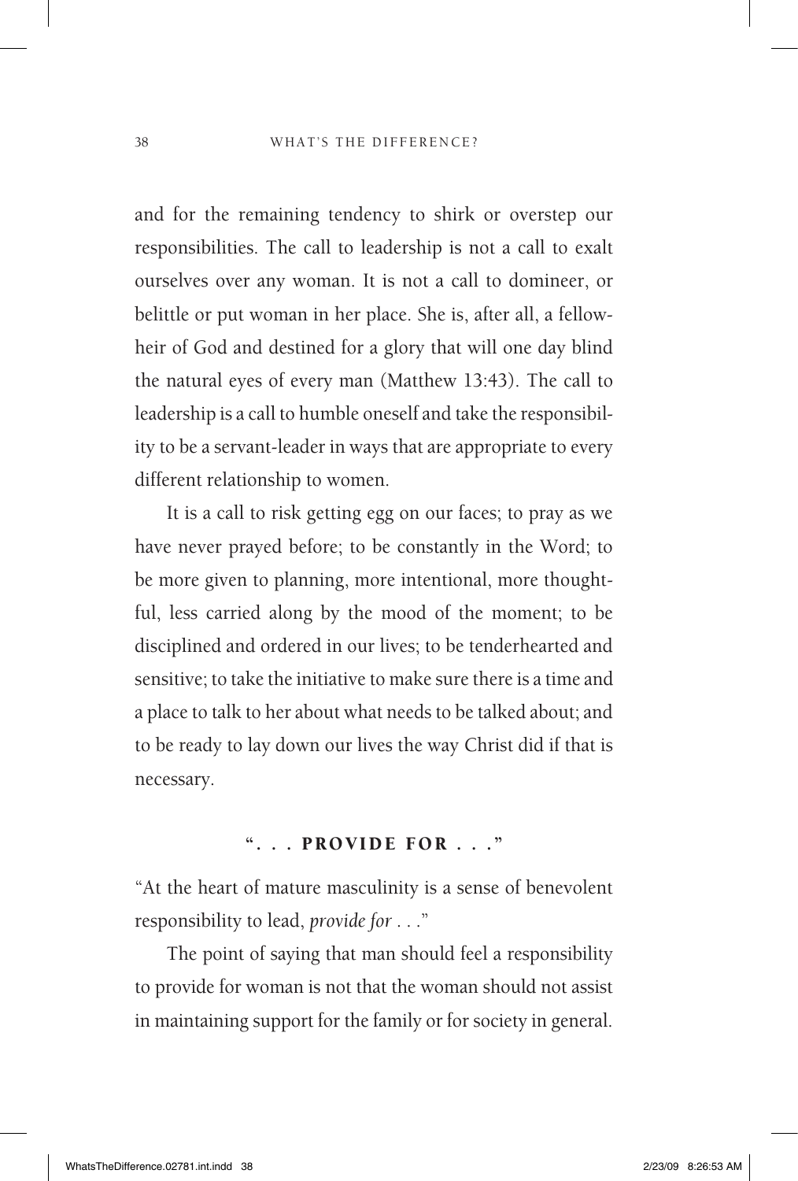and for the remaining tendency to shirk or overstep our responsibilities. The call to leadership is not a call to exalt ourselves over any woman. It is not a call to domineer, or belittle or put woman in her place. She is, after all, a fellow-heir of God and destined for a glory that will one day blind the natural eyes of every man (Matthew 13:43). The call to leadership is a call to humble oneself and take the responsibility to be a servant-leader in ways that are appropriate to every different relationship to women.

It is a call to risk getting egg on our faces; to pray as we have never prayed before; to be constantly in the Word; to be more given to planning, more intentional, more thoughtful, less carried along by the mood of the moment; to be disciplined and ordered in our lives; to be tenderhearted and sensitive; to take the initiative to make sure there is a time and a place to talk to her about what needs to be talked about; and to be ready to lay down our lives the way Christ did if that is necessary.

## ". . . PROVIDE FOR . . ."

"At the heart of mature masculinity is a sense of benevolent responsibility to lead, *provide for* . . ."

The point of saying that man should feel a responsibility to provide for woman is not that the woman should not assist in maintaining support for the family or for society in general.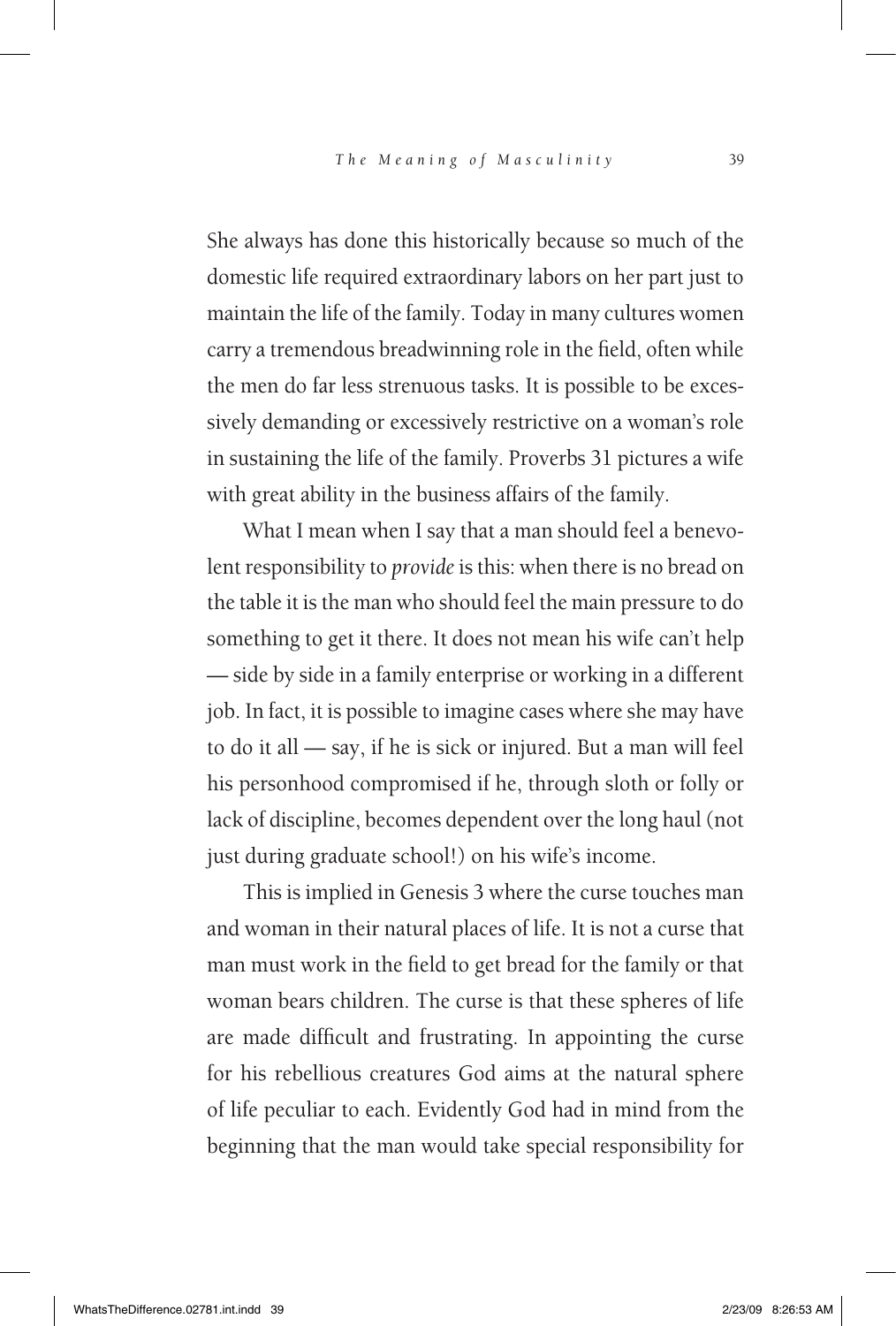She always has done this historically because so much of the domestic life required extraordinary labors on her part just to maintain the life of the family. Today in many cultures women carry a tremendous breadwinning role in the field, often while the men do far less strenuous tasks. It is possible to be excessively demanding or excessively restrictive on a woman's role in sustaining the life of the family. Proverbs 31 pictures a wife with great ability in the business affairs of the family.

What I mean when I say that a man should feel a benevolent responsibility to *provide* is this: when there is no bread on the table it is the man who should feel the main pressure to do something to get it there. It does not mean his wife can't help — side by side in a family enterprise or working in a different job. In fact, it is possible to imagine cases where she may have to do it all — say, if he is sick or injured. But a man will feel his personhood compromised if he, through sloth or folly or lack of discipline, becomes dependent over the long haul (not just during graduate school!) on his wife's income.

This is implied in Genesis 3 where the curse touches man and woman in their natural places of life. It is not a curse that man must work in the field to get bread for the family or that woman bears children. The curse is that these spheres of life are made difficult and frustrating. In appointing the curse for his rebellious creatures God aims at the natural sphere of life peculiar to each. Evidently God had in mind from the beginning that the man would take special responsibility for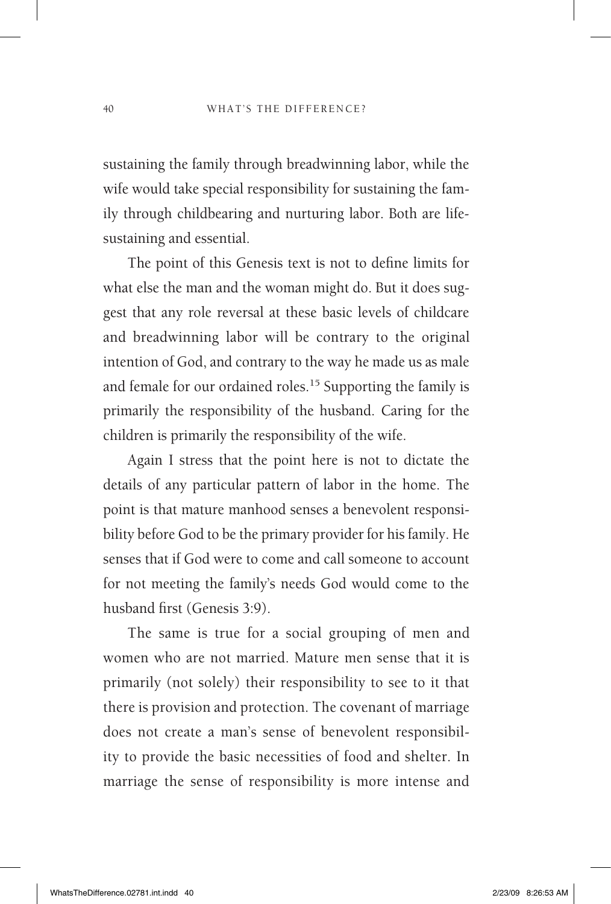sustaining the family through breadwinning labor, while the wife would take special responsibility for sustaining the family through childbearing and nurturing labor. Both are life-sustaining and essential.

The point of this Genesis text is not to define limits for what else the man and the woman might do. But it does suggest that any role reversal at these basic levels of childcare and breadwinning labor will be contrary to the original intention of God, and contrary to the way he made us as male and female for our ordained roles.[15] Supporting the family is primarily the responsibility of the husband. Caring for the children is primarily the responsibility of the wife.

Again I stress that the point here is not to dictate the details of any particular pattern of labor in the home. The point is that mature manhood senses a benevolent responsibility before God to be the primary provider for his family. He senses that if God were to come and call someone to account for not meeting the family's needs God would come to the husband first (Genesis 3:9).

The same is true for a social grouping of men and women who are not married. Mature men sense that it is primarily (not solely) their responsibility to see to it that there is provision and protection. The covenant of marriage does not create a man's sense of benevolent responsibility to provide the basic necessities of food and shelter. In marriage the sense of responsibility is more intense and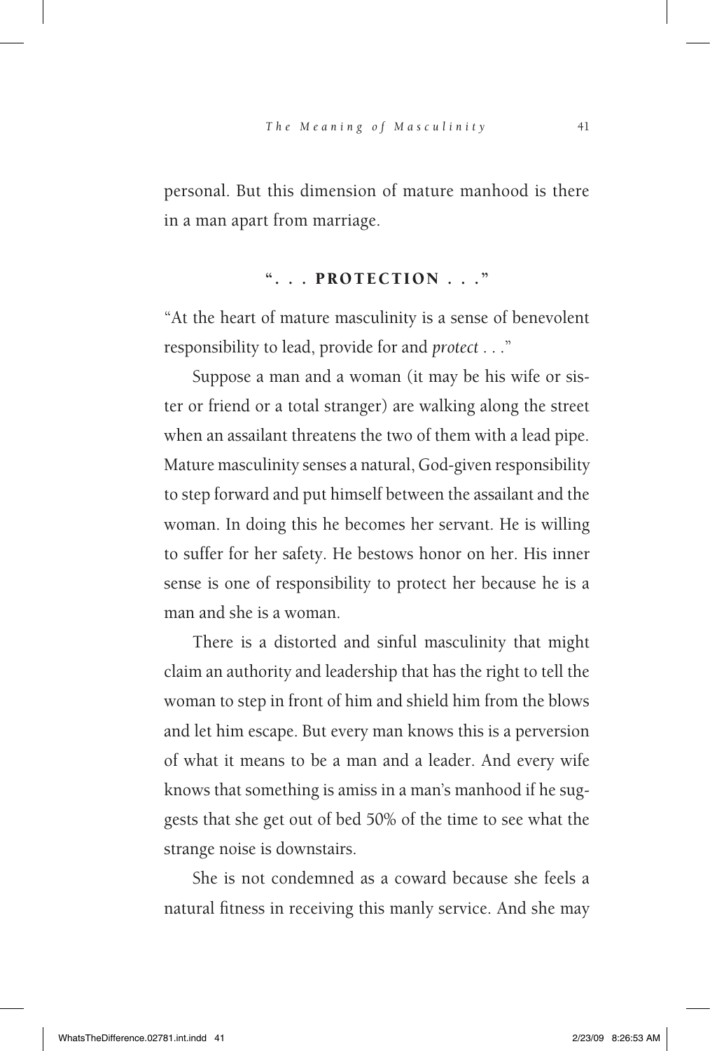personal. But this dimension of mature manhood is there in a man apart from marriage.

## ". . . PROTECTION . . ."

"At the heart of mature masculinity is a sense of benevolent responsibility to lead, provide for and *protect* . . ."

Suppose a man and a woman (it may be his wife or sister or friend or a total stranger) are walking along the street when an assailant threatens the two of them with a lead pipe. Mature masculinity senses a natural, God-given responsibility to step forward and put himself between the assailant and the woman. In doing this he becomes her servant. He is willing to suffer for her safety. He bestows honor on her. His inner sense is one of responsibility to protect her because he is a man and she is a woman.

There is a distorted and sinful masculinity that might claim an authority and leadership that has the right to tell the woman to step in front of him and shield him from the blows and let him escape. But every man knows this is a perversion of what it means to be a man and a leader. And every wife knows that something is amiss in a man's manhood if he suggests that she get out of bed 50% of the time to see what the strange noise is downstairs.

She is not condemned as a coward because she feels a natural fitness in receiving this manly service. And she may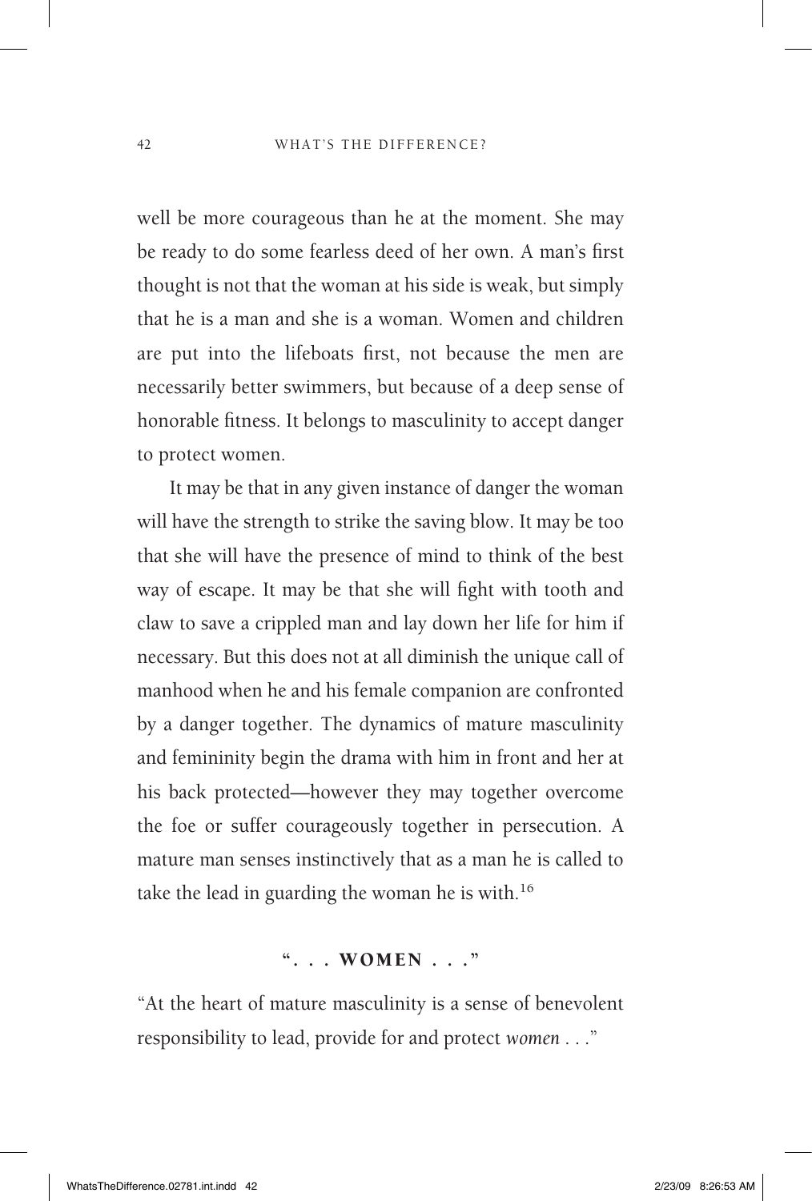well be more courageous than he at the moment. She may be ready to do some fearless deed of her own. A man's first thought is not that the woman at his side is weak, but simply that he is a man and she is a woman. Women and children are put into the lifeboats first, not because the men are necessarily better swimmers, but because of a deep sense of honorable fitness. It belongs to masculinity to accept danger to protect women.

It may be that in any given instance of danger the woman will have the strength to strike the saving blow. It may be too that she will have the presence of mind to think of the best way of escape. It may be that she will fight with tooth and claw to save a crippled man and lay down her life for him if necessary. But this does not at all diminish the unique call of manhood when he and his female companion are confronted by a danger together. The dynamics of mature masculinity and femininity begin the drama with him in front and her at his back protected—however they may together overcome the foe or suffer courageously together in persecution. A mature man senses instinctively that as a man he is called to take the lead in guarding the woman he is with.[16]

## ". . . WOMEN . . ."

"At the heart of mature masculinity is a sense of benevolent responsibility to lead, provide for and protect *women* . . ."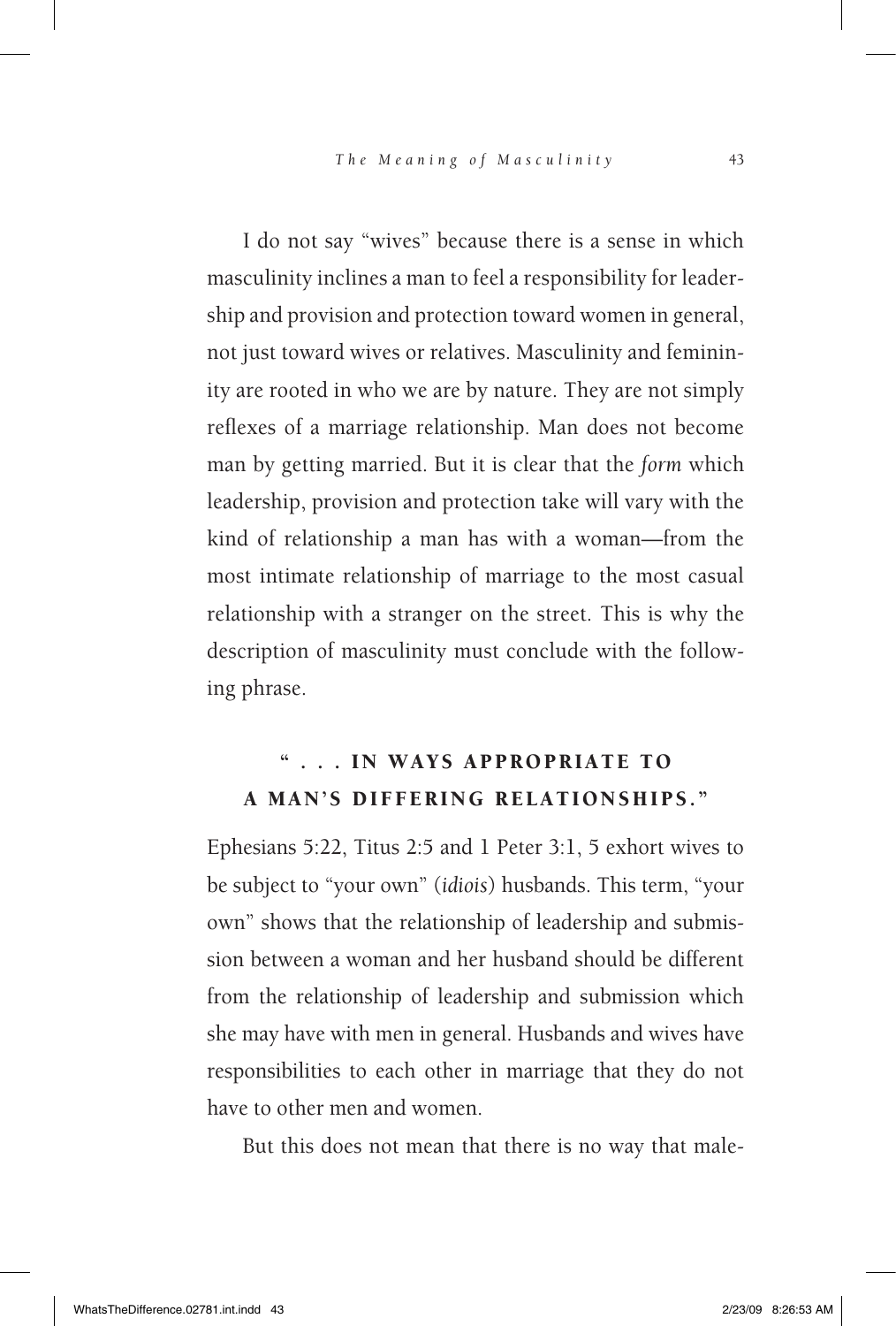I do not say "wives" because there is a sense in which masculinity inclines a man to feel a responsibility for leadership and provision and protection toward women in general, not just toward wives or relatives. Masculinity and femininity are rooted in who we are by nature. They are not simply reflexes of a marriage relationship. Man does not become man by getting married. But it is clear that the *form* which leadership, provision and protection take will vary with the kind of relationship a man has with a woman—from the most intimate relationship of marriage to the most casual relationship with a stranger on the street. This is why the description of masculinity must conclude with the following phrase.

## " . . . IN WAYS APPROPRIATE TO A MAN'S DIFFERING RELATIONSHIPS."

Ephesians 5:22, Titus 2:5 and 1 Peter 3:1, 5 exhort wives to be subject to "your own" (*idiois*) husbands. This term, "your own" shows that the relationship of leadership and submission between a woman and her husband should be different from the relationship of leadership and submission which she may have with men in general. Husbands and wives have responsibilities to each other in marriage that they do not have to other men and women.

But this does not mean that there is no way that male-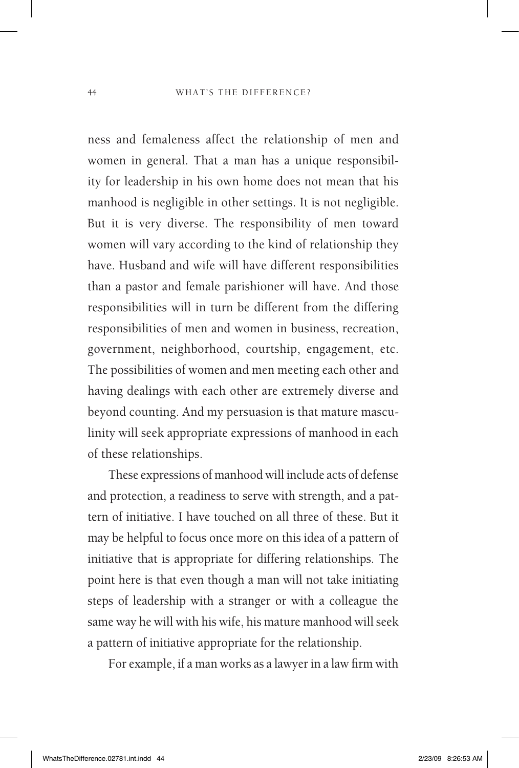ness and femaleness affect the relationship of men and women in general. That a man has a unique responsibility for leadership in his own home does not mean that his manhood is negligible in other settings. It is not negligible. But it is very diverse. The responsibility of men toward women will vary according to the kind of relationship they have. Husband and wife will have different responsibilities than a pastor and female parishioner will have. And those responsibilities will in turn be different from the differing responsibilities of men and women in business, recreation, government, neighborhood, courtship, engagement, etc. The possibilities of women and men meeting each other and having dealings with each other are extremely diverse and beyond counting. And my persuasion is that mature masculinity will seek appropriate expressions of manhood in each of these relationships.

These expressions of manhood will include acts of defense and protection, a readiness to serve with strength, and a pattern of initiative. I have touched on all three of these. But it may be helpful to focus once more on this idea of a pattern of initiative that is appropriate for differing relationships. The point here is that even though a man will not take initiating steps of leadership with a stranger or with a colleague the same way he will with his wife, his mature manhood will seek a pattern of initiative appropriate for the relationship.

For example, if a man works as a lawyer in a law firm with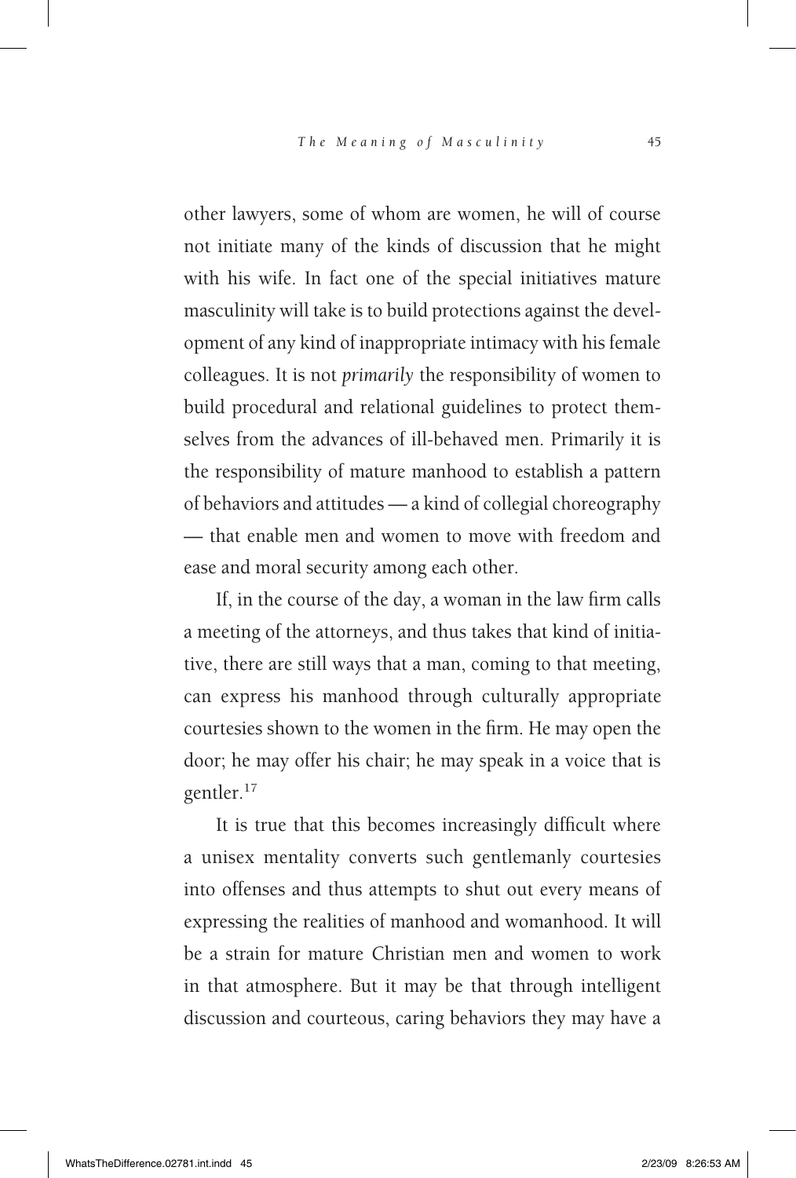other lawyers, some of whom are women, he will of course not initiate many of the kinds of discussion that he might with his wife. In fact one of the special initiatives mature masculinity will take is to build protections against the development of any kind of inappropriate intimacy with his female colleagues. It is not *primarily* the responsibility of women to build procedural and relational guidelines to protect themselves from the advances of ill-behaved men. Primarily it is the responsibility of mature manhood to establish a pattern of behaviors and attitudes — a kind of collegial choreography — that enable men and women to move with freedom and ease and moral security among each other.

If, in the course of the day, a woman in the law firm calls a meeting of the attorneys, and thus takes that kind of initiative, there are still ways that a man, coming to that meeting, can express his manhood through culturally appropriate courtesies shown to the women in the firm. He may open the door; he may offer his chair; he may speak in a voice that is gentler.[17]

It is true that this becomes increasingly difficult where a unisex mentality converts such gentlemanly courtesies into offenses and thus attempts to shut out every means of expressing the realities of manhood and womanhood. It will be a strain for mature Christian men and women to work in that atmosphere. But it may be that through intelligent discussion and courteous, caring behaviors they may have a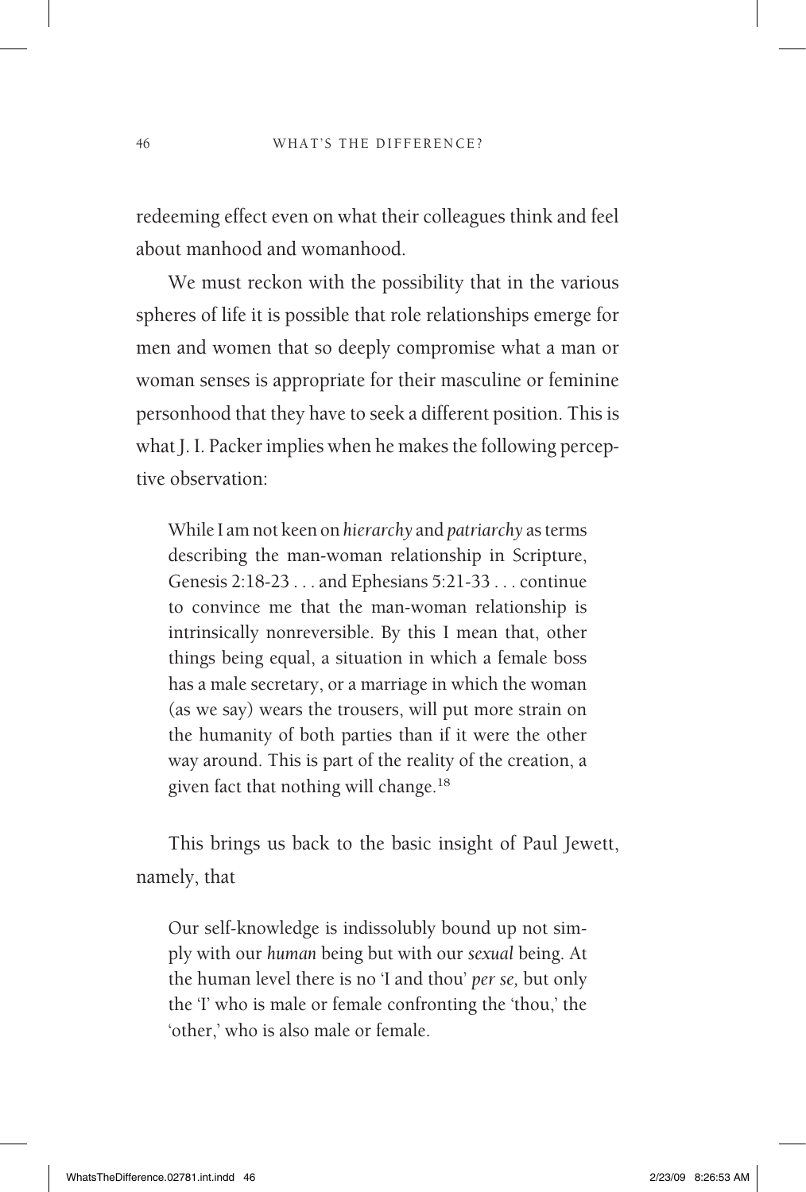redeeming effect even on what their colleagues think and feel about manhood and womanhood.

We must reckon with the possibility that in the various spheres of life it is possible that role relationships emerge for men and women that so deeply compromise what a man or woman senses is appropriate for their masculine or feminine personhood that they have to seek a different position. This is what J. I. Packer implies when he makes the following perceptive observation:

> While I am not keen on *hierarchy* and *patriarchy* as terms describing the man-woman relationship in Scripture, Genesis 2:18-23 . . . and Ephesians 5:21-33 . . . continue to convince me that the man-woman relationship is intrinsically nonreversible. By this I mean that, other things being equal, a situation in which a female boss has a male secretary, or a marriage in which the woman (as we say) wears the trousers, will put more strain on the humanity of both parties than if it were the other way around. This is part of the reality of the creation, a given fact that nothing will change.[18]

This brings us back to the basic insight of Paul Jewett, namely, that

> Our self-knowledge is indissolubly bound up not simply with our *human* being but with our *sexual* being. At the human level there is no 'I and thou' *per se,* but only the 'I' who is male or female confronting the 'thou,' the 'other,' who is also male or female.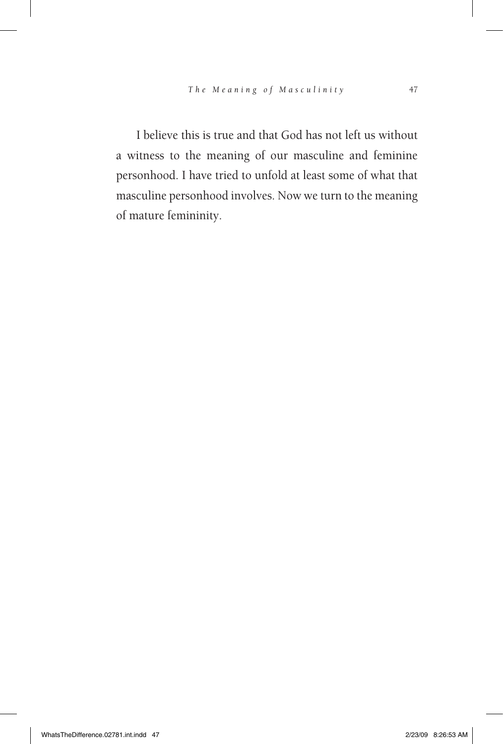I believe this is true and that God has not left us without a witness to the meaning of our masculine and feminine personhood. I have tried to unfold at least some of what that masculine personhood involves. Now we turn to the meaning of mature femininity.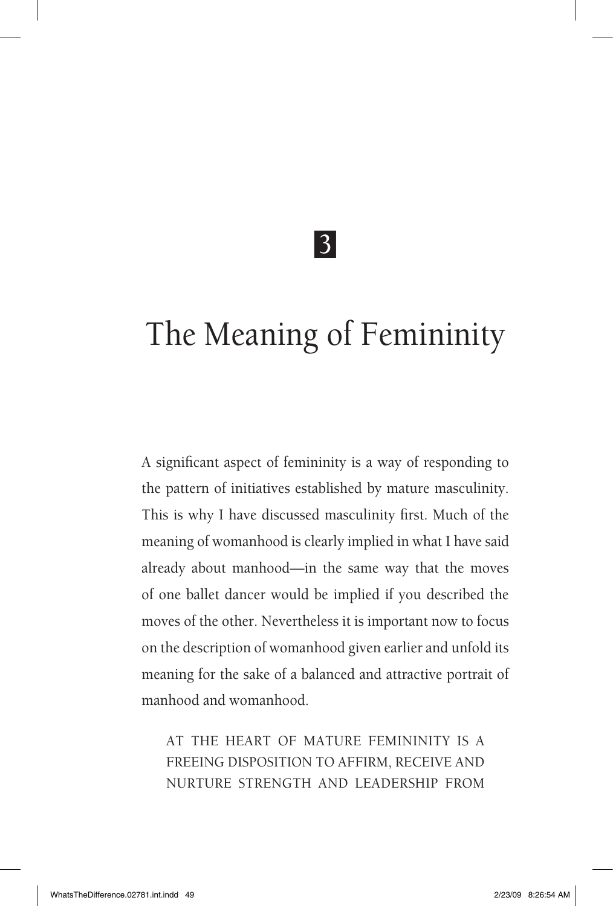3

# The Meaning of Femininity

A significant aspect of femininity is a way of responding to the pattern of initiatives established by mature masculinity. This is why I have discussed masculinity first. Much of the meaning of womanhood is clearly implied in what I have said already about manhood—in the same way that the moves of one ballet dancer would be implied if you described the moves of the other. Nevertheless it is important now to focus on the description of womanhood given earlier and unfold its meaning for the sake of a balanced and attractive portrait of manhood and womanhood.

> AT THE HEART OF MATURE FEMININITY IS A FREEING DISPOSITION TO AFFIRM, RECEIVE AND NURTURE STRENGTH AND LEADERSHIP FROM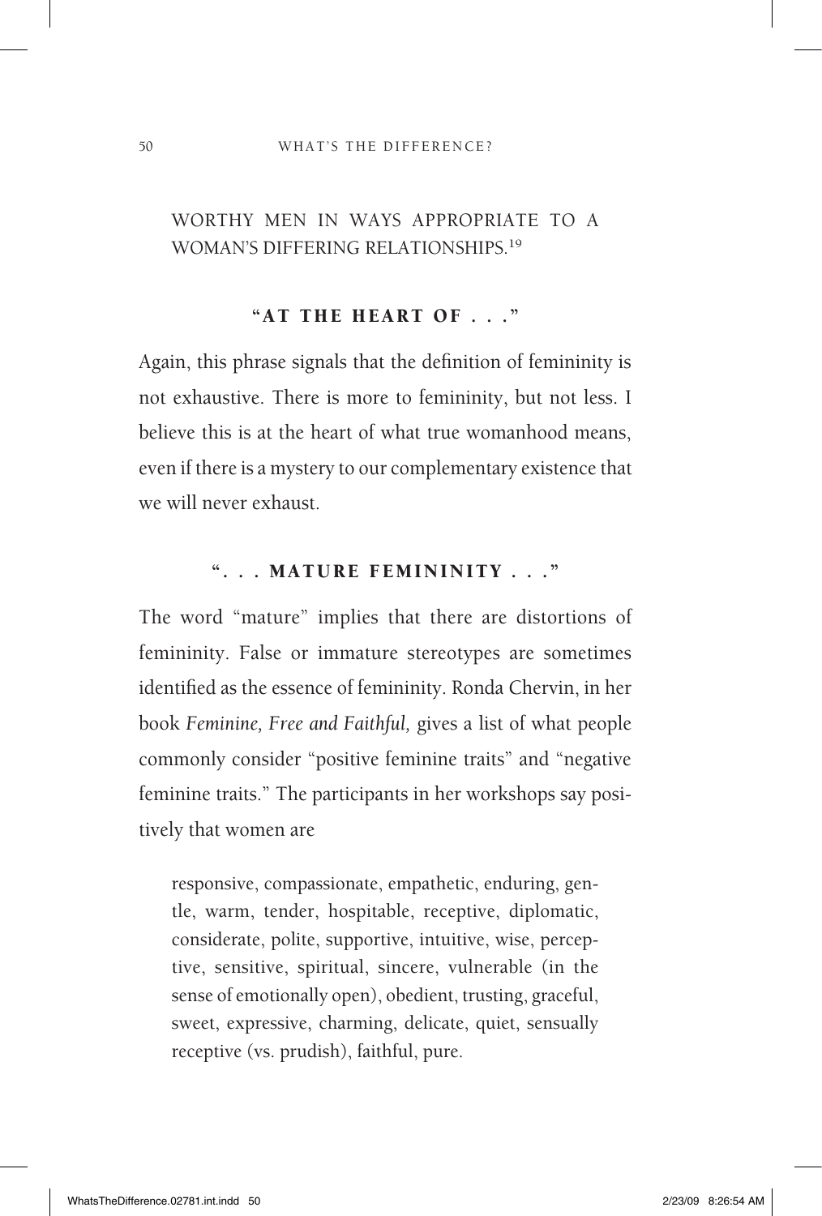WORTHY MEN IN WAYS APPROPRIATE TO A WOMAN'S DIFFERING RELATIONSHIPS.[19]

### "AT THE HEART OF . . ."

Again, this phrase signals that the definition of femininity is not exhaustive. There is more to femininity, but not less. I believe this is at the heart of what true womanhood means, even if there is a mystery to our complementary existence that we will never exhaust.

### ". . . MATURE FEMININITY . . ."

The word "mature" implies that there are distortions of femininity. False or immature stereotypes are sometimes identified as the essence of femininity. Ronda Chervin, in her book *Feminine, Free and Faithful,* gives a list of what people commonly consider "positive feminine traits" and "negative feminine traits." The participants in her workshops say positively that women are

> responsive, compassionate, empathetic, enduring, gentle, warm, tender, hospitable, receptive, diplomatic, considerate, polite, supportive, intuitive, wise, perceptive, sensitive, spiritual, sincere, vulnerable (in the sense of emotionally open), obedient, trusting, graceful, sweet, expressive, charming, delicate, quiet, sensually receptive (vs. prudish), faithful, pure.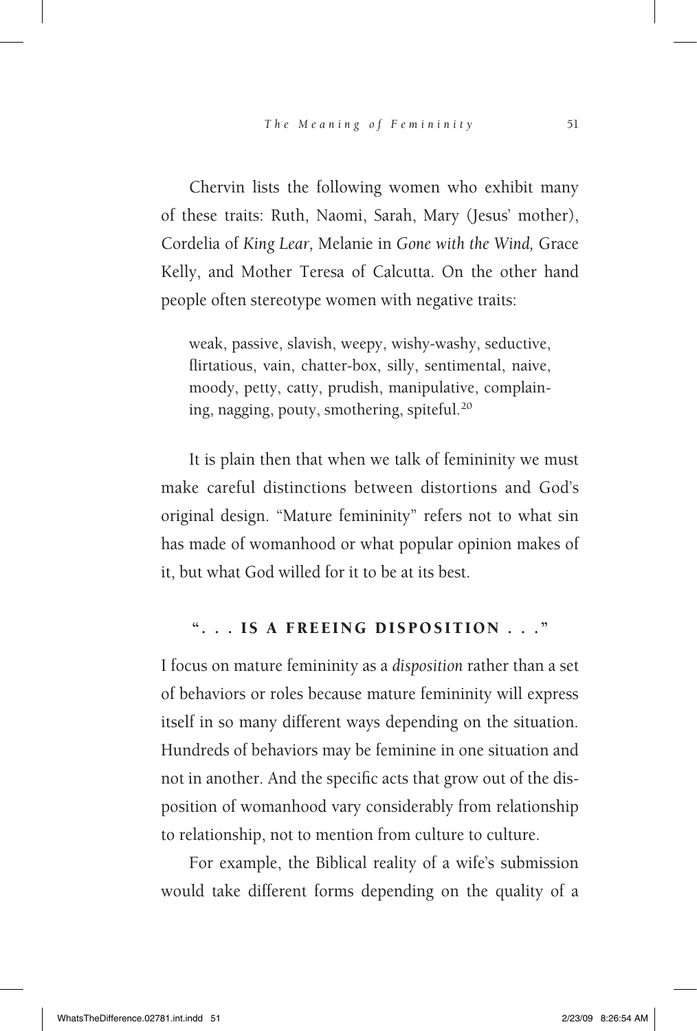Chervin lists the following women who exhibit many of these traits: Ruth, Naomi, Sarah, Mary (Jesus' mother), Cordelia of *King Lear,* Melanie in *Gone with the Wind,* Grace Kelly, and Mother Teresa of Calcutta. On the other hand people often stereotype women with negative traits:

> weak, passive, slavish, weepy, wishy-washy, seductive, flirtatious, vain, chatter-box, silly, sentimental, naive, moody, petty, catty, prudish, manipulative, complaining, nagging, pouty, smothering, spiteful.[20]

It is plain then that when we talk of femininity we must make careful distinctions between distortions and God's original design. "Mature femininity" refers not to what sin has made of womanhood or what popular opinion makes of it, but what God willed for it to be at its best.

## ". . . IS A FREEING DISPOSITION . . ."

I focus on mature femininity as a *disposition* rather than a set of behaviors or roles because mature femininity will express itself in so many different ways depending on the situation. Hundreds of behaviors may be feminine in one situation and not in another. And the specific acts that grow out of the disposition of womanhood vary considerably from relationship to relationship, not to mention from culture to culture.

For example, the Biblical reality of a wife's submission would take different forms depending on the quality of a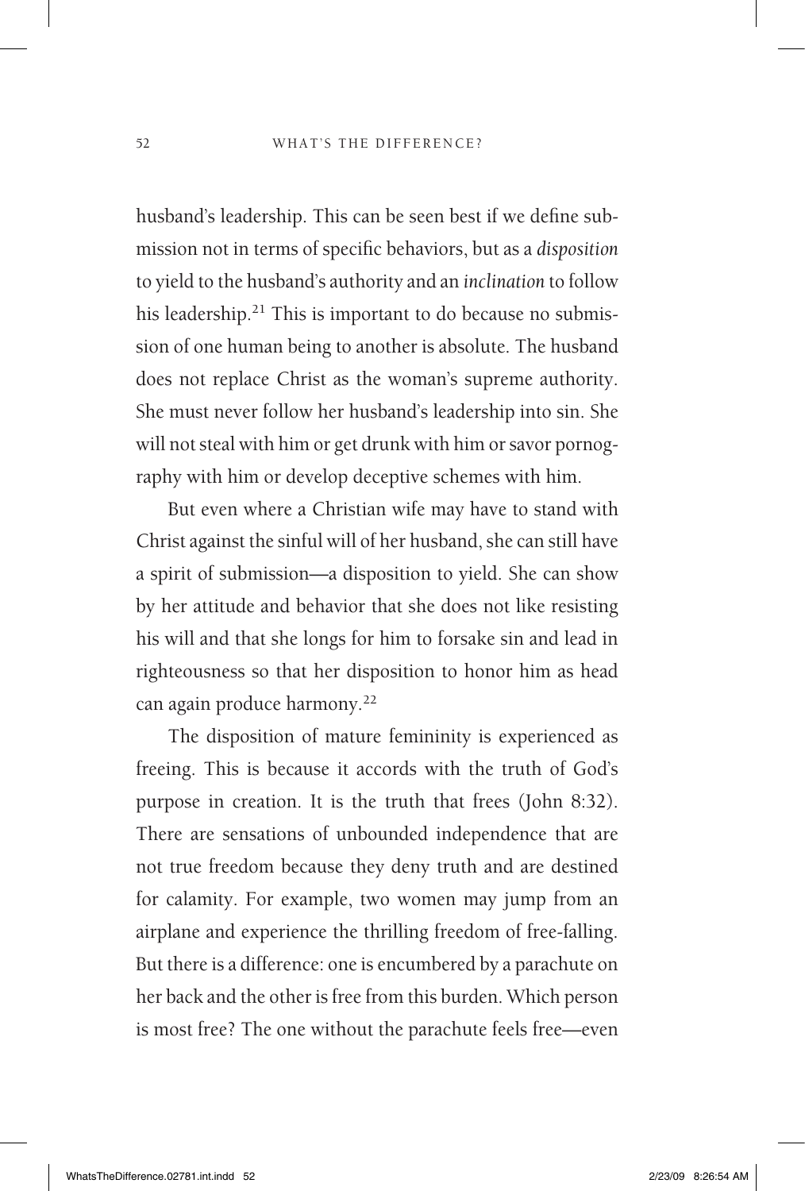husband's leadership. This can be seen best if we define submission not in terms of specific behaviors, but as a *disposition* to yield to the husband's authority and an *inclination* to follow his leadership.[21] This is important to do because no submission of one human being to another is absolute. The husband does not replace Christ as the woman's supreme authority. She must never follow her husband's leadership into sin. She will not steal with him or get drunk with him or savor pornography with him or develop deceptive schemes with him.

But even where a Christian wife may have to stand with Christ against the sinful will of her husband, she can still have a spirit of submission—a disposition to yield. She can show by her attitude and behavior that she does not like resisting his will and that she longs for him to forsake sin and lead in righteousness so that her disposition to honor him as head can again produce harmony.[22]

The disposition of mature femininity is experienced as freeing. This is because it accords with the truth of God's purpose in creation. It is the truth that frees (John 8:32). There are sensations of unbounded independence that are not true freedom because they deny truth and are destined for calamity. For example, two women may jump from an airplane and experience the thrilling freedom of free-falling. But there is a difference: one is encumbered by a parachute on her back and the other is free from this burden. Which person is most free? The one without the parachute feels free—even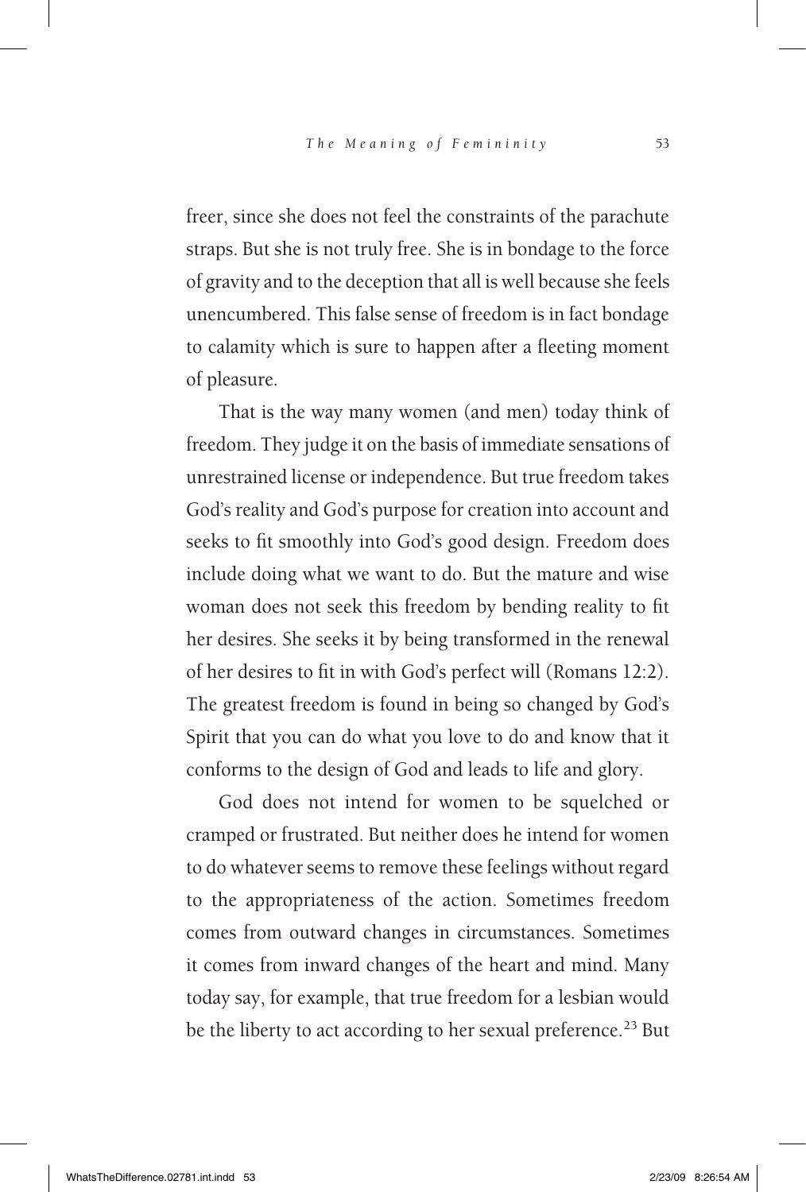freer, since she does not feel the constraints of the parachute straps. But she is not truly free. She is in bondage to the force of gravity and to the deception that all is well because she feels unencumbered. This false sense of freedom is in fact bondage to calamity which is sure to happen after a fleeting moment of pleasure.

That is the way many women (and men) today think of freedom. They judge it on the basis of immediate sensations of unrestrained license or independence. But true freedom takes God's reality and God's purpose for creation into account and seeks to fit smoothly into God's good design. Freedom does include doing what we want to do. But the mature and wise woman does not seek this freedom by bending reality to fit her desires. She seeks it by being transformed in the renewal of her desires to fit in with God's perfect will (Romans 12:2). The greatest freedom is found in being so changed by God's Spirit that you can do what you love to do and know that it conforms to the design of God and leads to life and glory.

God does not intend for women to be squelched or cramped or frustrated. But neither does he intend for women to do whatever seems to remove these feelings without regard to the appropriateness of the action. Sometimes freedom comes from outward changes in circumstances. Sometimes it comes from inward changes of the heart and mind. Many today say, for example, that true freedom for a lesbian would be the liberty to act according to her sexual preference.[23] But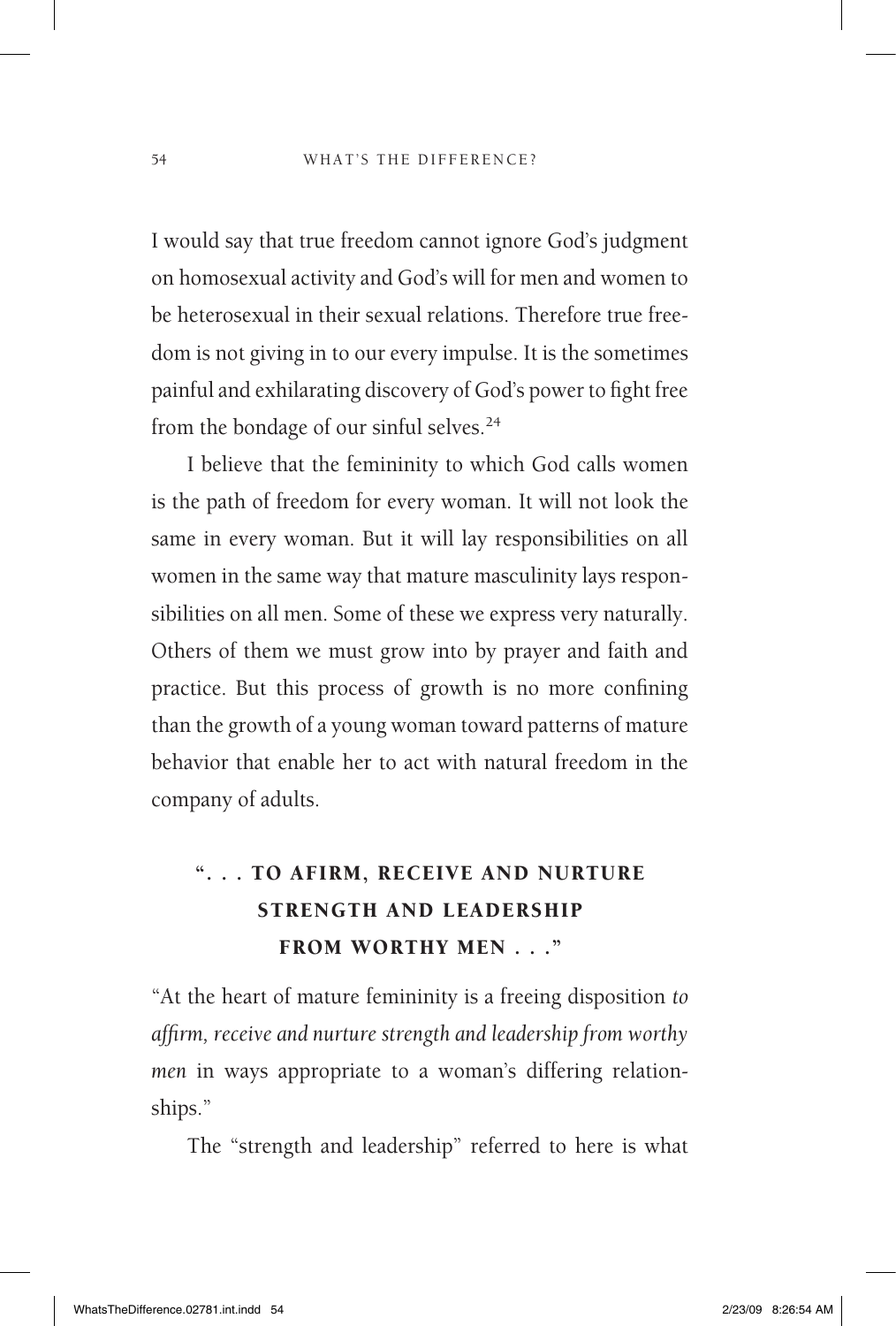I would say that true freedom cannot ignore God's judgment on homosexual activity and God's will for men and women to be heterosexual in their sexual relations. Therefore true freedom is not giving in to our every impulse. It is the sometimes painful and exhilarating discovery of God's power to fight free from the bondage of our sinful selves.[24]

I believe that the femininity to which God calls women is the path of freedom for every woman. It will not look the same in every woman. But it will lay responsibilities on all women in the same way that mature masculinity lays responsibilities on all men. Some of these we express very naturally. Others of them we must grow into by prayer and faith and practice. But this process of growth is no more confining than the growth of a young woman toward patterns of mature behavior that enable her to act with natural freedom in the company of adults.

## ". . . TO AFIRM, RECEIVE AND NURTURE STRENGTH AND LEADERSHIP FROM WORTHY MEN . . ."

"At the heart of mature femininity is a freeing disposition *to affirm, receive and nurture strength and leadership from worthy men* in ways appropriate to a woman's differing relationships."

The "strength and leadership" referred to here is what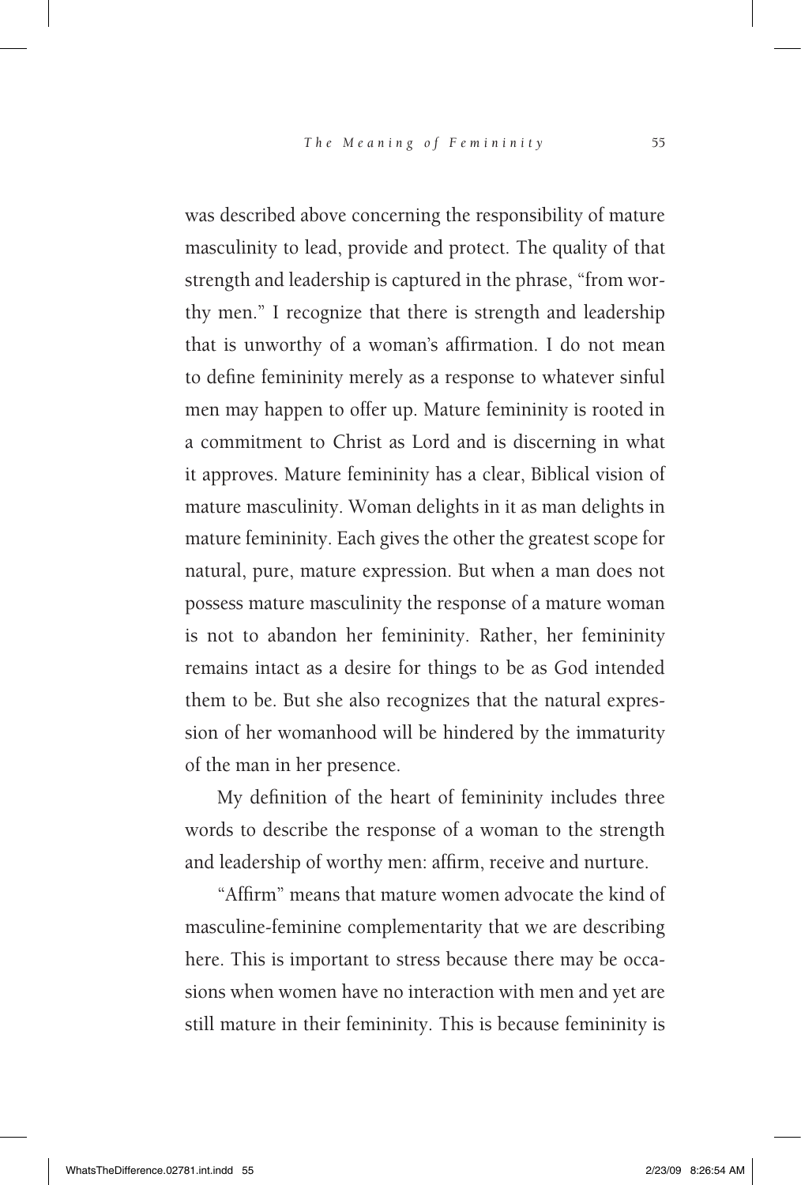was described above concerning the responsibility of mature masculinity to lead, provide and protect. The quality of that strength and leadership is captured in the phrase, "from worthy men." I recognize that there is strength and leadership that is unworthy of a woman's affirmation. I do not mean to define femininity merely as a response to whatever sinful men may happen to offer up. Mature femininity is rooted in a commitment to Christ as Lord and is discerning in what it approves. Mature femininity has a clear, Biblical vision of mature masculinity. Woman delights in it as man delights in mature femininity. Each gives the other the greatest scope for natural, pure, mature expression. But when a man does not possess mature masculinity the response of a mature woman is not to abandon her femininity. Rather, her femininity remains intact as a desire for things to be as God intended them to be. But she also recognizes that the natural expression of her womanhood will be hindered by the immaturity of the man in her presence.

My definition of the heart of femininity includes three words to describe the response of a woman to the strength and leadership of worthy men: affirm, receive and nurture.

"Affirm" means that mature women advocate the kind of masculine-feminine complementarity that we are describing here. This is important to stress because there may be occasions when women have no interaction with men and yet are still mature in their femininity. This is because femininity is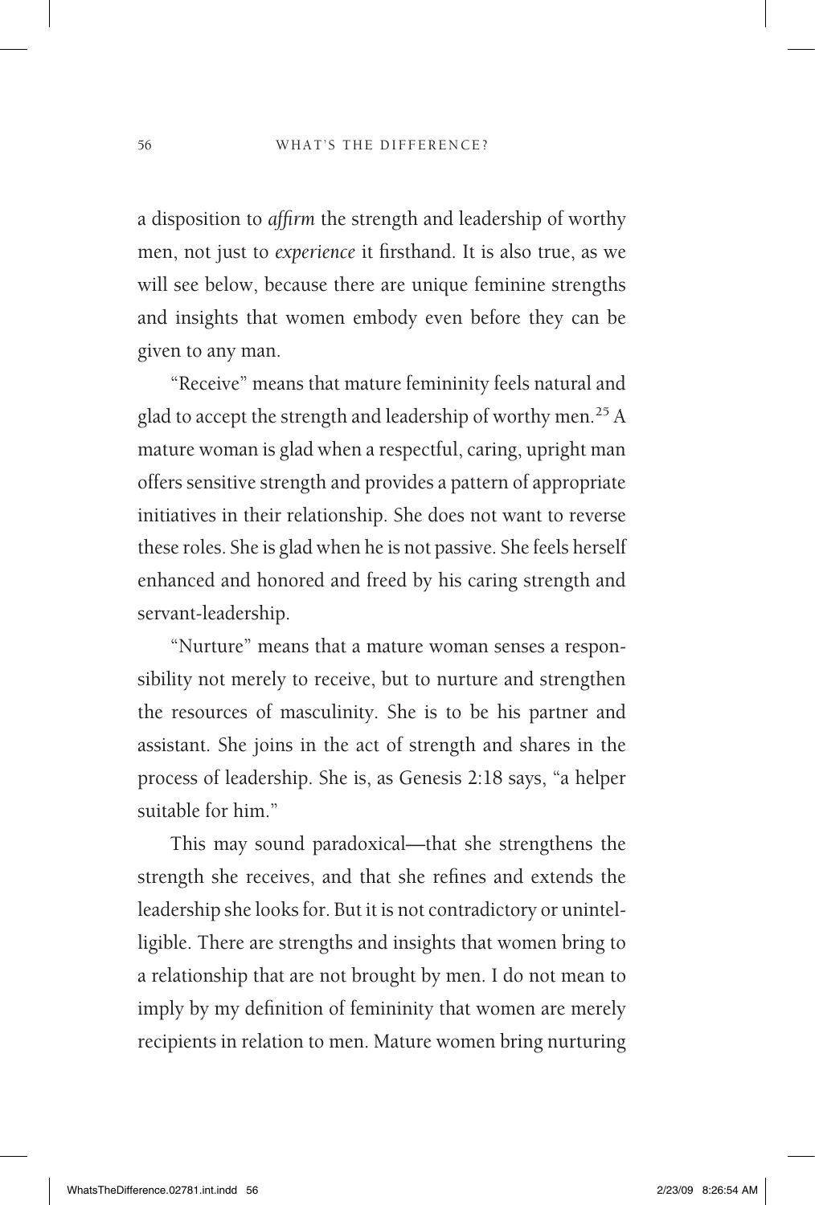a disposition to *affirm* the strength and leadership of worthy men, not just to *experience* it firsthand. It is also true, as we will see below, because there are unique feminine strengths and insights that women embody even before they can be given to any man.

"Receive" means that mature femininity feels natural and glad to accept the strength and leadership of worthy men.[25] A mature woman is glad when a respectful, caring, upright man offers sensitive strength and provides a pattern of appropriate initiatives in their relationship. She does not want to reverse these roles. She is glad when he is not passive. She feels herself enhanced and honored and freed by his caring strength and servant-leadership.

"Nurture" means that a mature woman senses a responsibility not merely to receive, but to nurture and strengthen the resources of masculinity. She is to be his partner and assistant. She joins in the act of strength and shares in the process of leadership. She is, as Genesis 2:18 says, "a helper suitable for him."

This may sound paradoxical—that she strengthens the strength she receives, and that she refines and extends the leadership she looks for. But it is not contradictory or unintelligible. There are strengths and insights that women bring to a relationship that are not brought by men. I do not mean to imply by my definition of femininity that women are merely recipients in relation to men. Mature women bring nurturing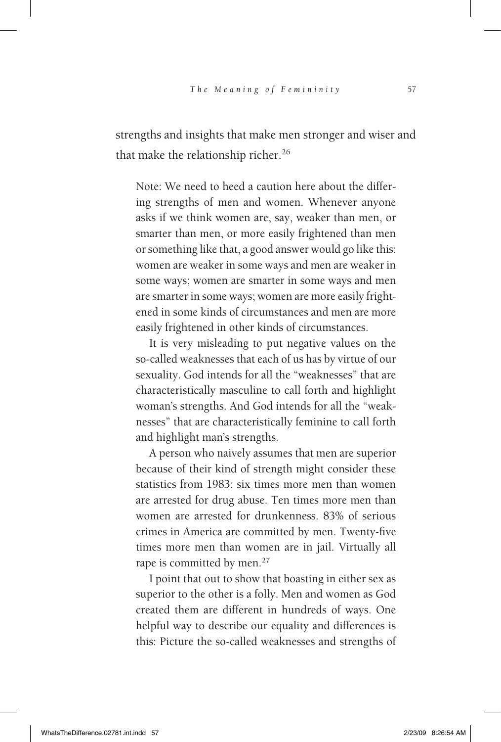strengths and insights that make men stronger and wiser and that make the relationship richer.[26]

> Note: We need to heed a caution here about the differing strengths of men and women. Whenever anyone asks if we think women are, say, weaker than men, or smarter than men, or more easily frightened than men or something like that, a good answer would go like this: women are weaker in some ways and men are weaker in some ways; women are smarter in some ways and men are smarter in some ways; women are more easily frightened in some kinds of circumstances and men are more easily frightened in other kinds of circumstances.
>
> It is very misleading to put negative values on the so-called weaknesses that each of us has by virtue of our sexuality. God intends for all the "weaknesses" that are characteristically masculine to call forth and highlight woman's strengths. And God intends for all the "weaknesses" that are characteristically feminine to call forth and highlight man's strengths.
>
> A person who naively assumes that men are superior because of their kind of strength might consider these statistics from 1983: six times more men than women are arrested for drug abuse. Ten times more men than women are arrested for drunkenness. 83% of serious crimes in America are committed by men. Twenty-five times more men than women are in jail. Virtually all rape is committed by men.[27]
>
> I point that out to show that boasting in either sex as superior to the other is a folly. Men and women as God created them are different in hundreds of ways. One helpful way to describe our equality and differences is this: Picture the so-called weaknesses and strengths of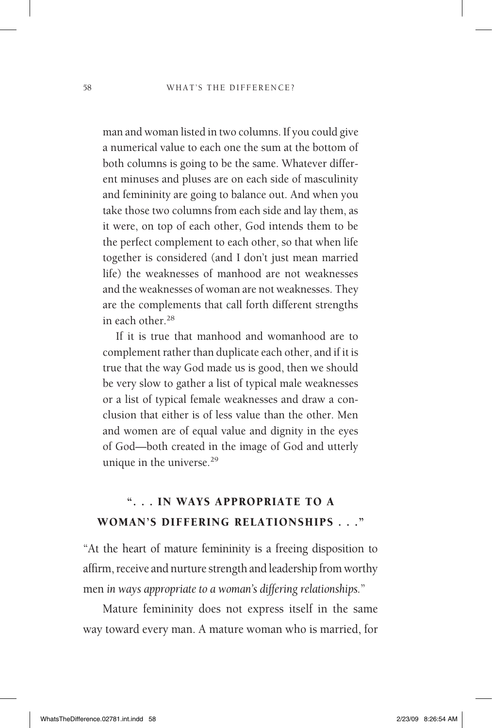man and woman listed in two columns. If you could give a numerical value to each one the sum at the bottom of both columns is going to be the same. Whatever different minuses and pluses are on each side of masculinity and femininity are going to balance out. And when you take those two columns from each side and lay them, as it were, on top of each other, God intends them to be the perfect complement to each other, so that when life together is considered (and I don't just mean married life) the weaknesses of manhood are not weaknesses and the weaknesses of woman are not weaknesses. They are the complements that call forth different strengths in each other.[28]

If it is true that manhood and womanhood are to complement rather than duplicate each other, and if it is true that the way God made us is good, then we should be very slow to gather a list of typical male weaknesses or a list of typical female weaknesses and draw a conclusion that either is of less value than the other. Men and women are of equal value and dignity in the eyes of God—both created in the image of God and utterly unique in the universe.[29]

## ". . . IN WAYS APPROPRIATE TO A WOMAN'S DIFFERING RELATIONSHIPS . . ."

"At the heart of mature femininity is a freeing disposition to affirm, receive and nurture strength and leadership from worthy men *in ways appropriate to a woman's differing relationships.*"

Mature femininity does not express itself in the same way toward every man. A mature woman who is married, for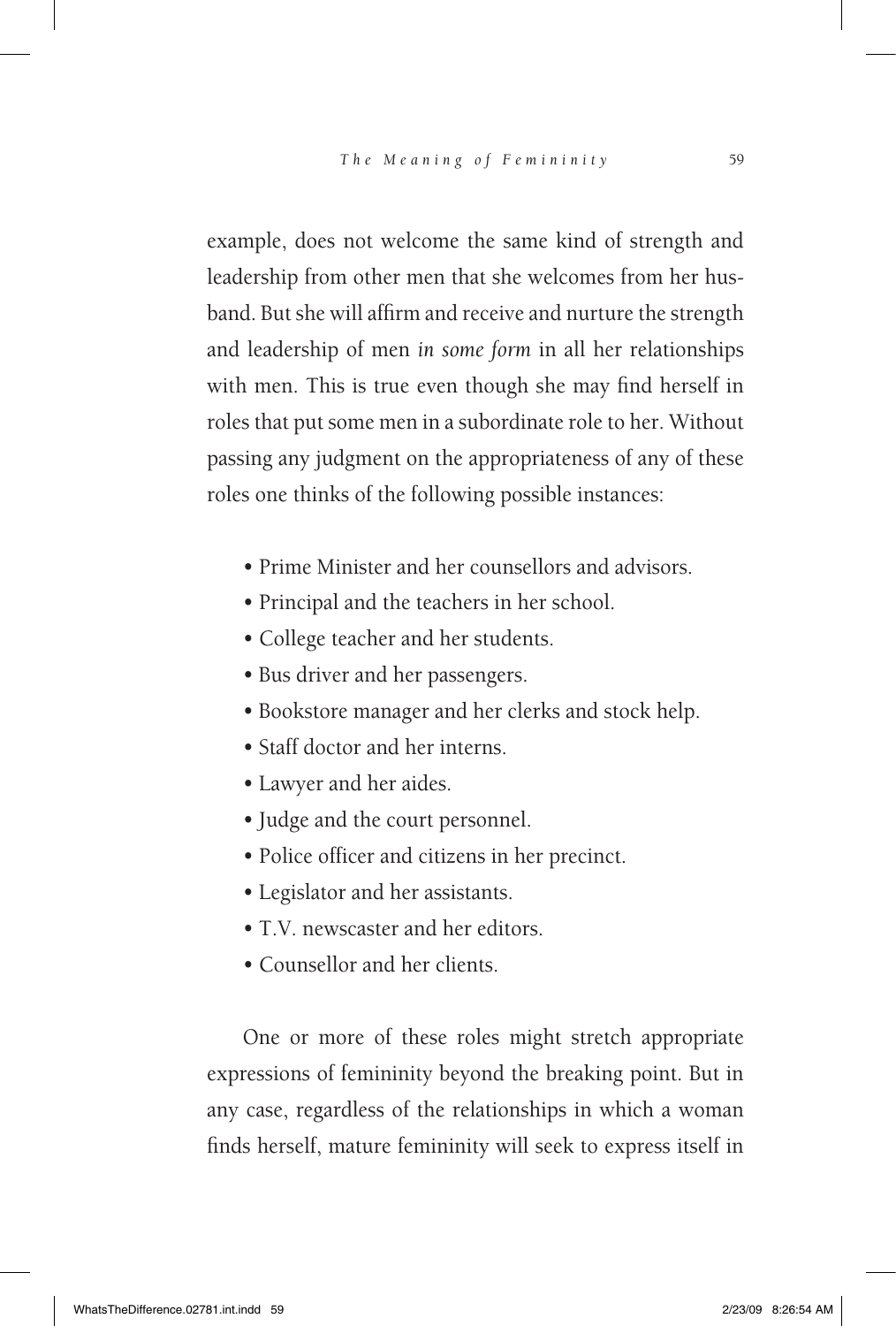example, does not welcome the same kind of strength and leadership from other men that she welcomes from her husband. But she will affirm and receive and nurture the strength and leadership of men *in some form* in all her relationships with men. This is true even though she may find herself in roles that put some men in a subordinate role to her. Without passing any judgment on the appropriateness of any of these roles one thinks of the following possible instances:

- Prime Minister and her counsellors and advisors.
- Principal and the teachers in her school.
- College teacher and her students.
- Bus driver and her passengers.
- Bookstore manager and her clerks and stock help.
- Staff doctor and her interns.
- Lawyer and her aides.
- Judge and the court personnel.
- Police officer and citizens in her precinct.
- Legislator and her assistants.
- T.V. newscaster and her editors.
- Counsellor and her clients.

One or more of these roles might stretch appropriate expressions of femininity beyond the breaking point. But in any case, regardless of the relationships in which a woman finds herself, mature femininity will seek to express itself in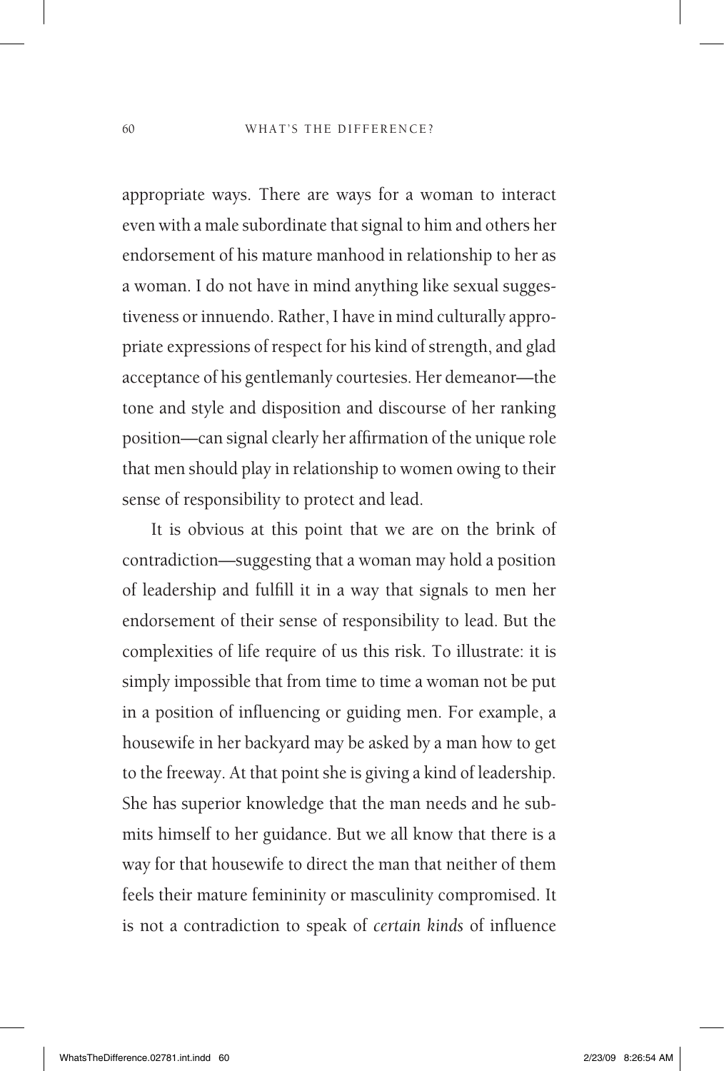appropriate ways. There are ways for a woman to interact even with a male subordinate that signal to him and others her endorsement of his mature manhood in relationship to her as a woman. I do not have in mind anything like sexual suggestiveness or innuendo. Rather, I have in mind culturally appropriate expressions of respect for his kind of strength, and glad acceptance of his gentlemanly courtesies. Her demeanor—the tone and style and disposition and discourse of her ranking position—can signal clearly her affirmation of the unique role that men should play in relationship to women owing to their sense of responsibility to protect and lead.

It is obvious at this point that we are on the brink of contradiction—suggesting that a woman may hold a position of leadership and fulfill it in a way that signals to men her endorsement of their sense of responsibility to lead. But the complexities of life require of us this risk. To illustrate: it is simply impossible that from time to time a woman not be put in a position of influencing or guiding men. For example, a housewife in her backyard may be asked by a man how to get to the freeway. At that point she is giving a kind of leadership. She has superior knowledge that the man needs and he submits himself to her guidance. But we all know that there is a way for that housewife to direct the man that neither of them feels their mature femininity or masculinity compromised. It is not a contradiction to speak of *certain kinds* of influence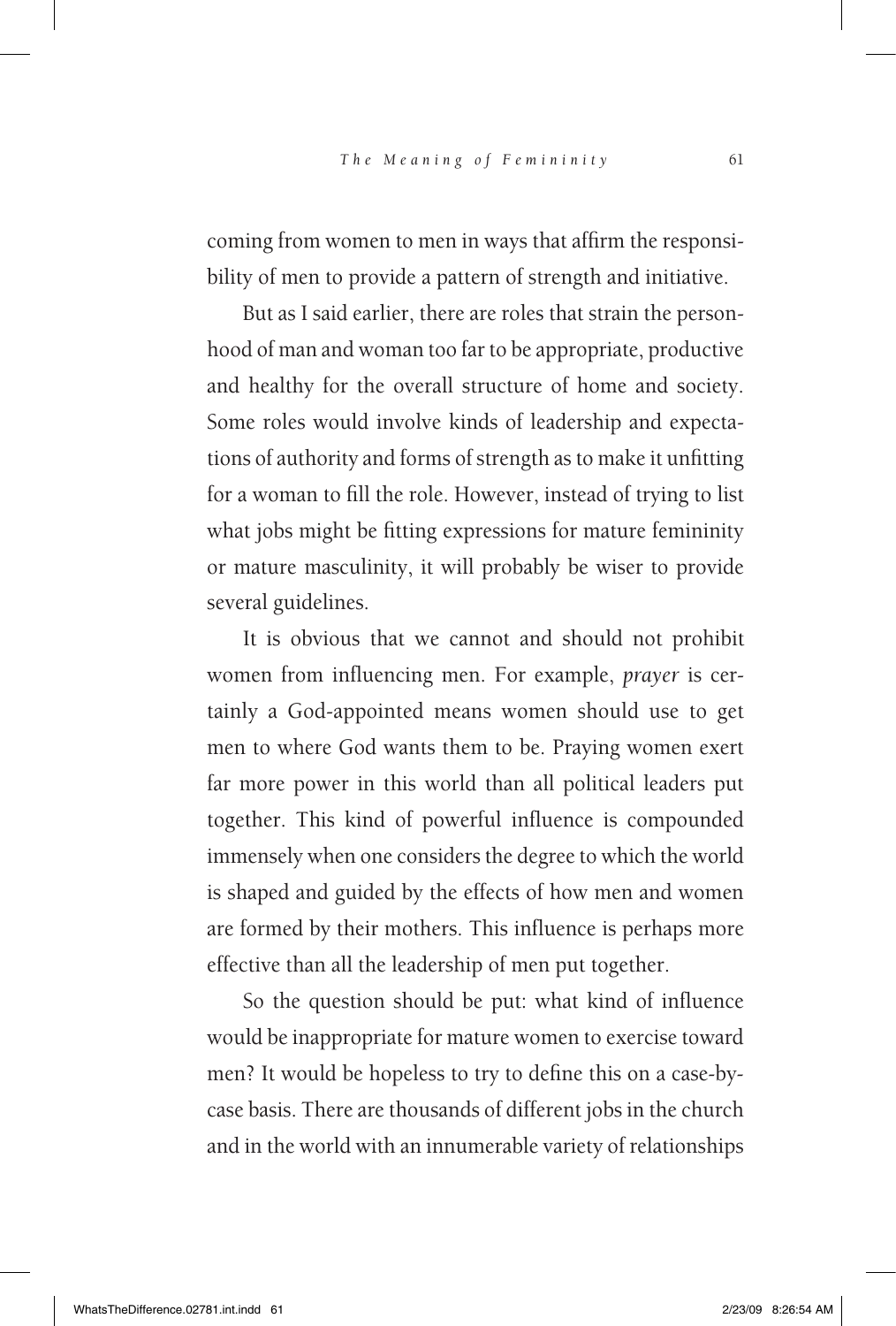coming from women to men in ways that affirm the responsibility of men to provide a pattern of strength and initiative.

But as I said earlier, there are roles that strain the personhood of man and woman too far to be appropriate, productive and healthy for the overall structure of home and society. Some roles would involve kinds of leadership and expectations of authority and forms of strength as to make it unfitting for a woman to fill the role. However, instead of trying to list what jobs might be fitting expressions for mature femininity or mature masculinity, it will probably be wiser to provide several guidelines.

It is obvious that we cannot and should not prohibit women from influencing men. For example, *prayer* is certainly a God-appointed means women should use to get men to where God wants them to be. Praying women exert far more power in this world than all political leaders put together. This kind of powerful influence is compounded immensely when one considers the degree to which the world is shaped and guided by the effects of how men and women are formed by their mothers. This influence is perhaps more effective than all the leadership of men put together.

So the question should be put: what kind of influence would be inappropriate for mature women to exercise toward men? It would be hopeless to try to define this on a case-by-case basis. There are thousands of different jobs in the church and in the world with an innumerable variety of relationships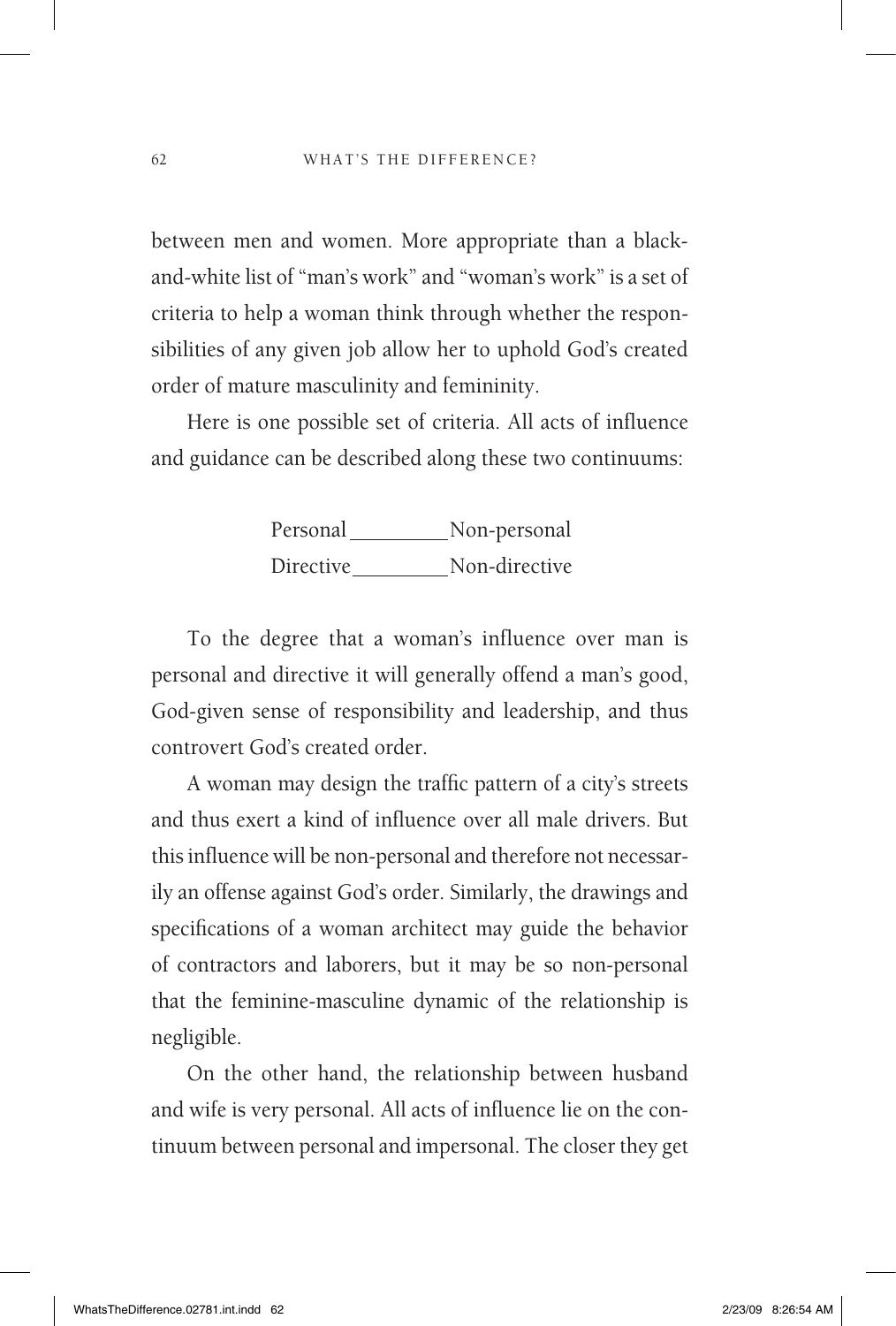between men and women. More appropriate than a black-and-white list of "man's work" and "woman's work" is a set of criteria to help a woman think through whether the responsibilities of any given job allow her to uphold God's created order of mature masculinity and femininity.

Here is one possible set of criteria. All acts of influence and guidance can be described along these two continuums:

Personal __________ Non-personal
Directive __________ Non-directive

To the degree that a woman's influence over man is personal and directive it will generally offend a man's good, God-given sense of responsibility and leadership, and thus controvert God's created order.

A woman may design the traffic pattern of a city's streets and thus exert a kind of influence over all male drivers. But this influence will be non-personal and therefore not necessarily an offense against God's order. Similarly, the drawings and specifications of a woman architect may guide the behavior of contractors and laborers, but it may be so non-personal that the feminine-masculine dynamic of the relationship is negligible.

On the other hand, the relationship between husband and wife is very personal. All acts of influence lie on the continuum between personal and impersonal. The closer they get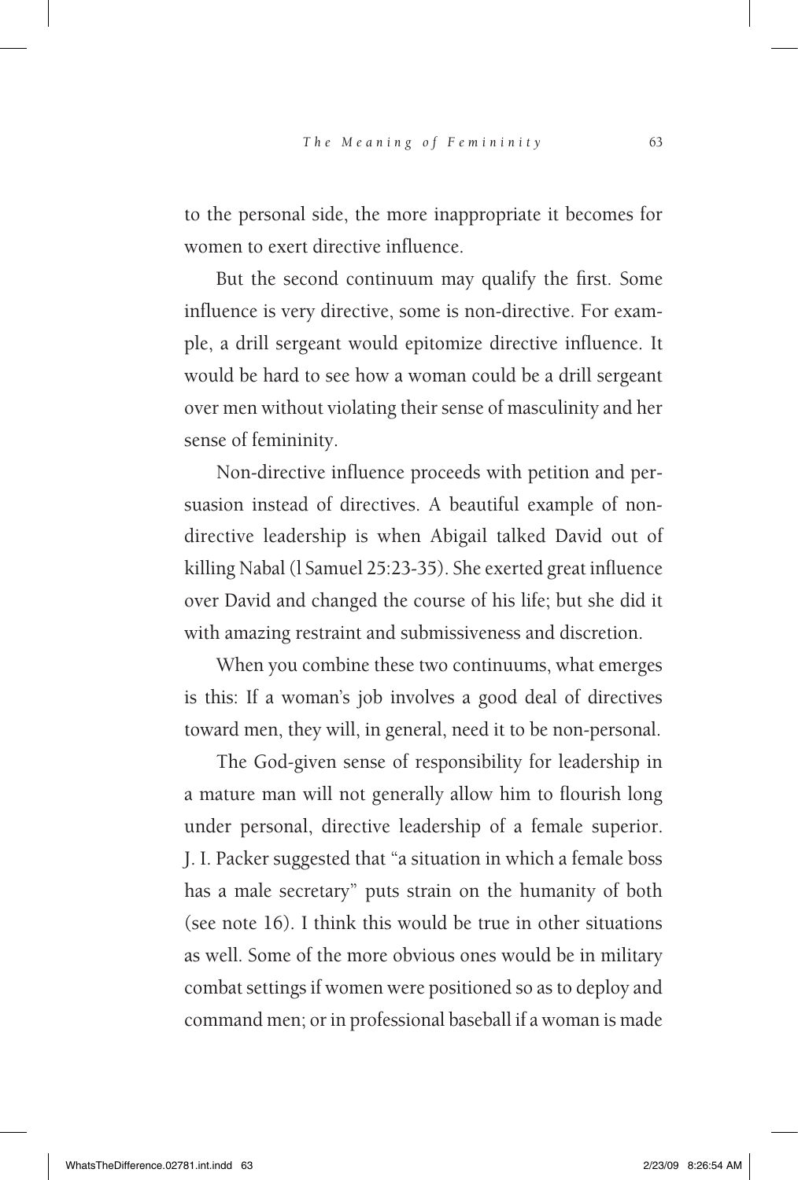to the personal side, the more inappropriate it becomes for women to exert directive influence.

But the second continuum may qualify the first. Some influence is very directive, some is non-directive. For example, a drill sergeant would epitomize directive influence. It would be hard to see how a woman could be a drill sergeant over men without violating their sense of masculinity and her sense of femininity.

Non-directive influence proceeds with petition and persuasion instead of directives. A beautiful example of non-directive leadership is when Abigail talked David out of killing Nabal (l Samuel 25:23-35). She exerted great influence over David and changed the course of his life; but she did it with amazing restraint and submissiveness and discretion.

When you combine these two continuums, what emerges is this: If a woman's job involves a good deal of directives toward men, they will, in general, need it to be non-personal.

The God-given sense of responsibility for leadership in a mature man will not generally allow him to flourish long under personal, directive leadership of a female superior. J. I. Packer suggested that "a situation in which a female boss has a male secretary" puts strain on the humanity of both (see note 16). I think this would be true in other situations as well. Some of the more obvious ones would be in military combat settings if women were positioned so as to deploy and command men; or in professional baseball if a woman is made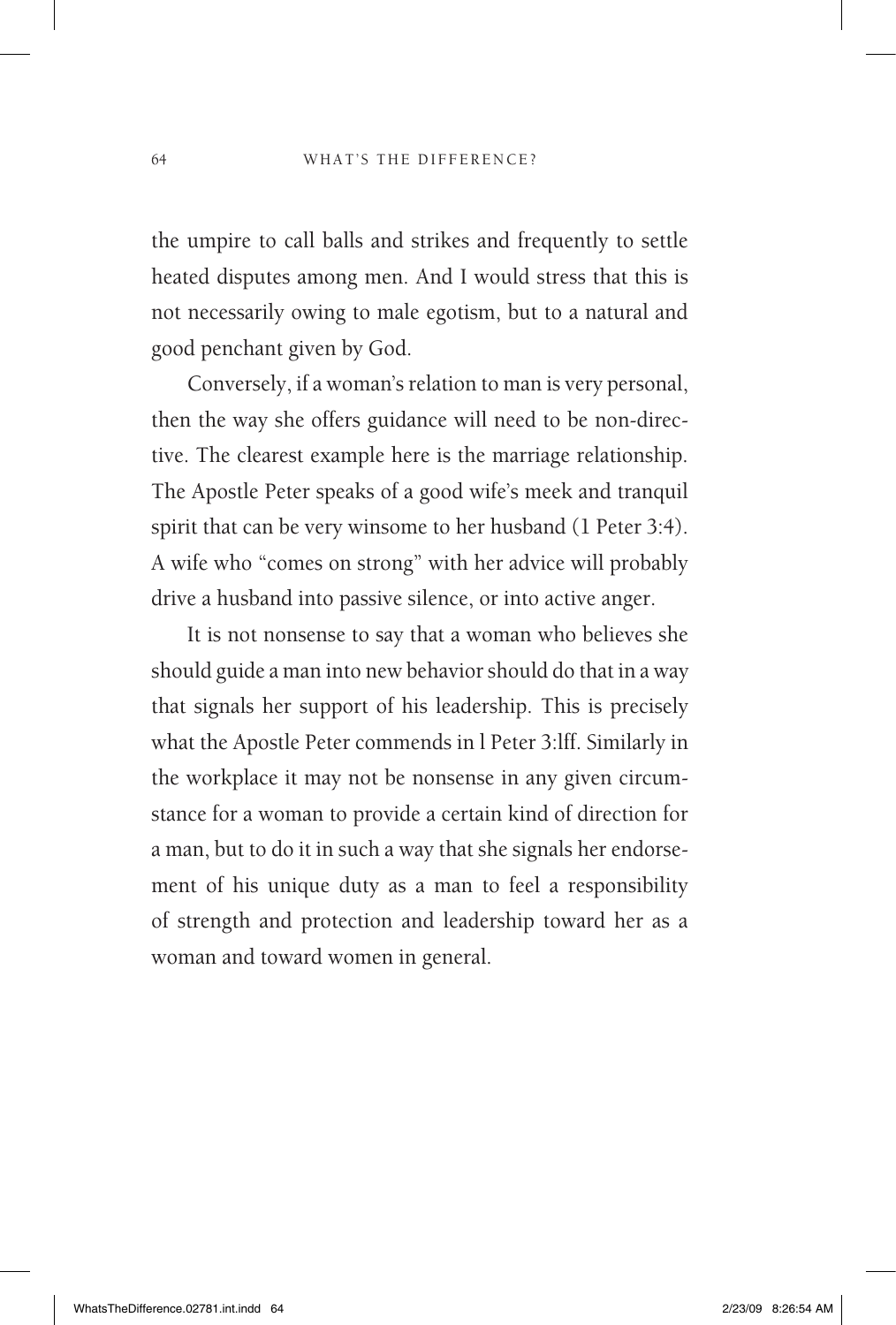the umpire to call balls and strikes and frequently to settle heated disputes among men. And I would stress that this is not necessarily owing to male egotism, but to a natural and good penchant given by God.

Conversely, if a woman's relation to man is very personal, then the way she offers guidance will need to be non-directive. The clearest example here is the marriage relationship. The Apostle Peter speaks of a good wife's meek and tranquil spirit that can be very winsome to her husband (1 Peter 3:4). A wife who "comes on strong" with her advice will probably drive a husband into passive silence, or into active anger.

It is not nonsense to say that a woman who believes she should guide a man into new behavior should do that in a way that signals her support of his leadership. This is precisely what the Apostle Peter commends in l Peter 3:lff. Similarly in the workplace it may not be nonsense in any given circumstance for a woman to provide a certain kind of direction for a man, but to do it in such a way that she signals her endorsement of his unique duty as a man to feel a responsibility of strength and protection and leadership toward her as a woman and toward women in general.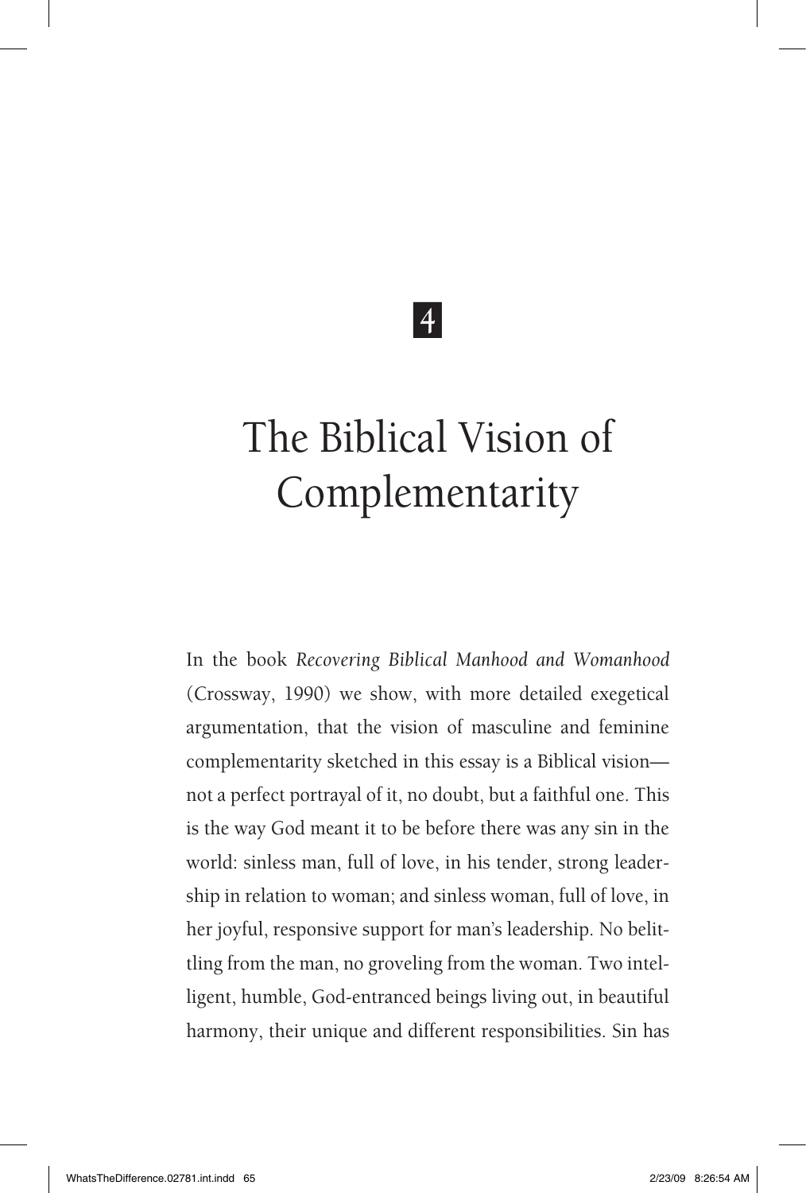4

# The Biblical Vision of Complementarity

In the book *Recovering Biblical Manhood and Womanhood* (Crossway, 1990) we show, with more detailed exegetical argumentation, that the vision of masculine and feminine complementarity sketched in this essay is a Biblical vision—not a perfect portrayal of it, no doubt, but a faithful one. This is the way God meant it to be before there was any sin in the world: sinless man, full of love, in his tender, strong leadership in relation to woman; and sinless woman, full of love, in her joyful, responsive support for man's leadership. No belittling from the man, no groveling from the woman. Two intelligent, humble, God-entranced beings living out, in beautiful harmony, their unique and different responsibilities. Sin has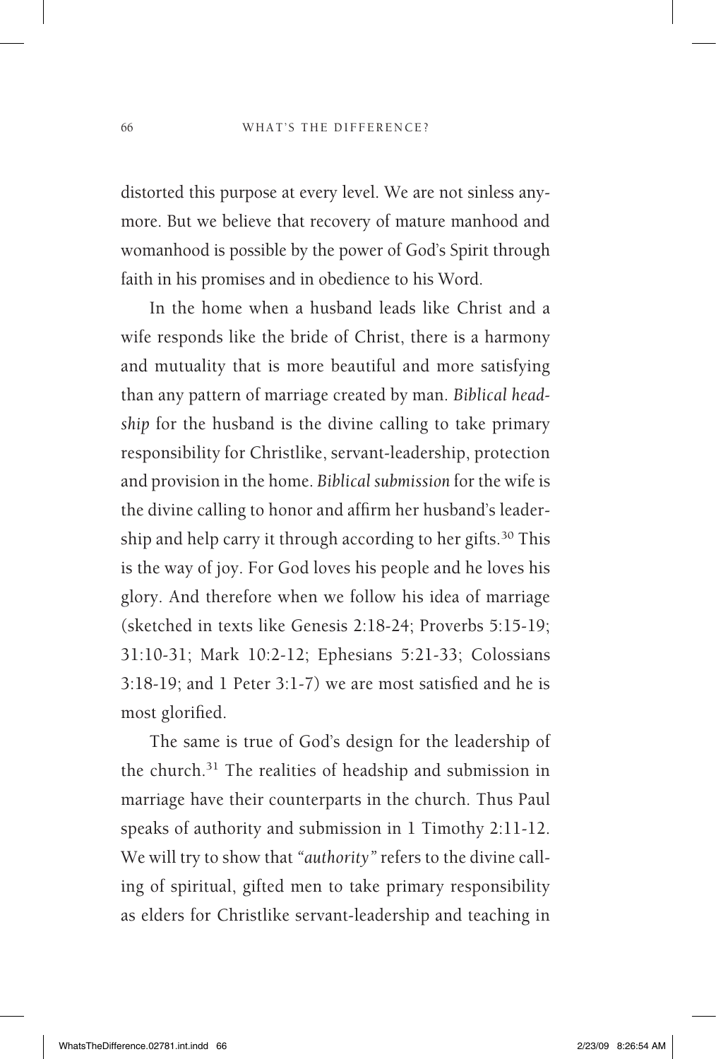distorted this purpose at every level. We are not sinless anymore. But we believe that recovery of mature manhood and womanhood is possible by the power of God's Spirit through faith in his promises and in obedience to his Word.

In the home when a husband leads like Christ and a wife responds like the bride of Christ, there is a harmony and mutuality that is more beautiful and more satisfying than any pattern of marriage created by man. *Biblical headship* for the husband is the divine calling to take primary responsibility for Christlike, servant-leadership, protection and provision in the home. *Biblical submission* for the wife is the divine calling to honor and affirm her husband's leadership and help carry it through according to her gifts.[30] This is the way of joy. For God loves his people and he loves his glory. And therefore when we follow his idea of marriage (sketched in texts like Genesis 2:18-24; Proverbs 5:15-19; 31:10-31; Mark 10:2-12; Ephesians 5:21-33; Colossians 3:18-19; and 1 Peter 3:1-7) we are most satisfied and he is most glorified.

The same is true of God's design for the leadership of the church.[31] The realities of headship and submission in marriage have their counterparts in the church. Thus Paul speaks of authority and submission in 1 Timothy 2:11-12. We will try to show that *"authority"* refers to the divine calling of spiritual, gifted men to take primary responsibility as elders for Christlike servant-leadership and teaching in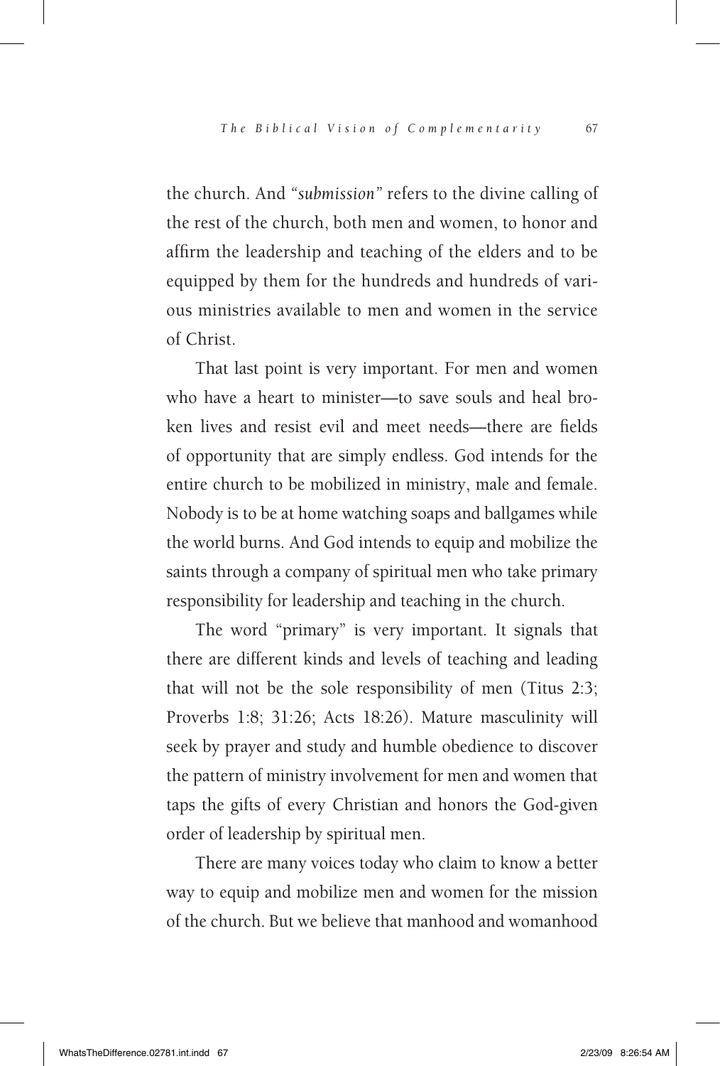the church. And *"submission"* refers to the divine calling of the rest of the church, both men and women, to honor and affirm the leadership and teaching of the elders and to be equipped by them for the hundreds and hundreds of various ministries available to men and women in the service of Christ.

That last point is very important. For men and women who have a heart to minister—to save souls and heal broken lives and resist evil and meet needs—there are fields of opportunity that are simply endless. God intends for the entire church to be mobilized in ministry, male and female. Nobody is to be at home watching soaps and ballgames while the world burns. And God intends to equip and mobilize the saints through a company of spiritual men who take primary responsibility for leadership and teaching in the church.

The word "primary" is very important. It signals that there are different kinds and levels of teaching and leading that will not be the sole responsibility of men (Titus 2:3; Proverbs 1:8; 31:26; Acts 18:26). Mature masculinity will seek by prayer and study and humble obedience to discover the pattern of ministry involvement for men and women that taps the gifts of every Christian and honors the God-given order of leadership by spiritual men.

There are many voices today who claim to know a better way to equip and mobilize men and women for the mission of the church. But we believe that manhood and womanhood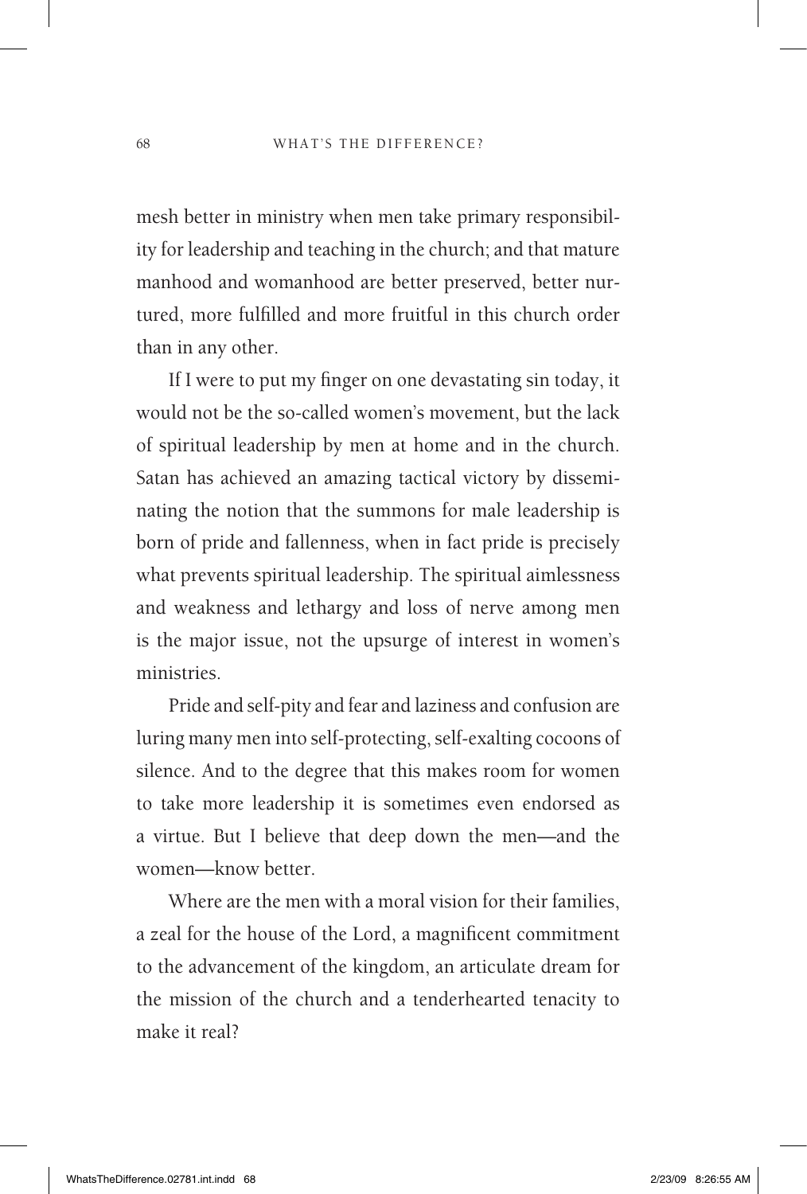mesh better in ministry when men take primary responsibility for leadership and teaching in the church; and that mature manhood and womanhood are better preserved, better nurtured, more fulfilled and more fruitful in this church order than in any other.

If I were to put my finger on one devastating sin today, it would not be the so-called women's movement, but the lack of spiritual leadership by men at home and in the church. Satan has achieved an amazing tactical victory by disseminating the notion that the summons for male leadership is born of pride and fallenness, when in fact pride is precisely what prevents spiritual leadership. The spiritual aimlessness and weakness and lethargy and loss of nerve among men is the major issue, not the upsurge of interest in women's ministries.

Pride and self-pity and fear and laziness and confusion are luring many men into self-protecting, self-exalting cocoons of silence. And to the degree that this makes room for women to take more leadership it is sometimes even endorsed as a virtue. But I believe that deep down the men—and the women—know better.

Where are the men with a moral vision for their families, a zeal for the house of the Lord, a magnificent commitment to the advancement of the kingdom, an articulate dream for the mission of the church and a tenderhearted tenacity to make it real?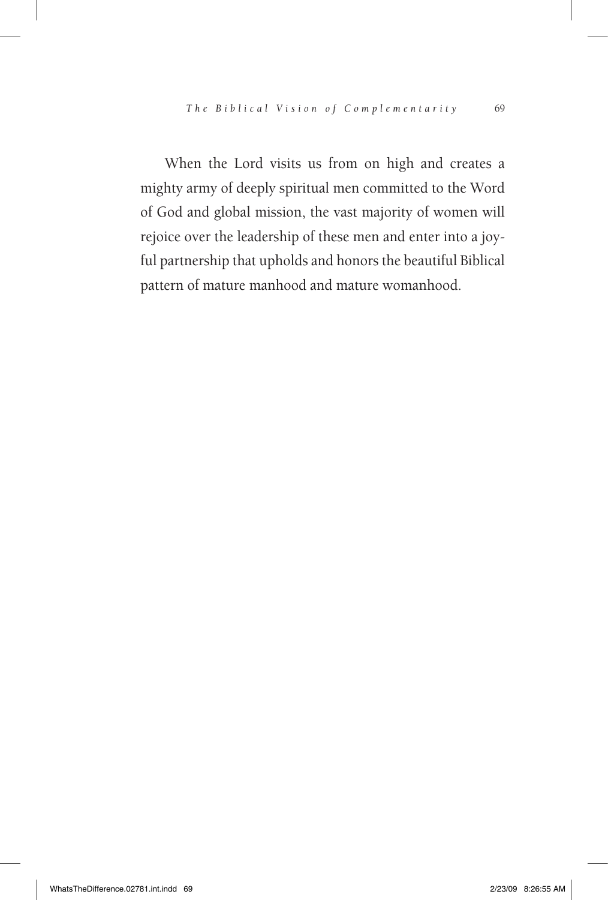When the Lord visits us from on high and creates a mighty army of deeply spiritual men committed to the Word of God and global mission, the vast majority of women will rejoice over the leadership of these men and enter into a joyful partnership that upholds and honors the beautiful Biblical pattern of mature manhood and mature womanhood.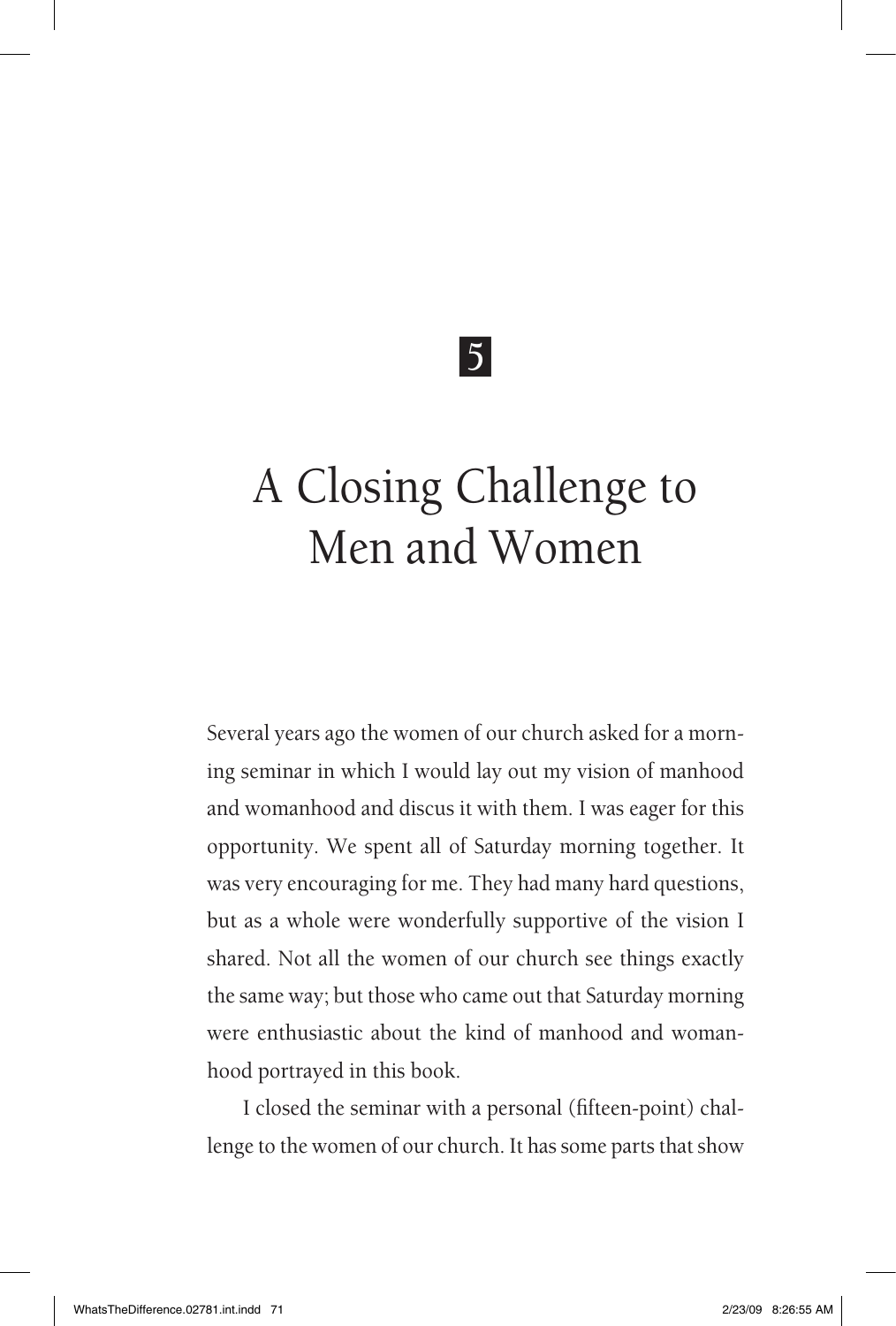5

# A Closing Challenge to Men and Women

Several years ago the women of our church asked for a morning seminar in which I would lay out my vision of manhood and womanhood and discus it with them. I was eager for this opportunity. We spent all of Saturday morning together. It was very encouraging for me. They had many hard questions, but as a whole were wonderfully supportive of the vision I shared. Not all the women of our church see things exactly the same way; but those who came out that Saturday morning were enthusiastic about the kind of manhood and womanhood portrayed in this book.

I closed the seminar with a personal (fifteen-point) challenge to the women of our church. It has some parts that show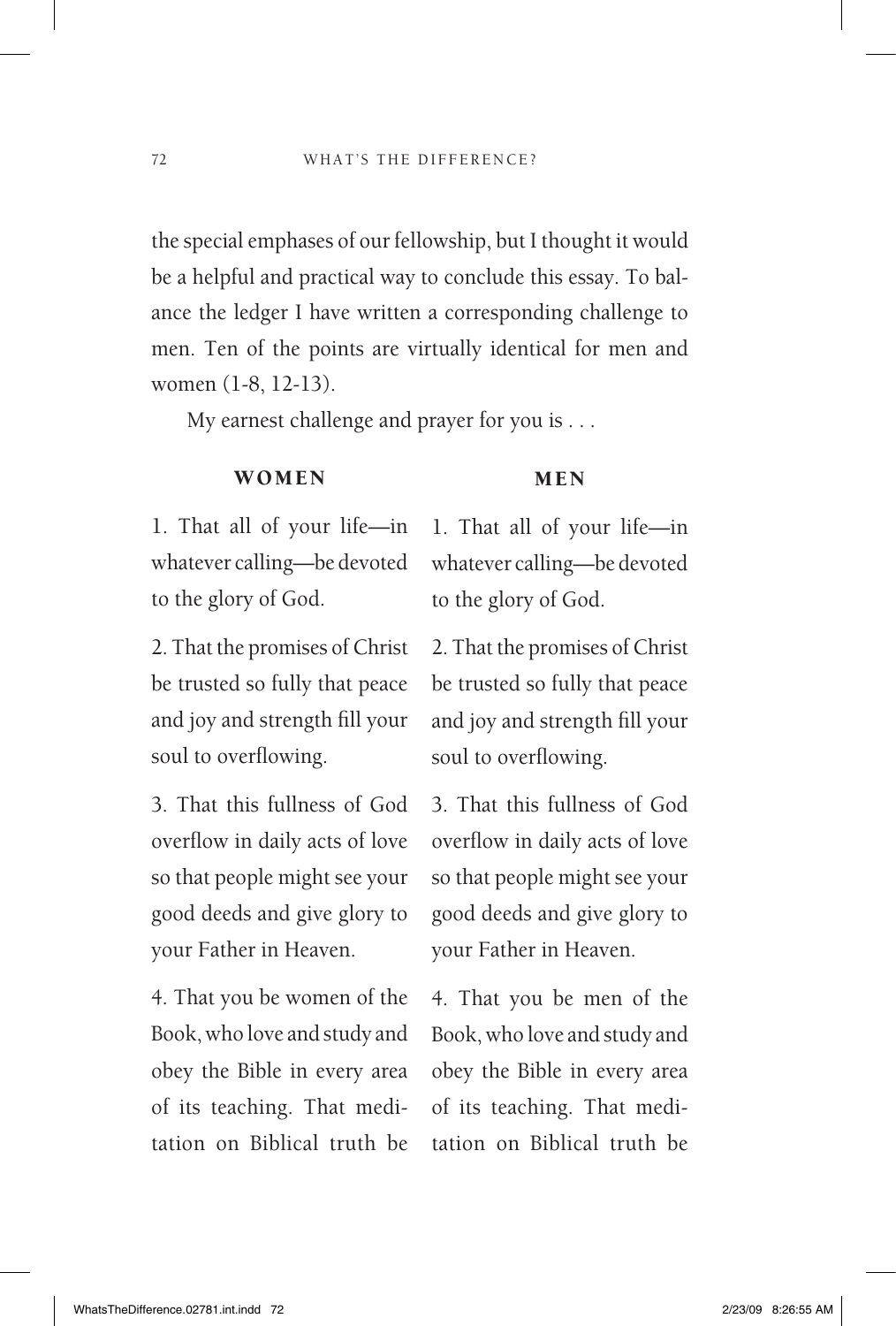the special emphases of our fellowship, but I thought it would be a helpful and practical way to conclude this essay. To balance the ledger I have written a corresponding challenge to men. Ten of the points are virtually identical for men and women (1-8, 12-13).

My earnest challenge and prayer for you is . . .

| **WOMEN** | **MEN** |
|---|---|
| 1. That all of your life—in whatever calling—be devoted to the glory of God. | 1. That all of your life—in whatever calling—be devoted to the glory of God. |
| 2. That the promises of Christ be trusted so fully that peace and joy and strength fill your soul to overflowing. | 2. That the promises of Christ be trusted so fully that peace and joy and strength fill your soul to overflowing. |
| 3. That this fullness of God overflow in daily acts of love so that people might see your good deeds and give glory to your Father in Heaven. | 3. That this fullness of God overflow in daily acts of love so that people might see your good deeds and give glory to your Father in Heaven. |
| 4. That you be women of the Book, who love and study and obey the Bible in every area of its teaching. That meditation on Biblical truth be | 4. That you be men of the Book, who love and study and obey the Bible in every area of its teaching. That meditation on Biblical truth be |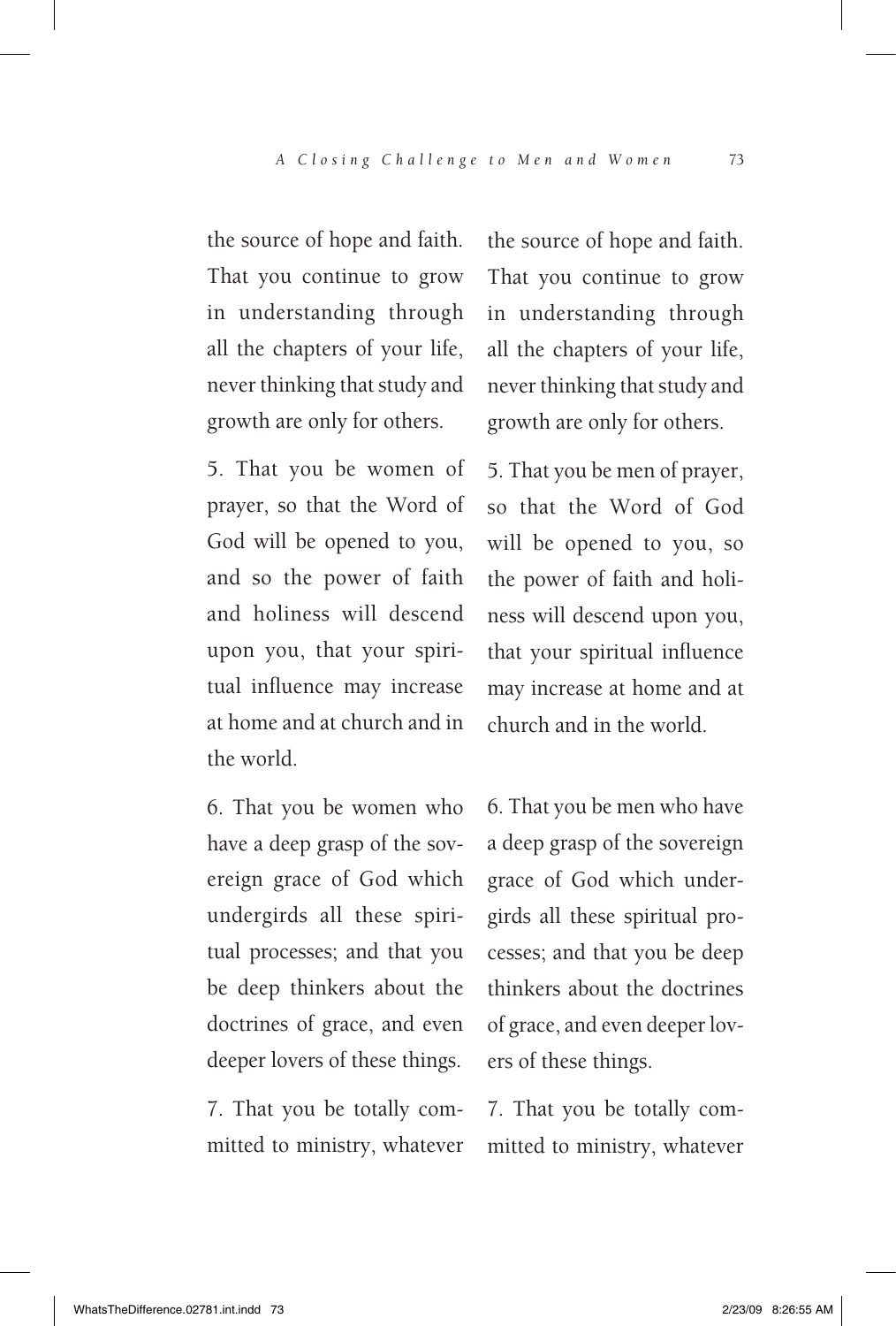the source of hope and faith. That you continue to grow in understanding through all the chapters of your life, never thinking that study and growth are only for others.

5. That you be women of prayer, so that the Word of God will be opened to you, and so the power of faith and holiness will descend upon you, that your spiritual influence may increase at home and at church and in the world.

6. That you be women who have a deep grasp of the sovereign grace of God which undergirds all these spiritual processes; and that you be deep thinkers about the doctrines of grace, and even deeper lovers of these things.

7. That you be totally committed to ministry, whatever

the source of hope and faith. That you continue to grow in understanding through all the chapters of your life, never thinking that study and growth are only for others.

5. That you be men of prayer, so that the Word of God will be opened to you, so the power of faith and holiness will descend upon you, that your spiritual influence may increase at home and at church and in the world.

6. That you be men who have a deep grasp of the sovereign grace of God which undergirds all these spiritual processes; and that you be deep thinkers about the doctrines of grace, and even deeper lovers of these things.

7. That you be totally committed to ministry, whatever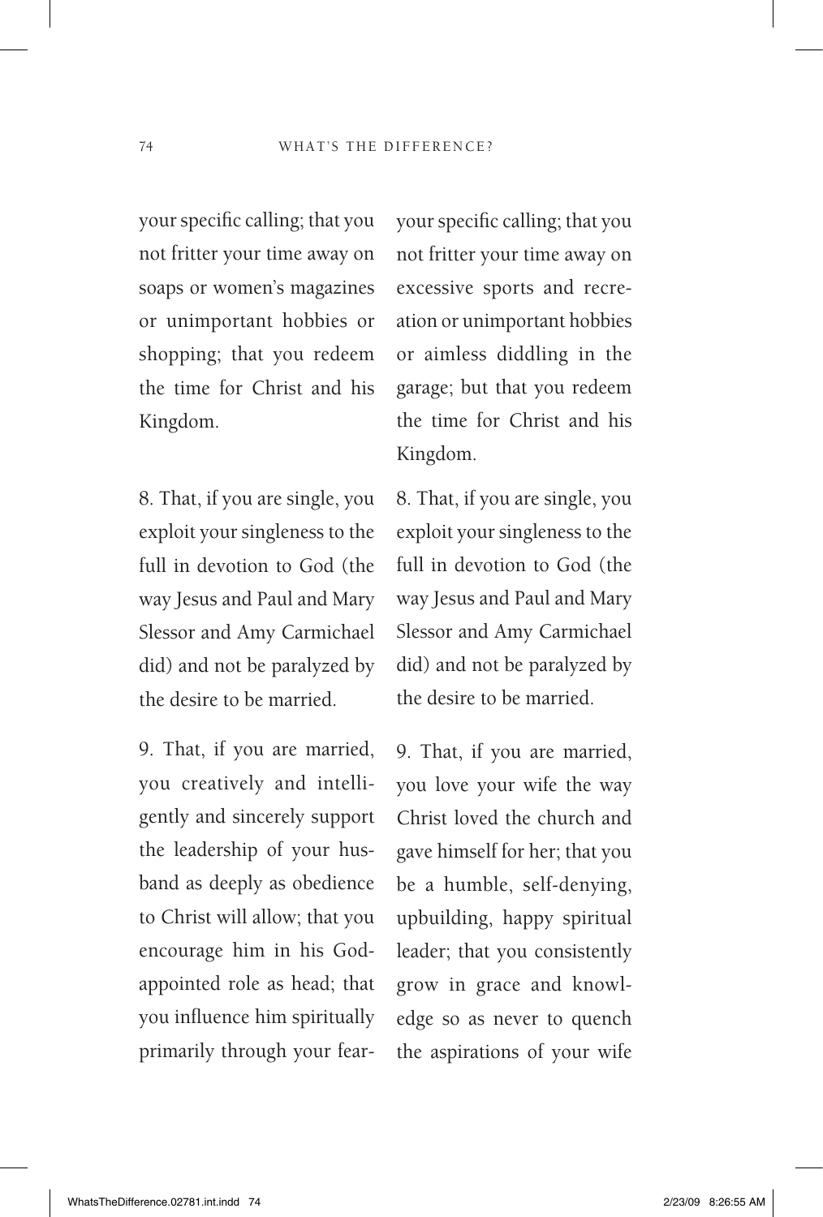your specific calling; that you not fritter your time away on soaps or women's magazines or unimportant hobbies or shopping; that you redeem the time for Christ and his Kingdom.

8. That, if you are single, you exploit your singleness to the full in devotion to God (the way Jesus and Paul and Mary Slessor and Amy Carmichael did) and not be paralyzed by the desire to be married.

9. That, if you are married, you creatively and intelligently and sincerely support the leadership of your husband as deeply as obedience to Christ will allow; that you encourage him in his God-appointed role as head; that you influence him spiritually primarily through your fear-

your specific calling; that you not fritter your time away on excessive sports and recreation or unimportant hobbies or aimless diddling in the garage; but that you redeem the time for Christ and his Kingdom.

8. That, if you are single, you exploit your singleness to the full in devotion to God (the way Jesus and Paul and Mary Slessor and Amy Carmichael did) and not be paralyzed by the desire to be married.

9. That, if you are married, you love your wife the way Christ loved the church and gave himself for her; that you be a humble, self-denying, upbuilding, happy spiritual leader; that you consistently grow in grace and knowledge so as never to quench the aspirations of your wife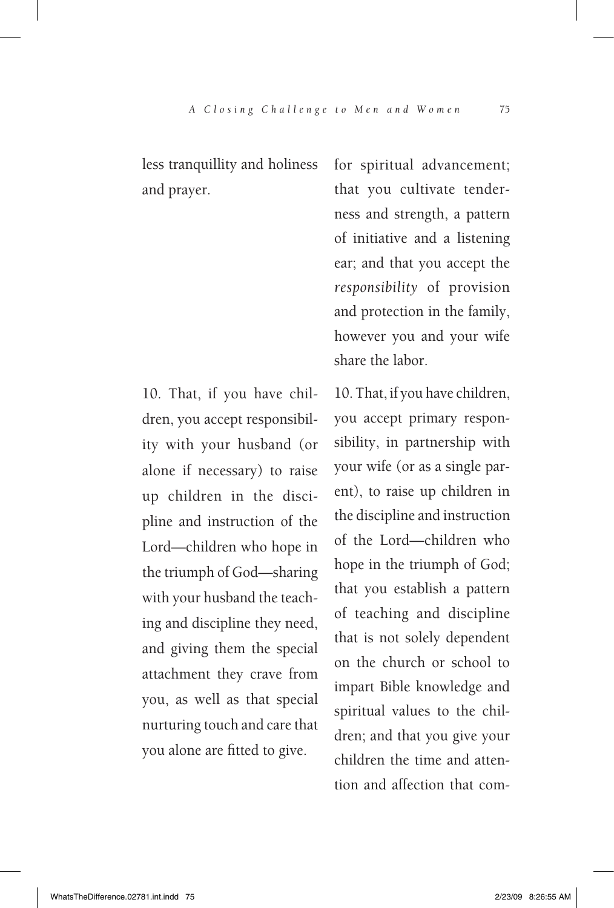less tranquillity and holiness and prayer.

for spiritual advancement; that you cultivate tenderness and strength, a pattern of initiative and a listening ear; and that you accept the *responsibility* of provision and protection in the family, however you and your wife share the labor.

10. That, if you have children, you accept responsibility with your husband (or alone if necessary) to raise up children in the discipline and instruction of the Lord—children who hope in the triumph of God—sharing with your husband the teaching and discipline they need, and giving them the special attachment they crave from you, as well as that special nurturing touch and care that you alone are fitted to give.

10. That, if you have children, you accept primary responsibility, in partnership with your wife (or as a single parent), to raise up children in the discipline and instruction of the Lord—children who hope in the triumph of God; that you establish a pattern of teaching and discipline that is not solely dependent on the church or school to impart Bible knowledge and spiritual values to the children; and that you give your children the time and attention and affection that com-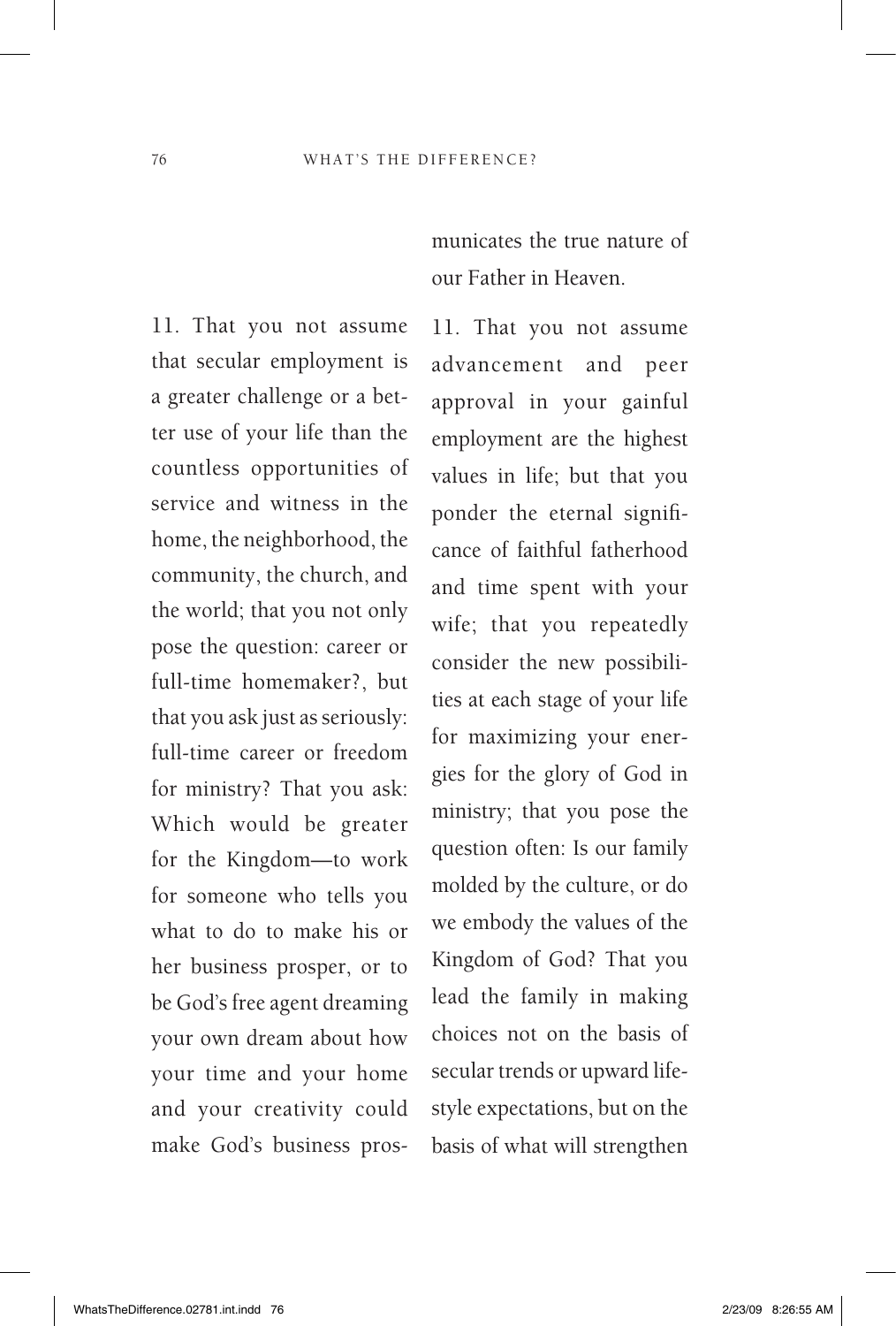municates the true nature of our Father in Heaven.

11. That you not assume that secular employment is a greater challenge or a better use of your life than the countless opportunities of service and witness in the home, the neighborhood, the community, the church, and the world; that you not only pose the question: career or full-time homemaker?, but that you ask just as seriously: full-time career or freedom for ministry? That you ask: Which would be greater for the Kingdom—to work for someone who tells you what to do to make his or her business prosper, or to be God's free agent dreaming your own dream about how your time and your home and your creativity could make God's business pros-

11. That you not assume advancement and peer approval in your gainful employment are the highest values in life; but that you ponder the eternal significance of faithful fatherhood and time spent with your wife; that you repeatedly consider the new possibilities at each stage of your life for maximizing your energies for the glory of God in ministry; that you pose the question often: Is our family molded by the culture, or do we embody the values of the Kingdom of God? That you lead the family in making choices not on the basis of secular trends or upward lifestyle expectations, but on the basis of what will strengthen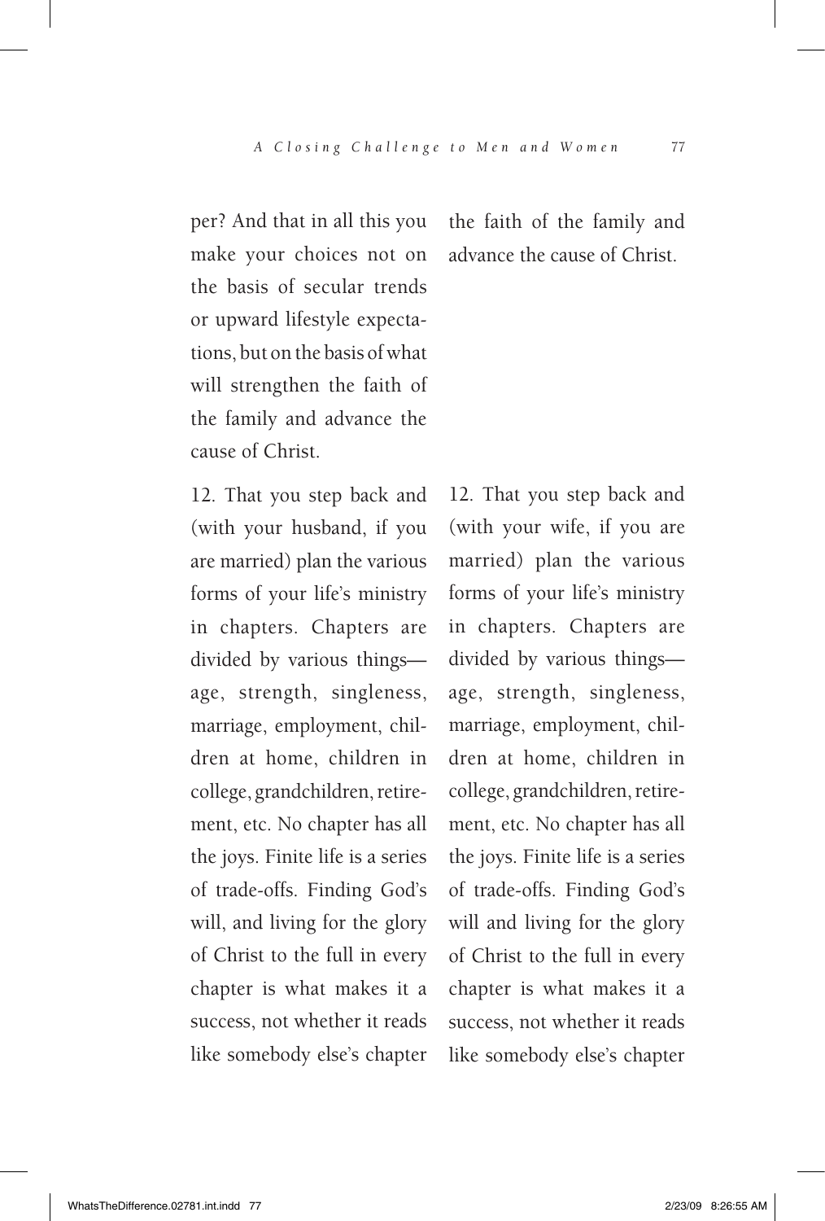per? And that in all this you make your choices not on the basis of secular trends or upward lifestyle expectations, but on the basis of what will strengthen the faith of the family and advance the cause of Christ.

12. That you step back and (with your husband, if you are married) plan the various forms of your life's ministry in chapters. Chapters are divided by various things—age, strength, singleness, marriage, employment, children at home, children in college, grandchildren, retirement, etc. No chapter has all the joys. Finite life is a series of trade-offs. Finding God's will, and living for the glory of Christ to the full in every chapter is what makes it a success, not whether it reads like somebody else's chapter

the faith of the family and advance the cause of Christ.

12. That you step back and (with your wife, if you are married) plan the various forms of your life's ministry in chapters. Chapters are divided by various things—age, strength, singleness, marriage, employment, children at home, children in college, grandchildren, retirement, etc. No chapter has all the joys. Finite life is a series of trade-offs. Finding God's will and living for the glory of Christ to the full in every chapter is what makes it a success, not whether it reads like somebody else's chapter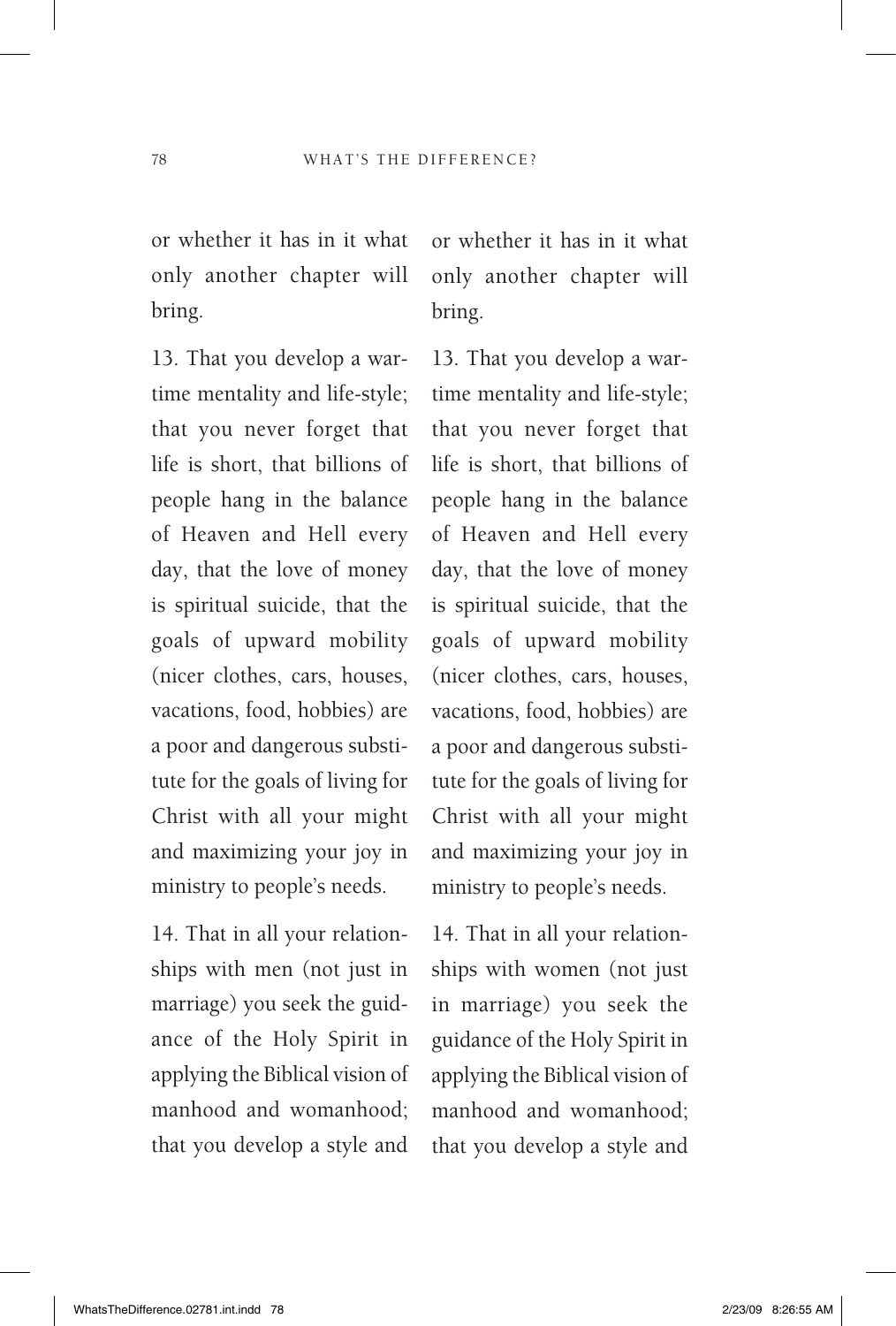or whether it has in it what only another chapter will bring.

13. That you develop a wartime mentality and life-style; that you never forget that life is short, that billions of people hang in the balance of Heaven and Hell every day, that the love of money is spiritual suicide, that the goals of upward mobility (nicer clothes, cars, houses, vacations, food, hobbies) are a poor and dangerous substitute for the goals of living for Christ with all your might and maximizing your joy in ministry to people's needs.

14. That in all your relationships with men (not just in marriage) you seek the guidance of the Holy Spirit in applying the Biblical vision of manhood and womanhood; that you develop a style and

or whether it has in it what only another chapter will bring.

13. That you develop a wartime mentality and life-style; that you never forget that life is short, that billions of people hang in the balance of Heaven and Hell every day, that the love of money is spiritual suicide, that the goals of upward mobility (nicer clothes, cars, houses, vacations, food, hobbies) are a poor and dangerous substitute for the goals of living for Christ with all your might and maximizing your joy in ministry to people's needs.

14. That in all your relationships with women (not just in marriage) you seek the guidance of the Holy Spirit in applying the Biblical vision of manhood and womanhood; that you develop a style and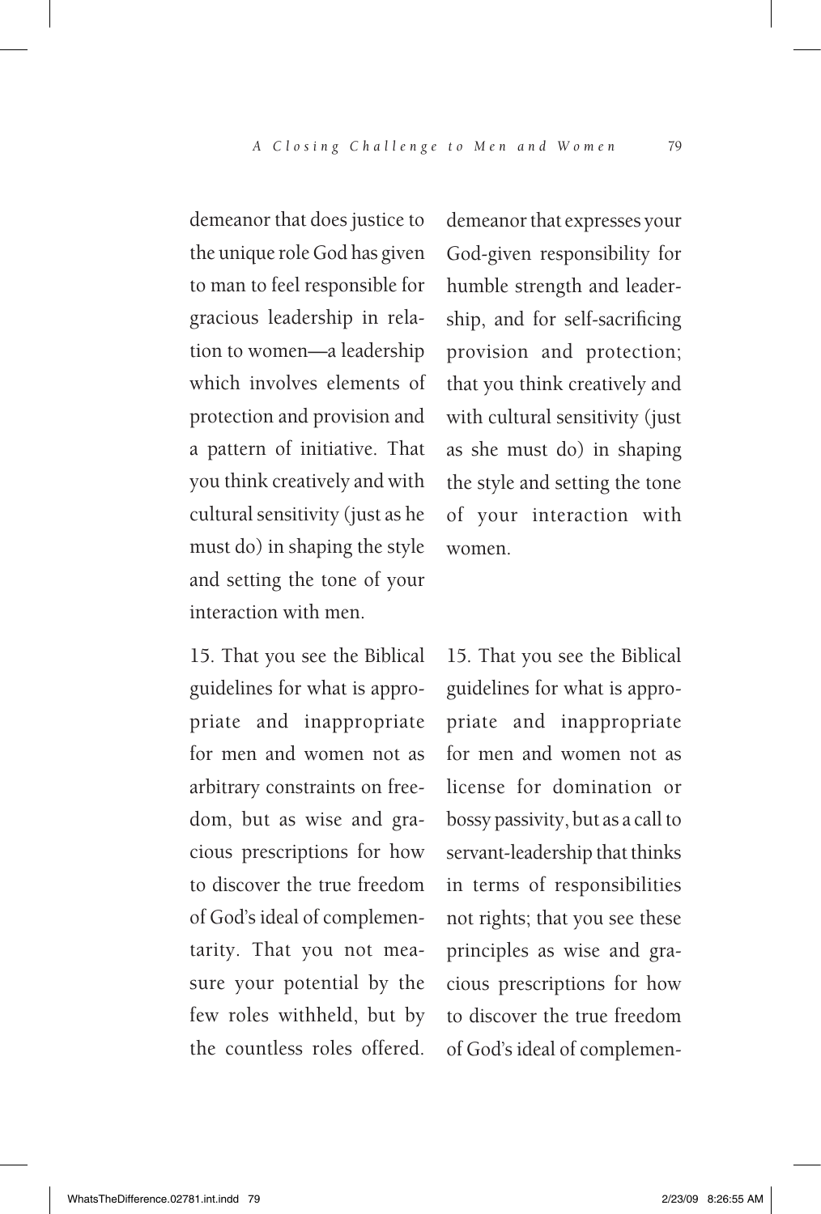demeanor that does justice to the unique role God has given to man to feel responsible for gracious leadership in relation to women—a leadership which involves elements of protection and provision and a pattern of initiative. That you think creatively and with cultural sensitivity (just as he must do) in shaping the style and setting the tone of your interaction with men.

15. That you see the Biblical guidelines for what is appropriate and inappropriate for men and women not as arbitrary constraints on freedom, but as wise and gracious prescriptions for how to discover the true freedom of God's ideal of complementarity. That you not measure your potential by the few roles withheld, but by the countless roles offered.

demeanor that expresses your God-given responsibility for humble strength and leadership, and for self-sacrificing provision and protection; that you think creatively and with cultural sensitivity (just as she must do) in shaping the style and setting the tone of your interaction with women.

15. That you see the Biblical guidelines for what is appropriate and inappropriate for men and women not as license for domination or bossy passivity, but as a call to servant-leadership that thinks in terms of responsibilities not rights; that you see these principles as wise and gracious prescriptions for how to discover the true freedom of God's ideal of complemen-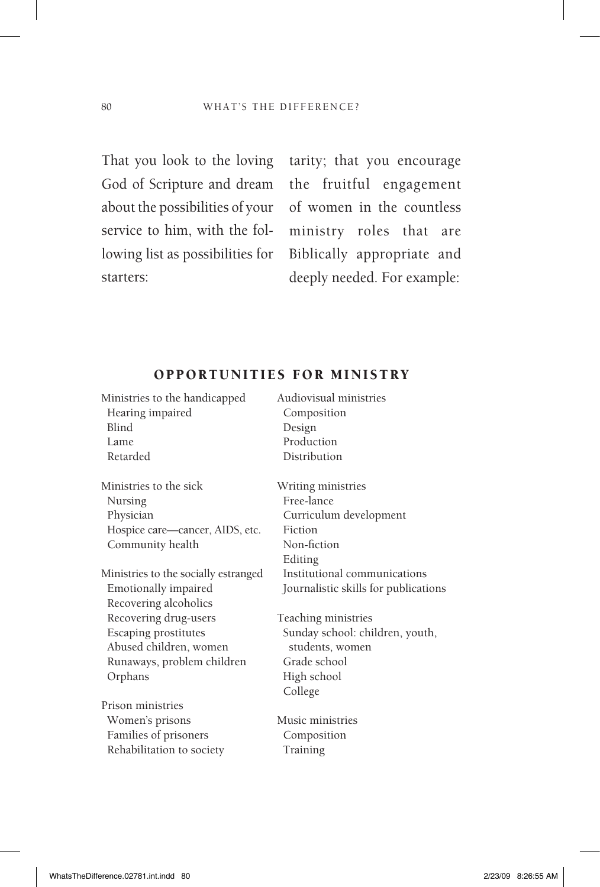That you look to the loving God of Scripture and dream about the possibilities of your service to him, with the following list as possibilities for starters:

tarity; that you encourage the fruitful engagement of women in the countless ministry roles that are Biblically appropriate and deeply needed. For example:

## OPPORTUNITIES FOR MINISTRY

Ministries to the handicapped
- Hearing impaired
- Blind
- Lame
- Retarded

Ministries to the sick
- Nursing
- Physician
- Hospice care—cancer, AIDS, etc.
- Community health

Ministries to the socially estranged
- Emotionally impaired
- Recovering alcoholics
- Recovering drug-users
- Escaping prostitutes
- Abused children, women
- Runaways, problem children
- Orphans

Prison ministries
- Women's prisons
- Families of prisoners
- Rehabilitation to society

Audiovisual ministries
- Composition
- Design
- Production
- Distribution

Writing ministries
- Free-lance
- Curriculum development
- Fiction
- Non-fiction
- Editing
- Institutional communications
- Journalistic skills for publications

Teaching ministries
- Sunday school: children, youth, students, women
- Grade school
- High school
- College

Music ministries
- Composition
- Training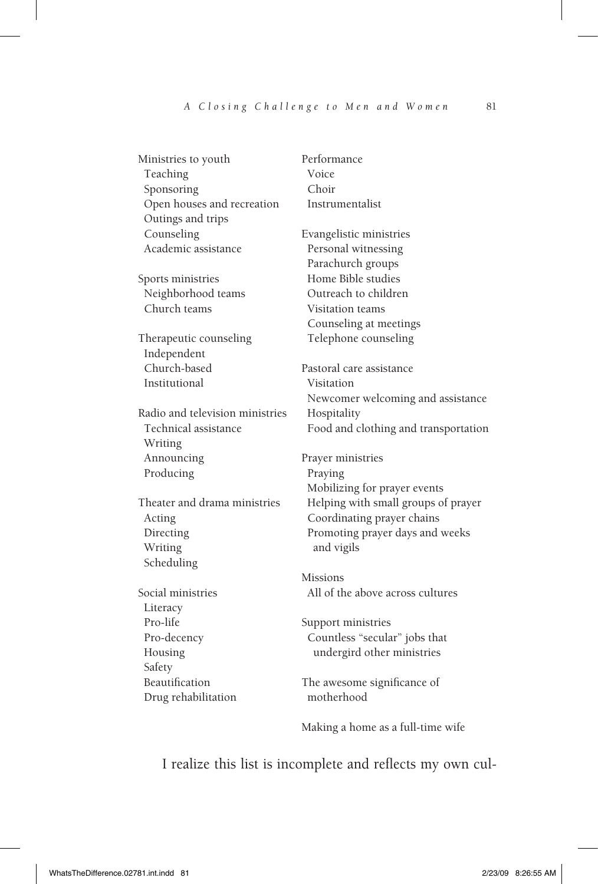Ministries to youth
- Teaching
- Sponsoring
- Open houses and recreation
- Outings and trips
- Counseling
- Academic assistance

Sports ministries
- Neighborhood teams
- Church teams

Therapeutic counseling
- Independent
- Church-based
- Institutional

Radio and television ministries
- Technical assistance
- Writing
- Announcing
- Producing

Theater and drama ministries
- Acting
- Directing
- Writing
- Scheduling

Social ministries
- Literacy
- Pro-life
- Pro-decency
- Housing
- Safety
- Beautification
- Drug rehabilitation

Performance
- Voice
- Choir
- Instrumentalist

Evangelistic ministries
- Personal witnessing
- Parachurch groups
- Home Bible studies
- Outreach to children
- Visitation teams
- Counseling at meetings
- Telephone counseling

Pastoral care assistance
- Visitation
- Newcomer welcoming and assistance
- Hospitality
- Food and clothing and transportation

Prayer ministries
- Praying
- Mobilizing for prayer events
- Helping with small groups of prayer
- Coordinating prayer chains
- Promoting prayer days and weeks and vigils

Missions
- All of the above across cultures

Support ministries
- Countless "secular" jobs that undergird other ministries

The awesome significance of motherhood

Making a home as a full-time wife

I realize this list is incomplete and reflects my own cul-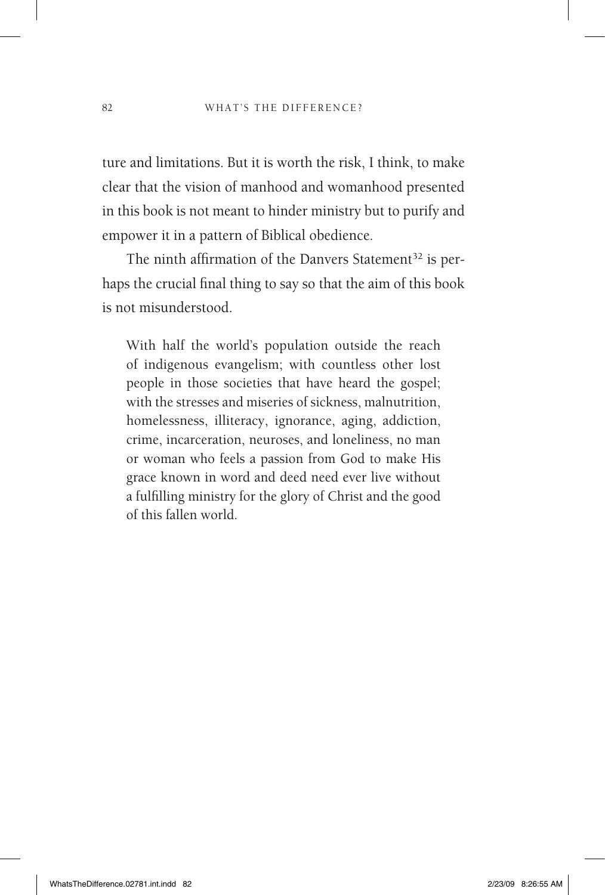ture and limitations. But it is worth the risk, I think, to make clear that the vision of manhood and womanhood presented in this book is not meant to hinder ministry but to purify and empower it in a pattern of Biblical obedience.

The ninth affirmation of the Danvers Statement[32] is perhaps the crucial final thing to say so that the aim of this book is not misunderstood.

> With half the world's population outside the reach of indigenous evangelism; with countless other lost people in those societies that have heard the gospel; with the stresses and miseries of sickness, malnutrition, homelessness, illiteracy, ignorance, aging, addiction, crime, incarceration, neuroses, and loneliness, no man or woman who feels a passion from God to make His grace known in word and deed need ever live without a fulfilling ministry for the glory of Christ and the good of this fallen world.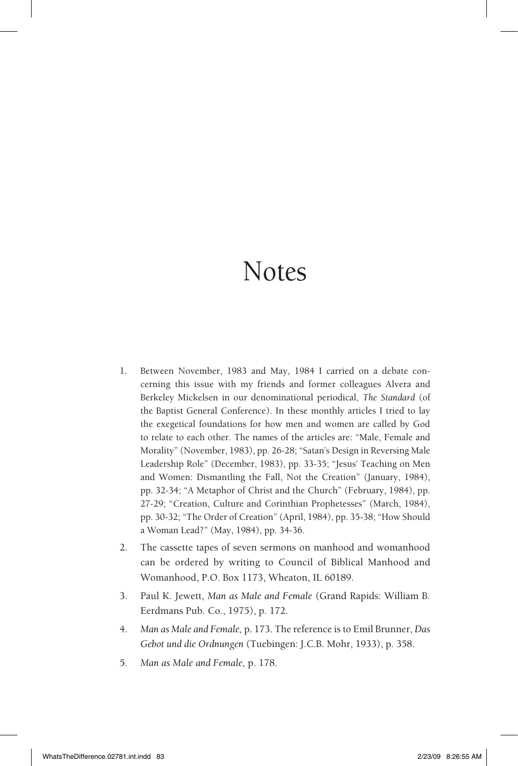# Notes

1. Between November, 1983 and May, 1984 I carried on a debate concerning this issue with my friends and former colleagues Alvera and Berkeley Mickelsen in our denominational periodical, *The Standard* (of the Baptist General Conference). In these monthly articles I tried to lay the exegetical foundations for how men and women are called by God to relate to each other. The names of the articles are: "Male, Female and Morality" (November, 1983), pp. 26-28; "Satan's Design in Reversing Male Leadership Role" (December, 1983), pp. 33-35; "Jesus' Teaching on Men and Women: Dismantling the Fall, Not the Creation" (January, 1984), pp. 32-34; "A Metaphor of Christ and the Church" (February, 1984), pp. 27-29; "Creation, Culture and Corinthian Prophetesses" (March, 1984), pp. 30-32; "The Order of Creation" (April, 1984), pp. 35-38; "How Should a Woman Lead?" (May, 1984), pp. 34-36.

2. The cassette tapes of seven sermons on manhood and womanhood can be ordered by writing to Council of Biblical Manhood and Womanhood, P.O. Box 1173, Wheaton, IL 60189.

3. Paul K. Jewett, *Man as Male and Female* (Grand Rapids: William B. Eerdmans Pub. Co., 1975), p. 172.

4. *Man as Male and Female,* p. 173. The reference is to Emil Brunner, *Das Gebot und die Ordnungen* (Tuebingen: J.C.B. Mohr, 1933), p. 358.

5. *Man as Male and Female,* p. 178.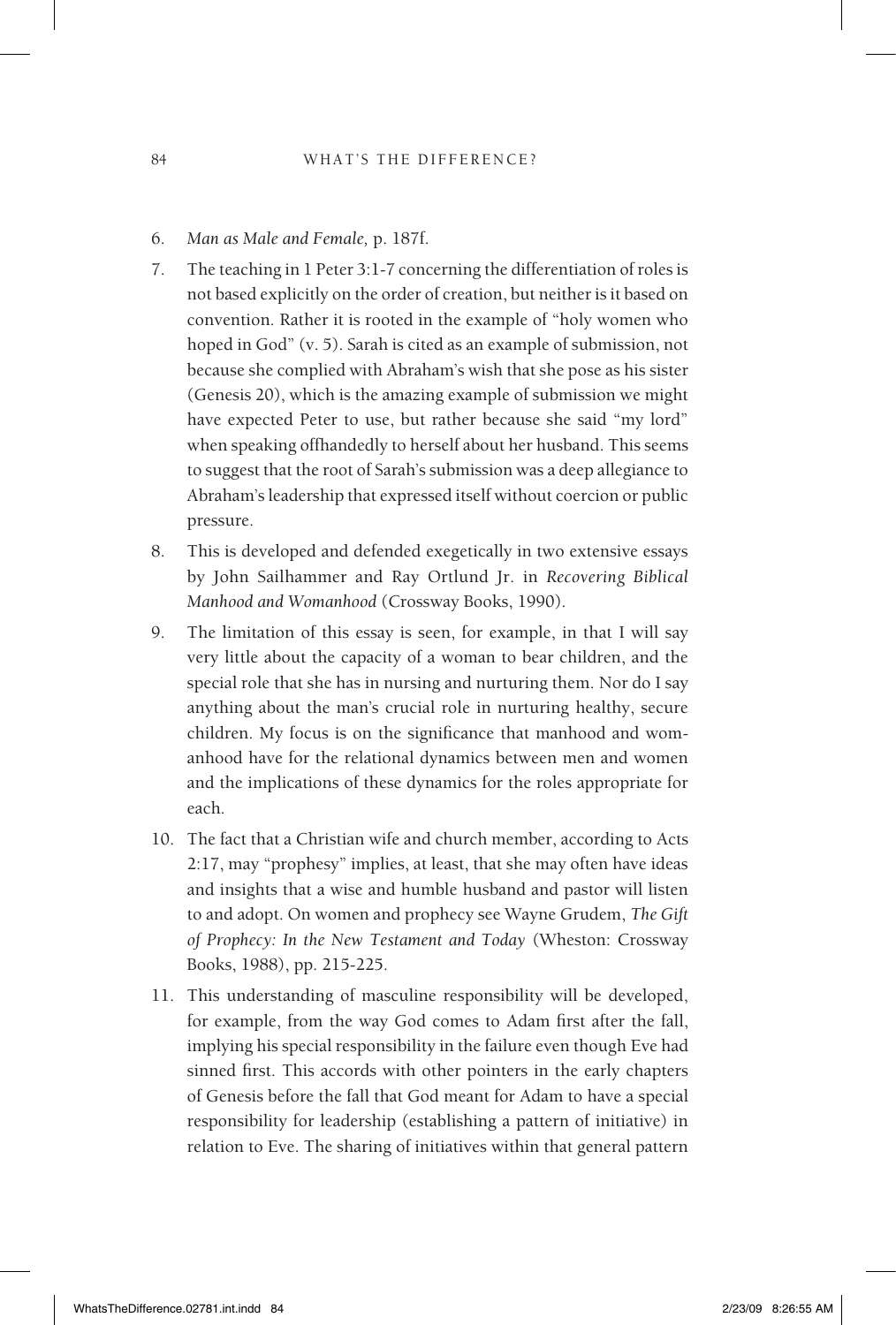6. *Man as Male and Female,* p. 187f.

7. The teaching in 1 Peter 3:1-7 concerning the differentiation of roles is not based explicitly on the order of creation, but neither is it based on convention. Rather it is rooted in the example of "holy women who hoped in God" (v. 5). Sarah is cited as an example of submission, not because she complied with Abraham's wish that she pose as his sister (Genesis 20), which is the amazing example of submission we might have expected Peter to use, but rather because she said "my lord" when speaking offhandedly to herself about her husband. This seems to suggest that the root of Sarah's submission was a deep allegiance to Abraham's leadership that expressed itself without coercion or public pressure.

8. This is developed and defended exegetically in two extensive essays by John Sailhammer and Ray Ortlund Jr. in *Recovering Biblical Manhood and Womanhood* (Crossway Books, 1990).

9. The limitation of this essay is seen, for example, in that I will say very little about the capacity of a woman to bear children, and the special role that she has in nursing and nurturing them. Nor do I say anything about the man's crucial role in nurturing healthy, secure children. My focus is on the significance that manhood and womanhood have for the relational dynamics between men and women and the implications of these dynamics for the roles appropriate for each.

10. The fact that a Christian wife and church member, according to Acts 2:17, may "prophesy" implies, at least, that she may often have ideas and insights that a wise and humble husband and pastor will listen to and adopt. On women and prophecy see Wayne Grudem, *The Gift of Prophecy: In the New Testament and Today* (Wheston: Crossway Books, 1988), pp. 215-225.

11. This understanding of masculine responsibility will be developed, for example, from the way God comes to Adam first after the fall, implying his special responsibility in the failure even though Eve had sinned first. This accords with other pointers in the early chapters of Genesis before the fall that God meant for Adam to have a special responsibility for leadership (establishing a pattern of initiative) in relation to Eve. The sharing of initiatives within that general pattern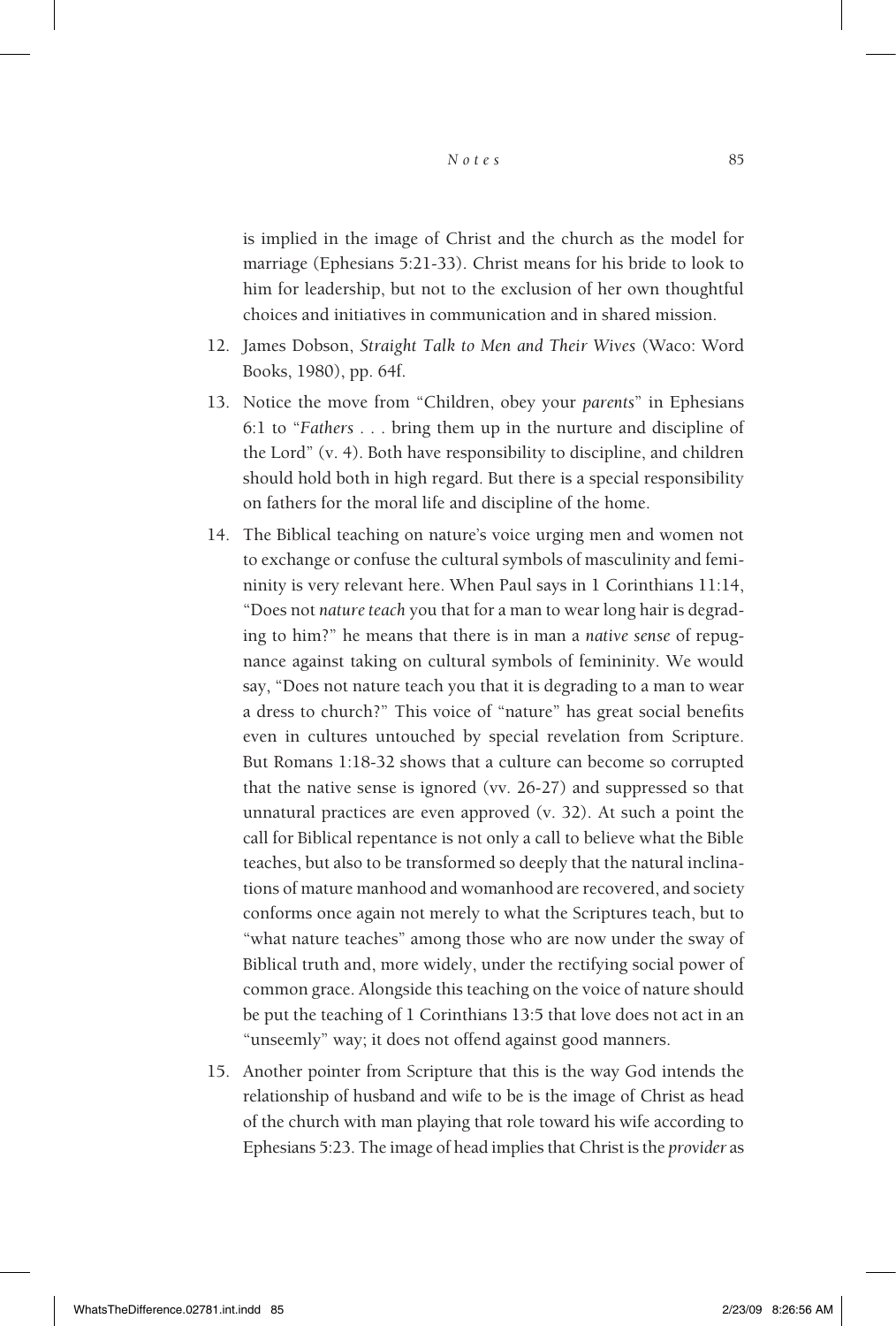is implied in the image of Christ and the church as the model for marriage (Ephesians 5:21-33). Christ means for his bride to look to him for leadership, but not to the exclusion of her own thoughtful choices and initiatives in communication and in shared mission.

12. James Dobson, *Straight Talk to Men and Their Wives* (Waco: Word Books, 1980), pp. 64f.

13. Notice the move from "Children, obey your *parents*" in Ephesians 6:1 to "*Fathers* . . . bring them up in the nurture and discipline of the Lord" (v. 4). Both have responsibility to discipline, and children should hold both in high regard. But there is a special responsibility on fathers for the moral life and discipline of the home.

14. The Biblical teaching on nature's voice urging men and women not to exchange or confuse the cultural symbols of masculinity and femininity is very relevant here. When Paul says in 1 Corinthians 11:14, "Does not *nature teach* you that for a man to wear long hair is degrading to him?" he means that there is in man a *native sense* of repugnance against taking on cultural symbols of femininity. We would say, "Does not nature teach you that it is degrading to a man to wear a dress to church?" This voice of "nature" has great social benefits even in cultures untouched by special revelation from Scripture. But Romans 1:18-32 shows that a culture can become so corrupted that the native sense is ignored (vv. 26-27) and suppressed so that unnatural practices are even approved (v. 32). At such a point the call for Biblical repentance is not only a call to believe what the Bible teaches, but also to be transformed so deeply that the natural inclinations of mature manhood and womanhood are recovered, and society conforms once again not merely to what the Scriptures teach, but to "what nature teaches" among those who are now under the sway of Biblical truth and, more widely, under the rectifying social power of common grace. Alongside this teaching on the voice of nature should be put the teaching of 1 Corinthians 13:5 that love does not act in an "unseemly" way; it does not offend against good manners.

15. Another pointer from Scripture that this is the way God intends the relationship of husband and wife to be is the image of Christ as head of the church with man playing that role toward his wife according to Ephesians 5:23. The image of head implies that Christ is the *provider* as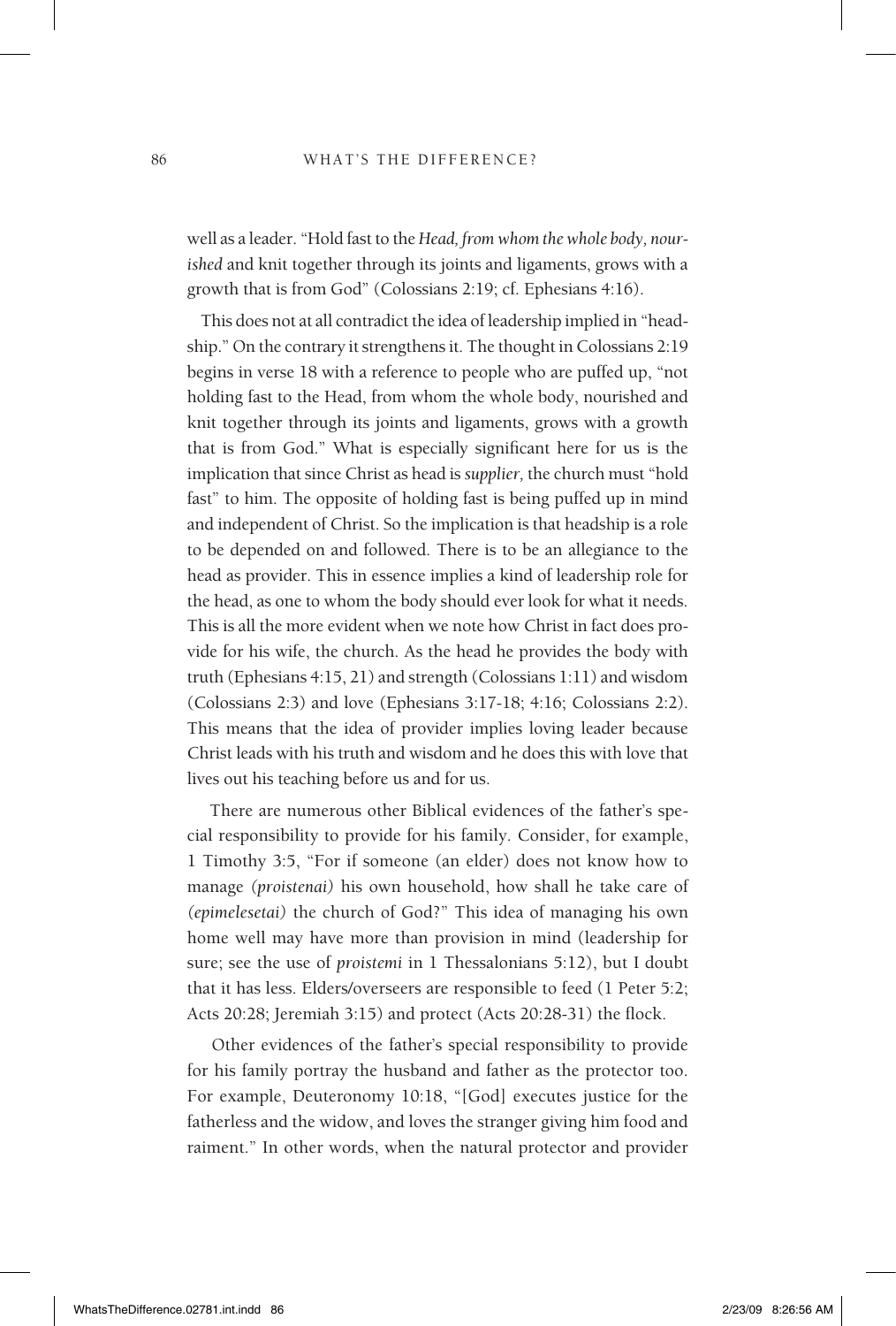well as a leader. "Hold fast to the *Head, from whom the whole body, nourished* and knit together through its joints and ligaments, grows with a growth that is from God" (Colossians 2:19; cf. Ephesians 4:16).

This does not at all contradict the idea of leadership implied in "headship." On the contrary it strengthens it. The thought in Colossians 2:19 begins in verse 18 with a reference to people who are puffed up, "not holding fast to the Head, from whom the whole body, nourished and knit together through its joints and ligaments, grows with a growth that is from God." What is especially significant here for us is the implication that since Christ as head is *supplier,* the church must "hold fast" to him. The opposite of holding fast is being puffed up in mind and independent of Christ. So the implication is that headship is a role to be depended on and followed. There is to be an allegiance to the head as provider. This in essence implies a kind of leadership role for the head, as one to whom the body should ever look for what it needs. This is all the more evident when we note how Christ in fact does provide for his wife, the church. As the head he provides the body with truth (Ephesians 4:15, 21) and strength (Colossians 1:11) and wisdom (Colossians 2:3) and love (Ephesians 3:17-18; 4:16; Colossians 2:2). This means that the idea of provider implies loving leader because Christ leads with his truth and wisdom and he does this with love that lives out his teaching before us and for us.

There are numerous other Biblical evidences of the father's special responsibility to provide for his family. Consider, for example, 1 Timothy 3:5, "For if someone (an elder) does not know how to manage *(proistenai)* his own household, how shall he take care of *(epimelesetai)* the church of God?" This idea of managing his own home well may have more than provision in mind (leadership for sure; see the use of *proistemi* in 1 Thessalonians 5:12), but I doubt that it has less. Elders/overseers are responsible to feed (1 Peter 5:2; Acts 20:28; Jeremiah 3:15) and protect (Acts 20:28-31) the flock.

Other evidences of the father's special responsibility to provide for his family portray the husband and father as the protector too. For example, Deuteronomy 10:18, "[God] executes justice for the fatherless and the widow, and loves the stranger giving him food and raiment." In other words, when the natural protector and provider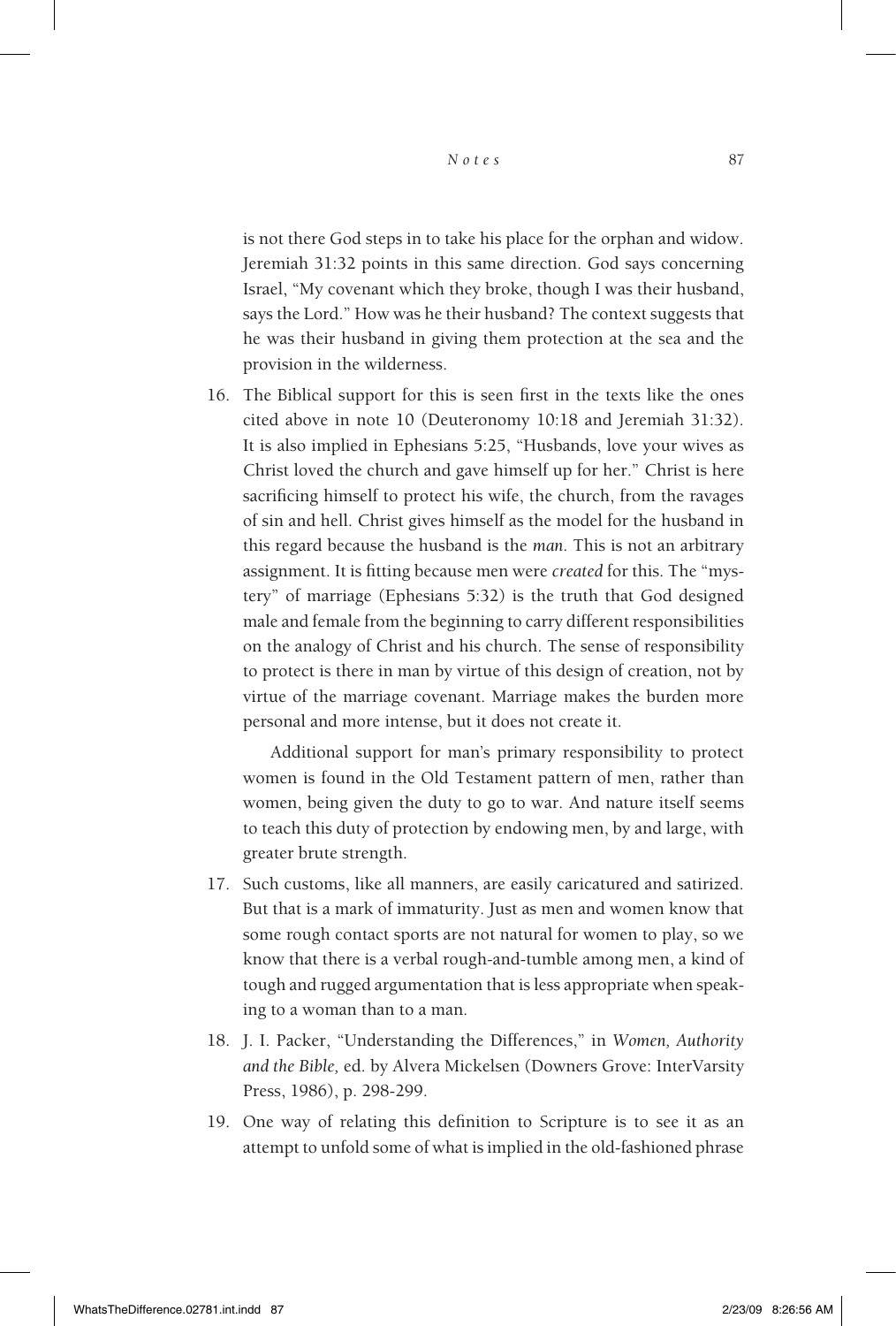is not there God steps in to take his place for the orphan and widow. Jeremiah 31:32 points in this same direction. God says concerning Israel, "My covenant which they broke, though I was their husband, says the Lord." How was he their husband? The context suggests that he was their husband in giving them protection at the sea and the provision in the wilderness.

16. The Biblical support for this is seen first in the texts like the ones cited above in note 10 (Deuteronomy 10:18 and Jeremiah 31:32). It is also implied in Ephesians 5:25, "Husbands, love your wives as Christ loved the church and gave himself up for her." Christ is here sacrificing himself to protect his wife, the church, from the ravages of sin and hell. Christ gives himself as the model for the husband in this regard because the husband is the *man*. This is not an arbitrary assignment. It is fitting because men were *created* for this. The "mystery" of marriage (Ephesians 5:32) is the truth that God designed male and female from the beginning to carry different responsibilities on the analogy of Christ and his church. The sense of responsibility to protect is there in man by virtue of this design of creation, not by virtue of the marriage covenant. Marriage makes the burden more personal and more intense, but it does not create it.

    Additional support for man's primary responsibility to protect women is found in the Old Testament pattern of men, rather than women, being given the duty to go to war. And nature itself seems to teach this duty of protection by endowing men, by and large, with greater brute strength.

17. Such customs, like all manners, are easily caricatured and satirized. But that is a mark of immaturity. Just as men and women know that some rough contact sports are not natural for women to play, so we know that there is a verbal rough-and-tumble among men, a kind of tough and rugged argumentation that is less appropriate when speaking to a woman than to a man.

18. J. I. Packer, "Understanding the Differences," in *Women, Authority and the Bible,* ed. by Alvera Mickelsen (Downers Grove: InterVarsity Press, 1986), p. 298-299.

19. One way of relating this definition to Scripture is to see it as an attempt to unfold some of what is implied in the old-fashioned phrase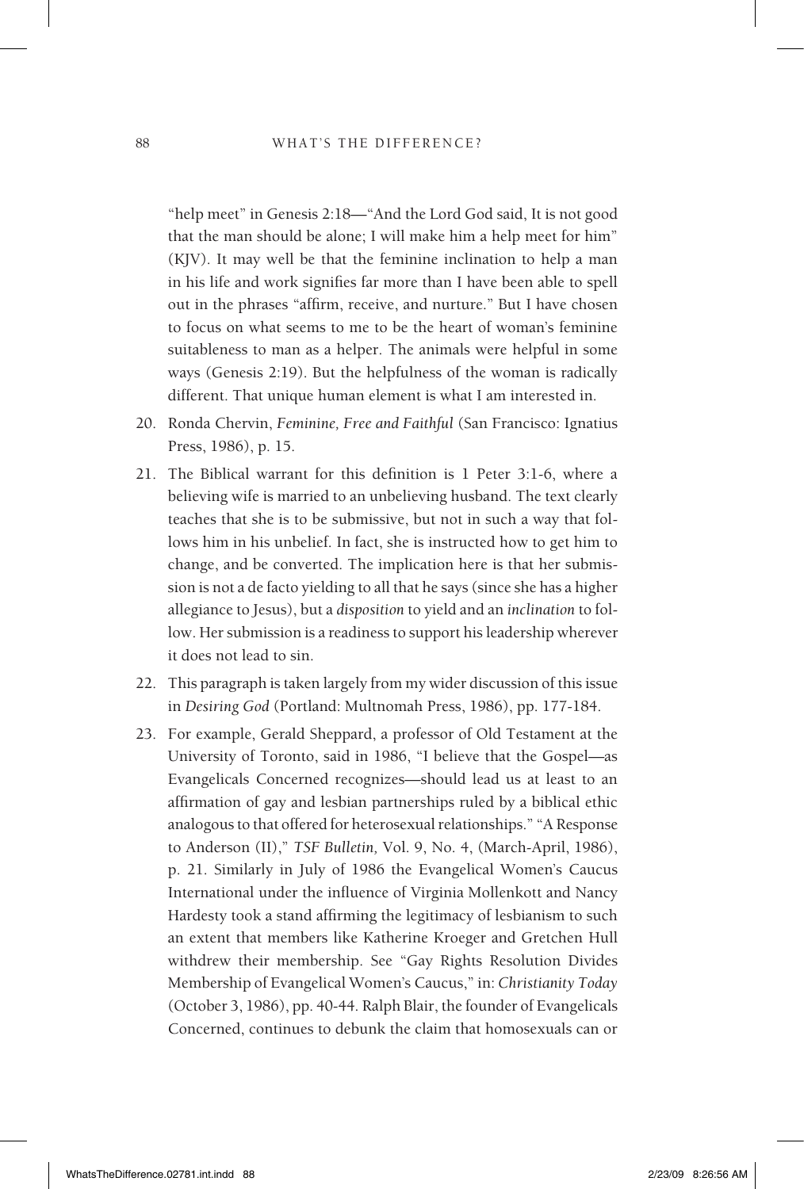"help meet" in Genesis 2:18—"And the Lord God said, It is not good that the man should be alone; I will make him a help meet for him" (KJV). It may well be that the feminine inclination to help a man in his life and work signifies far more than I have been able to spell out in the phrases "affirm, receive, and nurture." But I have chosen to focus on what seems to me to be the heart of woman's feminine suitableness to man as a helper. The animals were helpful in some ways (Genesis 2:19). But the helpfulness of the woman is radically different. That unique human element is what I am interested in.

20. Ronda Chervin, *Feminine, Free and Faithful* (San Francisco: Ignatius Press, 1986), p. 15.
21. The Biblical warrant for this definition is 1 Peter 3:1-6, where a believing wife is married to an unbelieving husband. The text clearly teaches that she is to be submissive, but not in such a way that follows him in his unbelief. In fact, she is instructed how to get him to change, and be converted. The implication here is that her submission is not a de facto yielding to all that he says (since she has a higher allegiance to Jesus), but a *disposition* to yield and an *inclination* to follow. Her submission is a readiness to support his leadership wherever it does not lead to sin.
22. This paragraph is taken largely from my wider discussion of this issue in *Desiring God* (Portland: Multnomah Press, 1986), pp. 177-184.
23. For example, Gerald Sheppard, a professor of Old Testament at the University of Toronto, said in 1986, "I believe that the Gospel—as Evangelicals Concerned recognizes—should lead us at least to an affirmation of gay and lesbian partnerships ruled by a biblical ethic analogous to that offered for heterosexual relationships." "A Response to Anderson (II)," *TSF Bulletin,* Vol. 9, No. 4, (March-April, 1986), p. 21. Similarly in July of 1986 the Evangelical Women's Caucus International under the influence of Virginia Mollenkott and Nancy Hardesty took a stand affirming the legitimacy of lesbianism to such an extent that members like Katherine Kroeger and Gretchen Hull withdrew their membership. See "Gay Rights Resolution Divides Membership of Evangelical Women's Caucus," in: *Christianity Today* (October 3, 1986), pp. 40-44. Ralph Blair, the founder of Evangelicals Concerned, continues to debunk the claim that homosexuals can or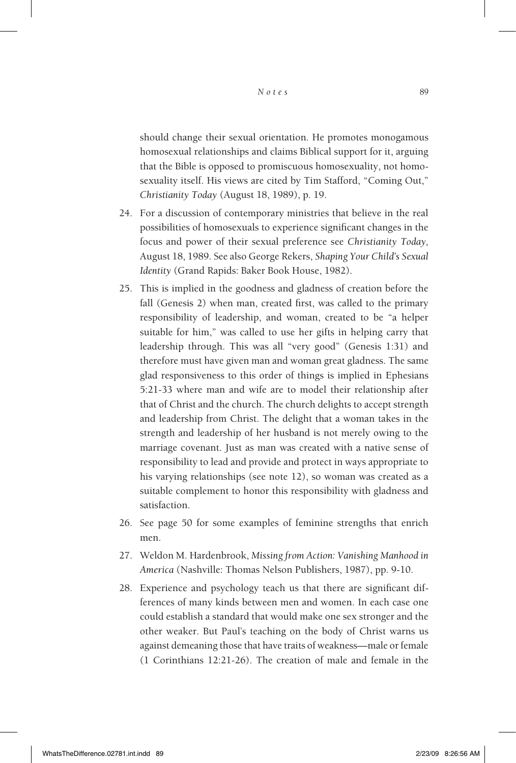should change their sexual orientation. He promotes monogamous homosexual relationships and claims Biblical support for it, arguing that the Bible is opposed to promiscuous homosexuality, not homosexuality itself. His views are cited by Tim Stafford, "Coming Out," *Christianity Today* (August 18, 1989), p. 19.

24. For a discussion of contemporary ministries that believe in the real possibilities of homosexuals to experience significant changes in the focus and power of their sexual preference see *Christianity Today,* August 18, 1989. See also George Rekers, *Shaping Your Child's Sexual Identity* (Grand Rapids: Baker Book House, 1982).

25. This is implied in the goodness and gladness of creation before the fall (Genesis 2) when man, created first, was called to the primary responsibility of leadership, and woman, created to be "a helper suitable for him," was called to use her gifts in helping carry that leadership through. This was all "very good" (Genesis 1:31) and therefore must have given man and woman great gladness. The same glad responsiveness to this order of things is implied in Ephesians 5:21-33 where man and wife are to model their relationship after that of Christ and the church. The church delights to accept strength and leadership from Christ. The delight that a woman takes in the strength and leadership of her husband is not merely owing to the marriage covenant. Just as man was created with a native sense of responsibility to lead and provide and protect in ways appropriate to his varying relationships (see note 12), so woman was created as a suitable complement to honor this responsibility with gladness and satisfaction.

26. See page 50 for some examples of feminine strengths that enrich men.

27. Weldon M. Hardenbrook, *Missing from Action: Vanishing Manhood in America* (Nashville: Thomas Nelson Publishers, 1987), pp. 9-10.

28. Experience and psychology teach us that there are significant differences of many kinds between men and women. In each case one could establish a standard that would make one sex stronger and the other weaker. But Paul's teaching on the body of Christ warns us against demeaning those that have traits of weakness—male or female (1 Corinthians 12:21-26). The creation of male and female in the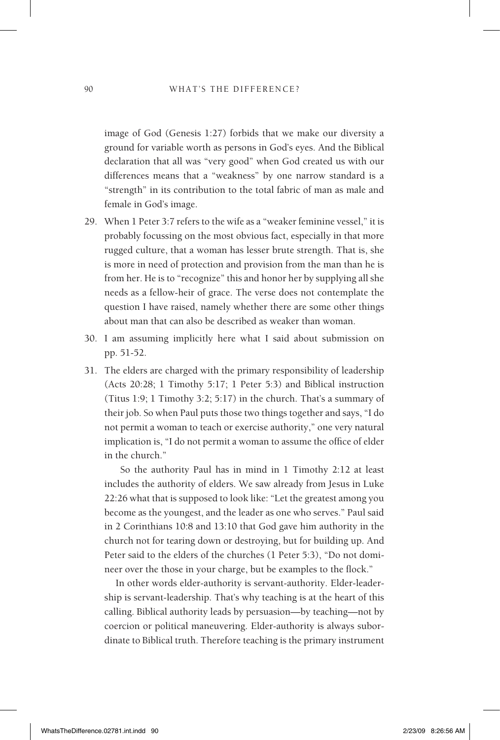image of God (Genesis 1:27) forbids that we make our diversity a ground for variable worth as persons in God's eyes. And the Biblical declaration that all was "very good" when God created us with our differences means that a "weakness" by one narrow standard is a "strength" in its contribution to the total fabric of man as male and female in God's image.

29. When 1 Peter 3:7 refers to the wife as a "weaker feminine vessel," it is probably focussing on the most obvious fact, especially in that more rugged culture, that a woman has lesser brute strength. That is, she is more in need of protection and provision from the man than he is from her. He is to "recognize" this and honor her by supplying all she needs as a fellow-heir of grace. The verse does not contemplate the question I have raised, namely whether there are some other things about man that can also be described as weaker than woman.

30. I am assuming implicitly here what I said about submission on pp. 51-52.

31. The elders are charged with the primary responsibility of leadership (Acts 20:28; 1 Timothy 5:17; 1 Peter 5:3) and Biblical instruction (Titus 1:9; 1 Timothy 3:2; 5:17) in the church. That's a summary of their job. So when Paul puts those two things together and says, "I do not permit a woman to teach or exercise authority," one very natural implication is, "I do not permit a woman to assume the office of elder in the church."

    So the authority Paul has in mind in 1 Timothy 2:12 at least includes the authority of elders. We saw already from Jesus in Luke 22:26 what that is supposed to look like: "Let the greatest among you become as the youngest, and the leader as one who serves." Paul said in 2 Corinthians 10:8 and 13:10 that God gave him authority in the church not for tearing down or destroying, but for building up. And Peter said to the elders of the churches (1 Peter 5:3), "Do not domineer over the those in your charge, but be examples to the flock."

    In other words elder-authority is servant-authority. Elder-leadership is servant-leadership. That's why teaching is at the heart of this calling. Biblical authority leads by persuasion—by teaching—not by coercion or political maneuvering. Elder-authority is always subordinate to Biblical truth. Therefore teaching is the primary instrument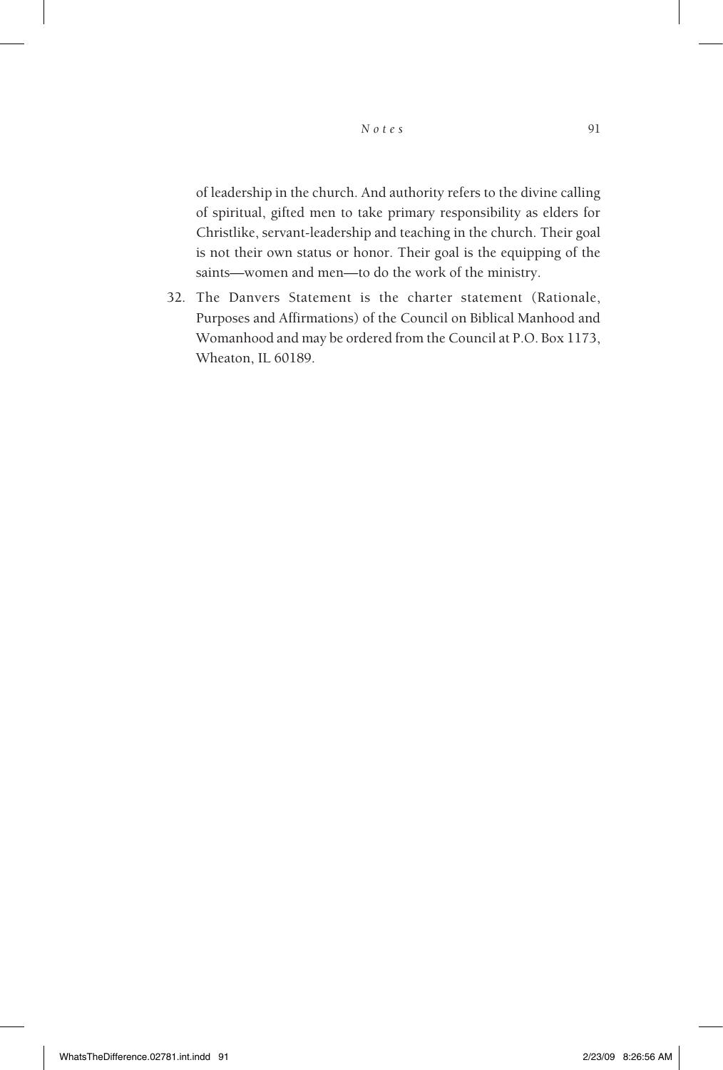of leadership in the church. And authority refers to the divine calling of spiritual, gifted men to take primary responsibility as elders for Christlike, servant-leadership and teaching in the church. Their goal is not their own status or honor. Their goal is the equipping of the saints—women and men—to do the work of the ministry.

32. The Danvers Statement is the charter statement (Rationale, Purposes and Affirmations) of the Council on Biblical Manhood and Womanhood and may be ordered from the Council at P.O. Box 1173, Wheaton, IL 60189.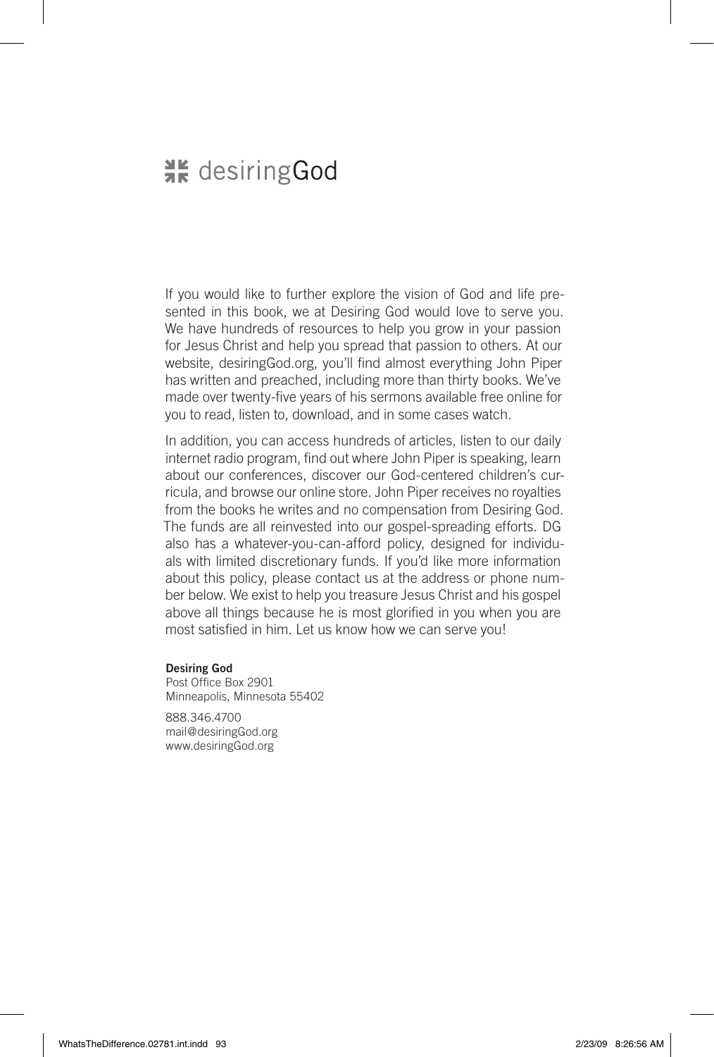# desiringGod

If you would like to further explore the vision of God and life presented in this book, we at Desiring God would love to serve you. We have hundreds of resources to help you grow in your passion for Jesus Christ and help you spread that passion to others. At our website, desiringGod.org, you'll find almost everything John Piper has written and preached, including more than thirty books. We've made over twenty-five years of his sermons available free online for you to read, listen to, download, and in some cases watch.

In addition, you can access hundreds of articles, listen to our daily internet radio program, find out where John Piper is speaking, learn about our conferences, discover our God-centered children's curricula, and browse our online store. John Piper receives no royalties from the books he writes and no compensation from Desiring God. The funds are all reinvested into our gospel-spreading efforts. DG also has a whatever-you-can-afford policy, designed for individuals with limited discretionary funds. If you'd like more information about this policy, please contact us at the address or phone number below. We exist to help you treasure Jesus Christ and his gospel above all things because he is most glorified in you when you are most satisfied in him. Let us know how we can serve you!

**Desiring God**
Post Office Box 2901
Minneapolis, Minnesota 55402

888.346.4700
mail@desiringGod.org
www.desiringGod.org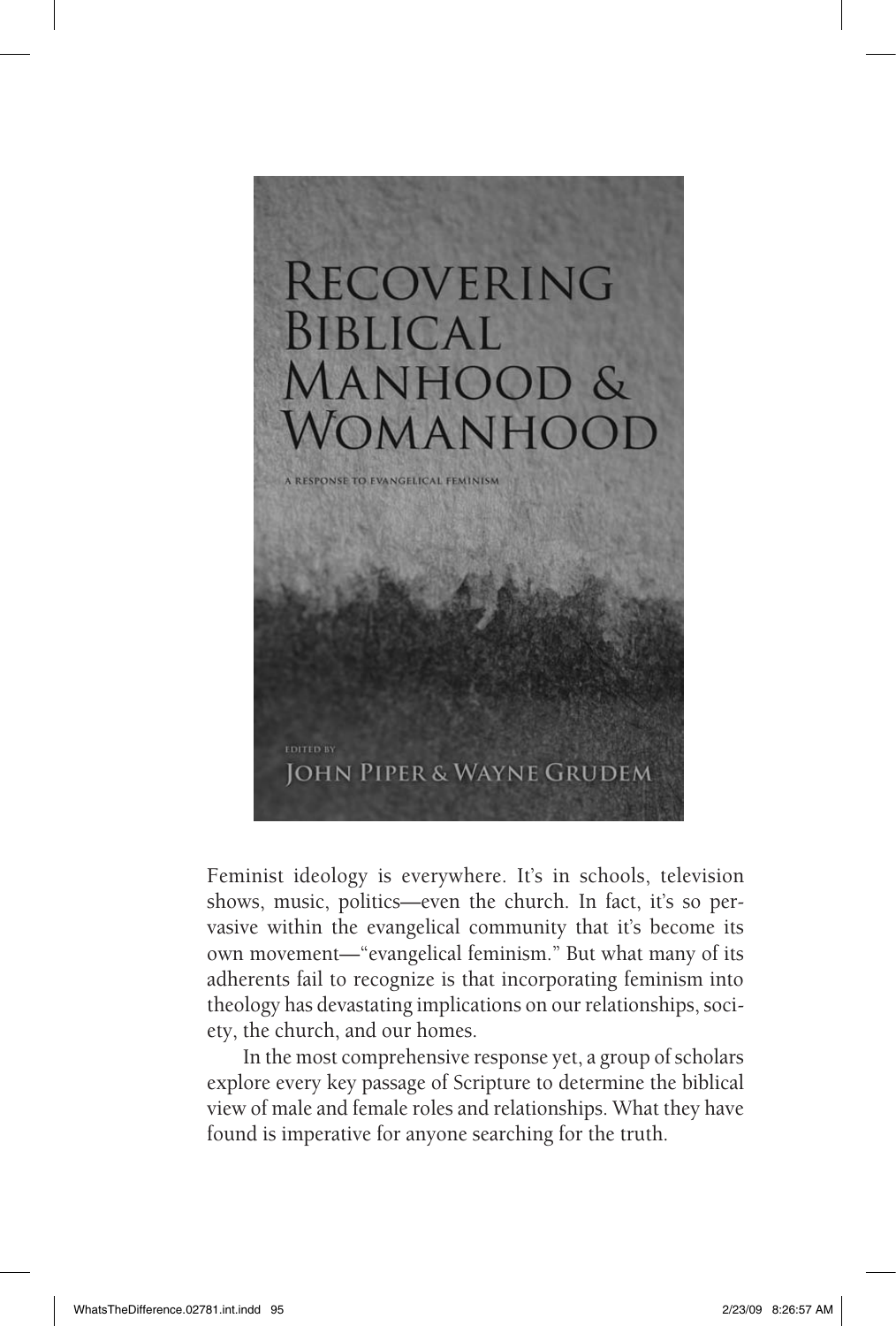RECOVERING BIBLICAL MANHOOD & WOMANHOOD

A RESPONSE TO EVANGELICAL FEMINISM

EDITED BY

JOHN PIPER & WAYNE GRUDEM

Feminist ideology is everywhere. It's in schools, television shows, music, politics—even the church. In fact, it's so pervasive within the evangelical community that it's become its own movement—"evangelical feminism." But what many of its adherents fail to recognize is that incorporating feminism into theology has devastating implications on our relationships, society, the church, and our homes.

In the most comprehensive response yet, a group of scholars explore every key passage of Scripture to determine the biblical view of male and female roles and relationships. What they have found is imperative for anyone searching for the truth.